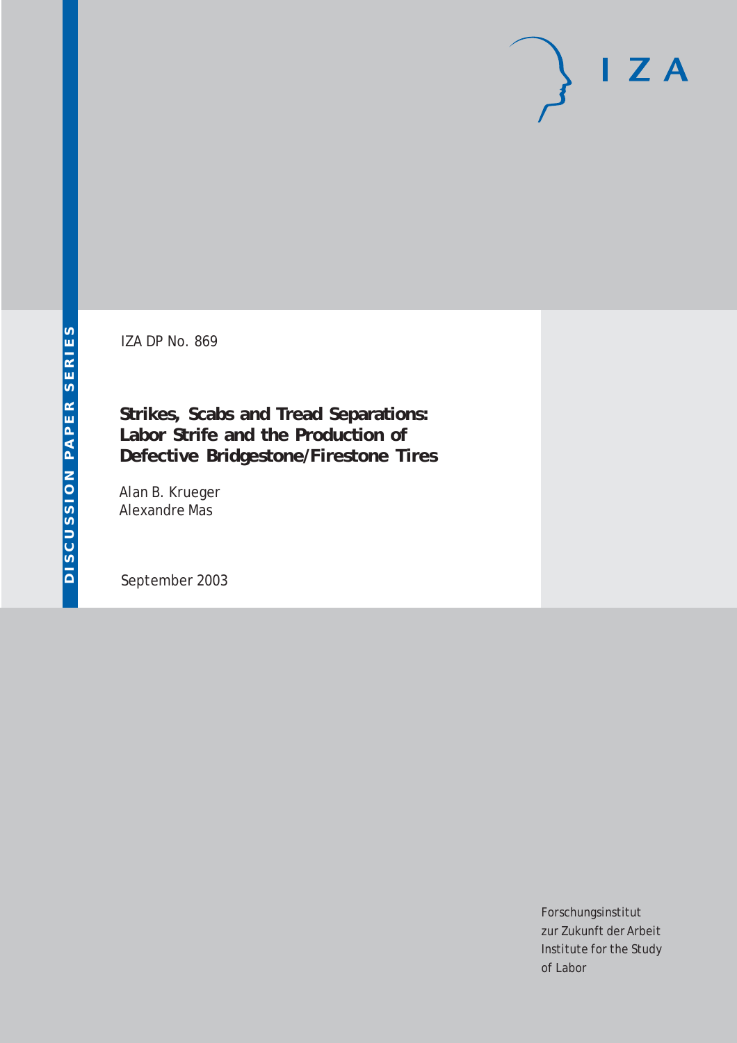DISCUSSION PAPER SERIES

IZA

IZA DP No. 869

# Strikes, Scabs and Tread Separations: Labor Strife and the Production of Defective Bridgestone/Firestone Tires

Alan B. Krueger
Alexandre Mas

September 2003

Forschungsinstitut
zur Zukunft der Arbeit
Institute for the Study
of Labor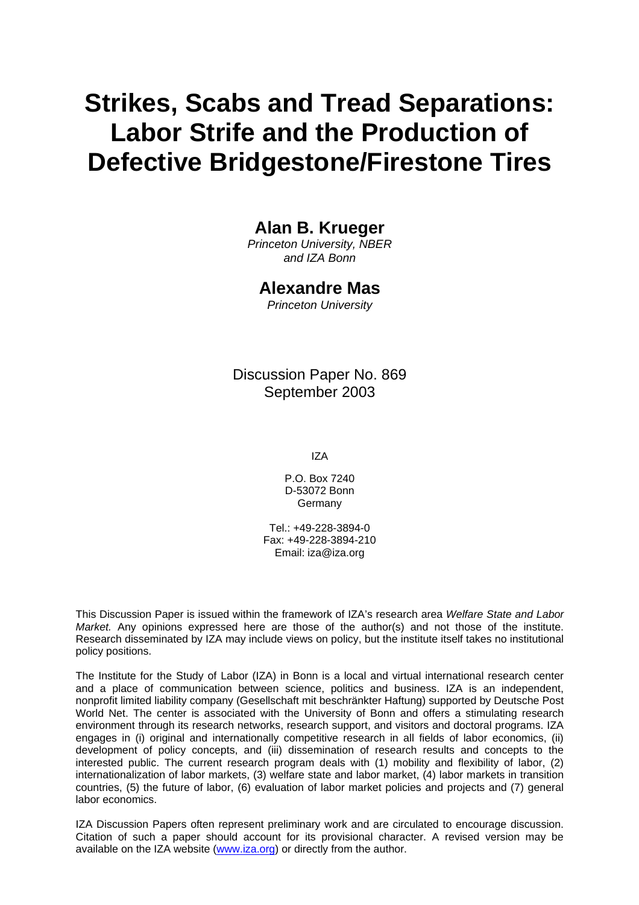# Strikes, Scabs and Tread Separations: Labor Strife and the Production of Defective Bridgestone/Firestone Tires

**Alan B. Krueger**
*Princeton University, NBER and IZA Bonn*

**Alexandre Mas**
*Princeton University*

Discussion Paper No. 869
September 2003

IZA

P.O. Box 7240
D-53072 Bonn
Germany

Tel.: +49-228-3894-0
Fax: +49-228-3894-210
Email: iza@iza.org

This Discussion Paper is issued within the framework of IZA's research area *Welfare State and Labor Market.* Any opinions expressed here are those of the author(s) and not those of the institute. Research disseminated by IZA may include views on policy, but the institute itself takes no institutional policy positions.

The Institute for the Study of Labor (IZA) in Bonn is a local and virtual international research center and a place of communication between science, politics and business. IZA is an independent, nonprofit limited liability company (Gesellschaft mit beschränkter Haftung) supported by Deutsche Post World Net. The center is associated with the University of Bonn and offers a stimulating research environment through its research networks, research support, and visitors and doctoral programs. IZA engages in (i) original and internationally competitive research in all fields of labor economics, (ii) development of policy concepts, and (iii) dissemination of research results and concepts to the interested public. The current research program deals with (1) mobility and flexibility of labor, (2) internationalization of labor markets, (3) welfare state and labor market, (4) labor markets in transition countries, (5) the future of labor, (6) evaluation of labor market policies and projects and (7) general labor economics.

IZA Discussion Papers often represent preliminary work and are circulated to encourage discussion. Citation of such a paper should account for its provisional character. A revised version may be available on the IZA website (www.iza.org) or directly from the author.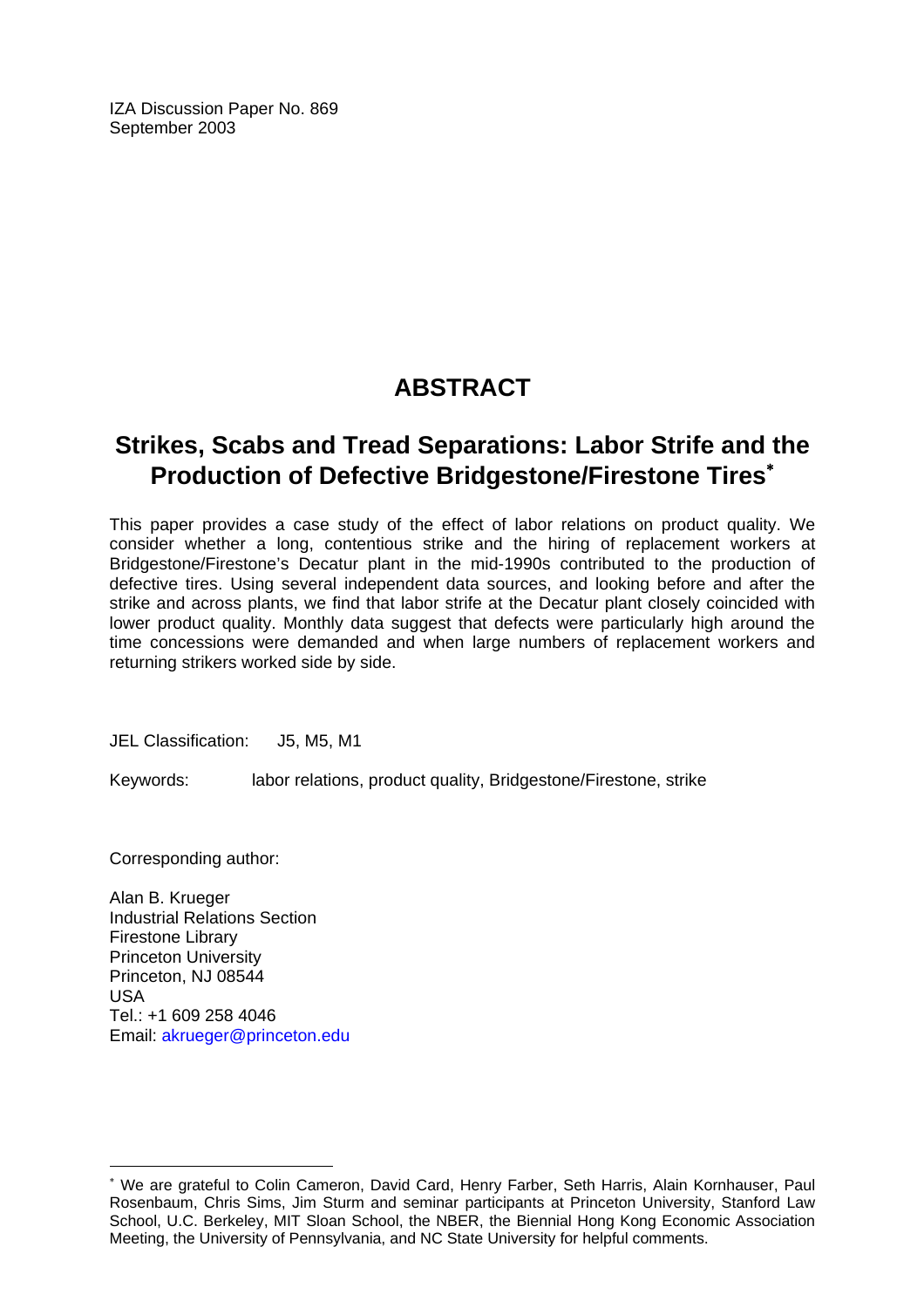IZA Discussion Paper No. 869
September 2003

# ABSTRACT

## Strikes, Scabs and Tread Separations: Labor Strife and the Production of Defective Bridgestone/Firestone Tires[*]

This paper provides a case study of the effect of labor relations on product quality. We consider whether a long, contentious strike and the hiring of replacement workers at Bridgestone/Firestone's Decatur plant in the mid-1990s contributed to the production of defective tires. Using several independent data sources, and looking before and after the strike and across plants, we find that labor strife at the Decatur plant closely coincided with lower product quality. Monthly data suggest that defects were particularly high around the time concessions were demanded and when large numbers of replacement workers and returning strikers worked side by side.

JEL Classification: J5, M5, M1

Keywords: labor relations, product quality, Bridgestone/Firestone, strike

Corresponding author:

Alan B. Krueger
Industrial Relations Section
Firestone Library
Princeton University
Princeton, NJ 08544
USA
Tel.: +1 609 258 4046
Email: akrueger@princeton.edu

---

[*] We are grateful to Colin Cameron, David Card, Henry Farber, Seth Harris, Alain Kornhauser, Paul Rosenbaum, Chris Sims, Jim Sturm and seminar participants at Princeton University, Stanford Law School, U.C. Berkeley, MIT Sloan School, the NBER, the Biennial Hong Kong Economic Association Meeting, the University of Pennsylvania, and NC State University for helpful comments.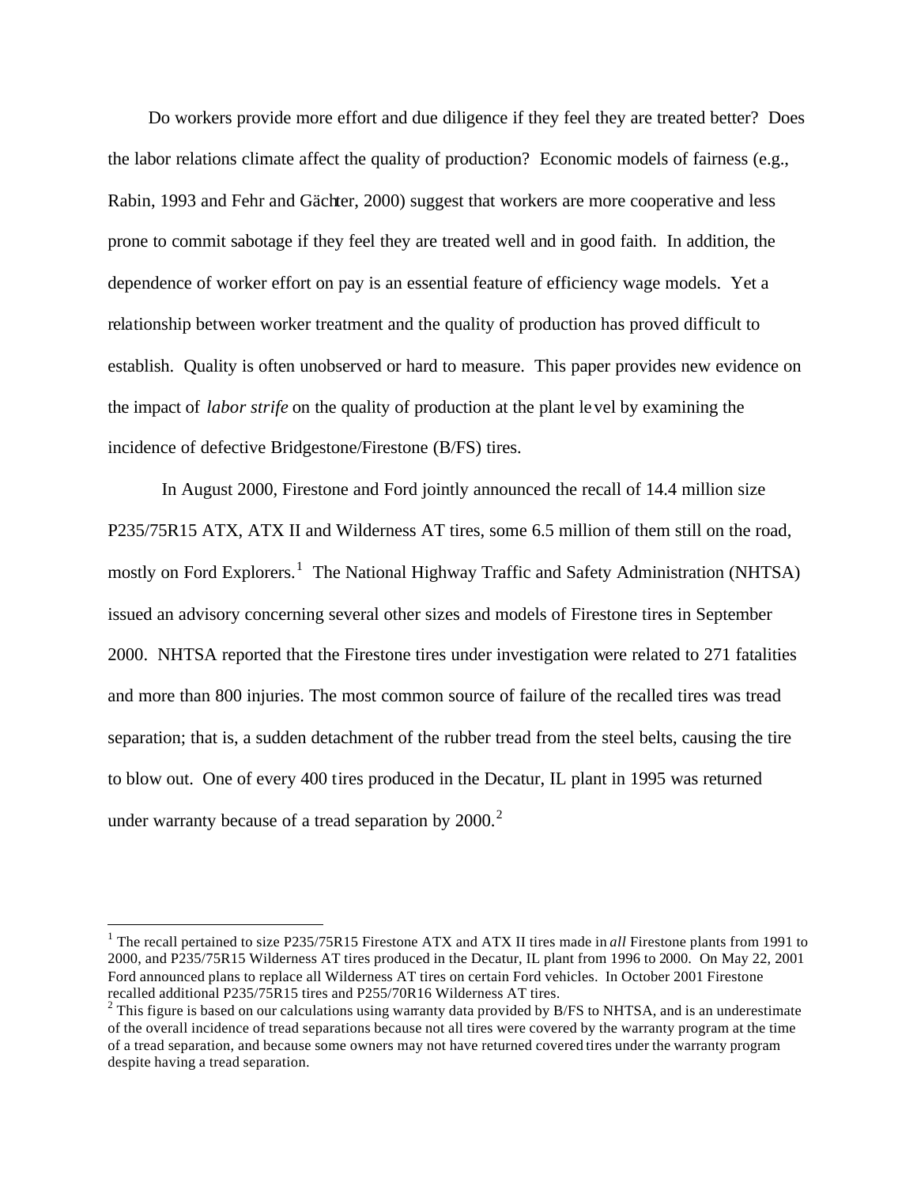Do workers provide more effort and due diligence if they feel they are treated better? Does the labor relations climate affect the quality of production? Economic models of fairness (e.g., Rabin, 1993 and Fehr and Gächter, 2000) suggest that workers are more cooperative and less prone to commit sabotage if they feel they are treated well and in good faith. In addition, the dependence of worker effort on pay is an essential feature of efficiency wage models. Yet a relationship between worker treatment and the quality of production has proved difficult to establish. Quality is often unobserved or hard to measure. This paper provides new evidence on the impact of *labor strife* on the quality of production at the plant level by examining the incidence of defective Bridgestone/Firestone (B/FS) tires.

In August 2000, Firestone and Ford jointly announced the recall of 14.4 million size P235/75R15 ATX, ATX II and Wilderness AT tires, some 6.5 million of them still on the road, mostly on Ford Explorers.[1] The National Highway Traffic and Safety Administration (NHTSA) issued an advisory concerning several other sizes and models of Firestone tires in September 2000. NHTSA reported that the Firestone tires under investigation were related to 271 fatalities and more than 800 injuries. The most common source of failure of the recalled tires was tread separation; that is, a sudden detachment of the rubber tread from the steel belts, causing the tire to blow out. One of every 400 tires produced in the Decatur, IL plant in 1995 was returned under warranty because of a tread separation by 2000.[2]

---

[1] The recall pertained to size P235/75R15 Firestone ATX and ATX II tires made in *all* Firestone plants from 1991 to 2000, and P235/75R15 Wilderness AT tires produced in the Decatur, IL plant from 1996 to 2000. On May 22, 2001 Ford announced plans to replace all Wilderness AT tires on certain Ford vehicles. In October 2001 Firestone recalled additional P235/75R15 tires and P255/70R16 Wilderness AT tires.

[2] This figure is based on our calculations using warranty data provided by B/FS to NHTSA, and is an underestimate of the overall incidence of tread separations because not all tires were covered by the warranty program at the time of a tread separation, and because some owners may not have returned covered tires under the warranty program despite having a tread separation.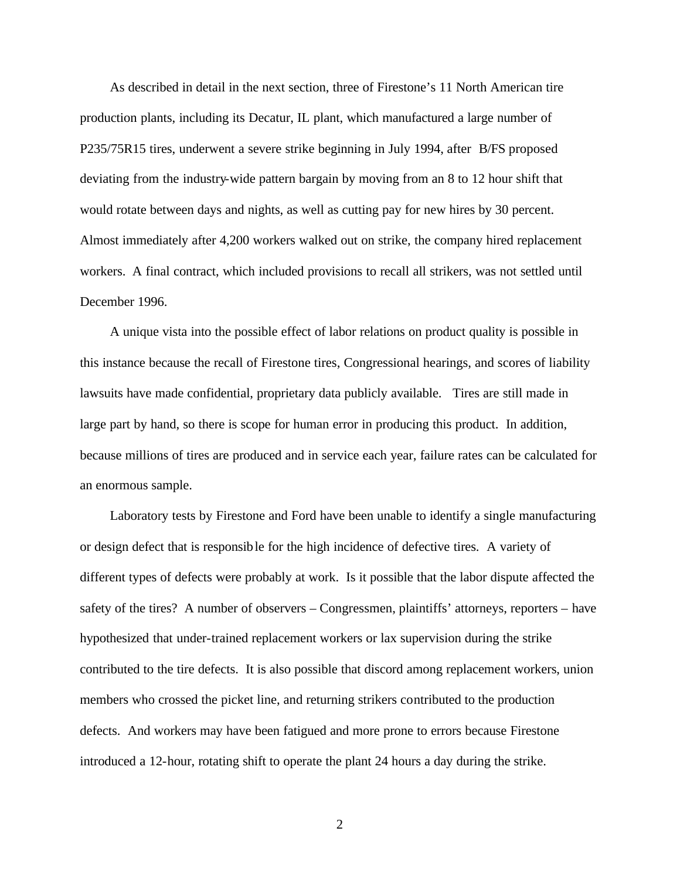As described in detail in the next section, three of Firestone's 11 North American tire production plants, including its Decatur, IL plant, which manufactured a large number of P235/75R15 tires, underwent a severe strike beginning in July 1994, after B/FS proposed deviating from the industry-wide pattern bargain by moving from an 8 to 12 hour shift that would rotate between days and nights, as well as cutting pay for new hires by 30 percent. Almost immediately after 4,200 workers walked out on strike, the company hired replacement workers. A final contract, which included provisions to recall all strikers, was not settled until December 1996.

A unique vista into the possible effect of labor relations on product quality is possible in this instance because the recall of Firestone tires, Congressional hearings, and scores of liability lawsuits have made confidential, proprietary data publicly available. Tires are still made in large part by hand, so there is scope for human error in producing this product. In addition, because millions of tires are produced and in service each year, failure rates can be calculated for an enormous sample.

Laboratory tests by Firestone and Ford have been unable to identify a single manufacturing or design defect that is responsible for the high incidence of defective tires. A variety of different types of defects were probably at work. Is it possible that the labor dispute affected the safety of the tires? A number of observers – Congressmen, plaintiffs' attorneys, reporters – have hypothesized that under-trained replacement workers or lax supervision during the strike contributed to the tire defects. It is also possible that discord among replacement workers, union members who crossed the picket line, and returning strikers contributed to the production defects. And workers may have been fatigued and more prone to errors because Firestone introduced a 12-hour, rotating shift to operate the plant 24 hours a day during the strike.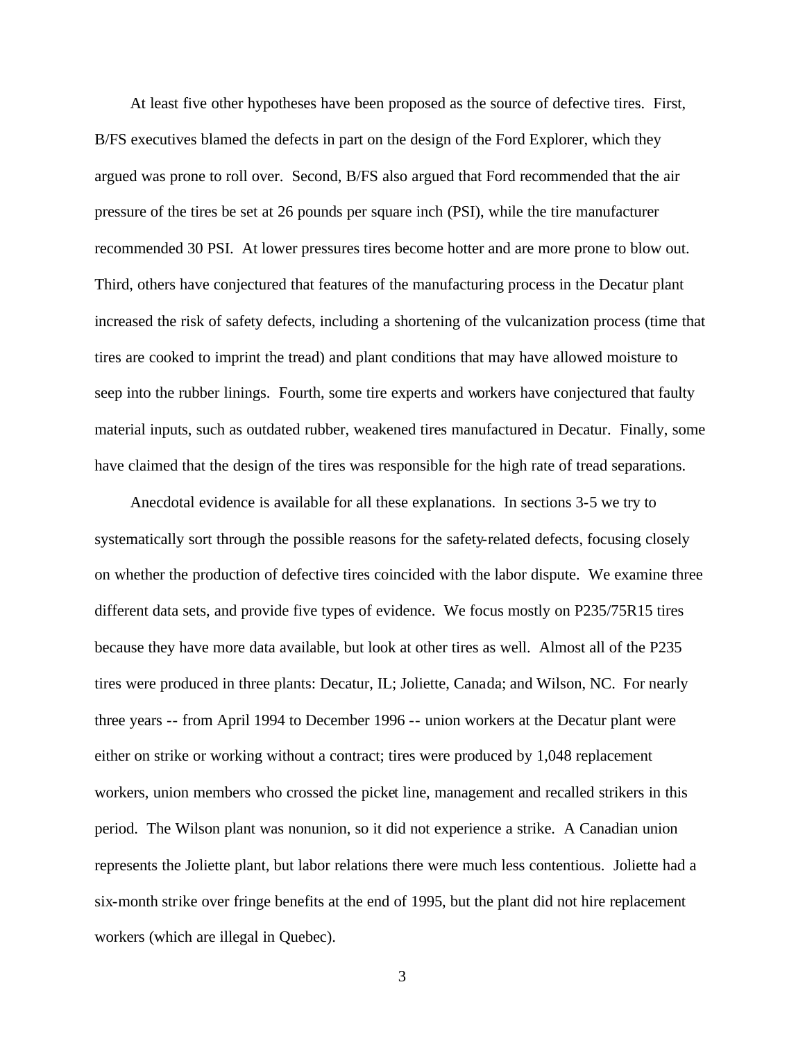At least five other hypotheses have been proposed as the source of defective tires. First, B/FS executives blamed the defects in part on the design of the Ford Explorer, which they argued was prone to roll over. Second, B/FS also argued that Ford recommended that the air pressure of the tires be set at 26 pounds per square inch (PSI), while the tire manufacturer recommended 30 PSI. At lower pressures tires become hotter and are more prone to blow out. Third, others have conjectured that features of the manufacturing process in the Decatur plant increased the risk of safety defects, including a shortening of the vulcanization process (time that tires are cooked to imprint the tread) and plant conditions that may have allowed moisture to seep into the rubber linings. Fourth, some tire experts and workers have conjectured that faulty material inputs, such as outdated rubber, weakened tires manufactured in Decatur. Finally, some have claimed that the design of the tires was responsible for the high rate of tread separations.

Anecdotal evidence is available for all these explanations. In sections 3-5 we try to systematically sort through the possible reasons for the safety-related defects, focusing closely on whether the production of defective tires coincided with the labor dispute. We examine three different data sets, and provide five types of evidence. We focus mostly on P235/75R15 tires because they have more data available, but look at other tires as well. Almost all of the P235 tires were produced in three plants: Decatur, IL; Joliette, Canada; and Wilson, NC. For nearly three years -- from April 1994 to December 1996 -- union workers at the Decatur plant were either on strike or working without a contract; tires were produced by 1,048 replacement workers, union members who crossed the picket line, management and recalled strikers in this period. The Wilson plant was nonunion, so it did not experience a strike. A Canadian union represents the Joliette plant, but labor relations there were much less contentious. Joliette had a six-month strike over fringe benefits at the end of 1995, but the plant did not hire replacement workers (which are illegal in Quebec).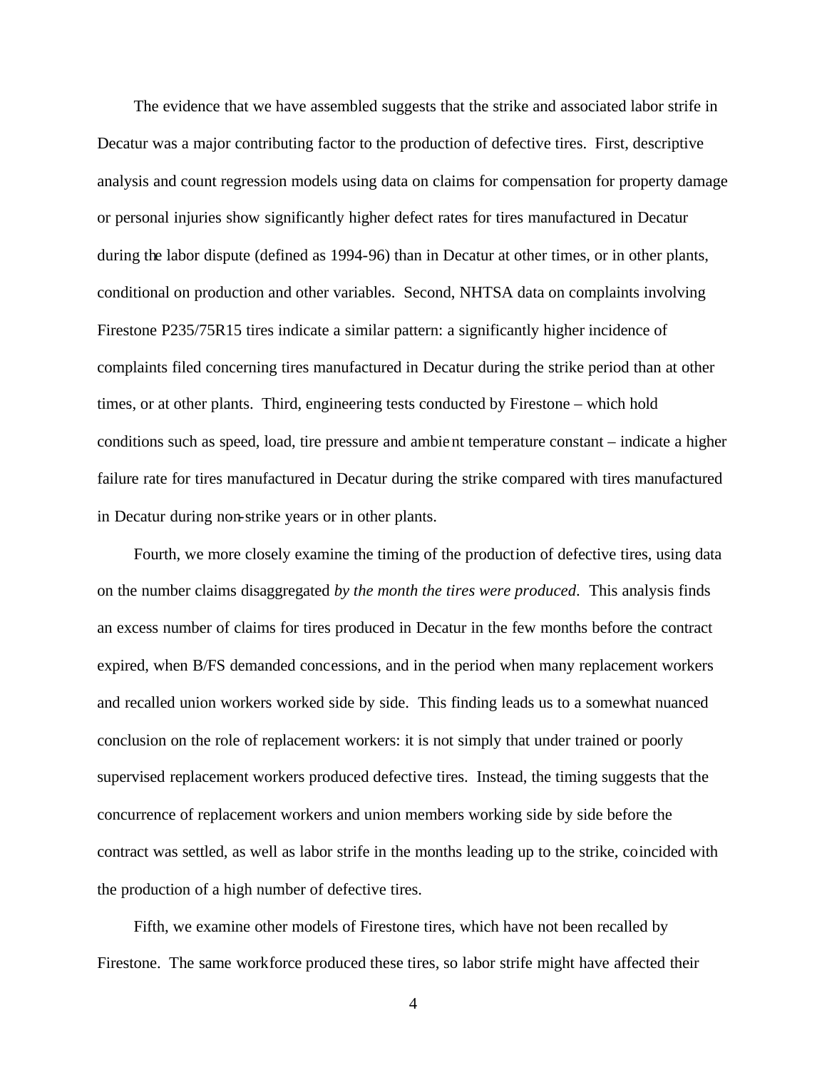The evidence that we have assembled suggests that the strike and associated labor strife in Decatur was a major contributing factor to the production of defective tires. First, descriptive analysis and count regression models using data on claims for compensation for property damage or personal injuries show significantly higher defect rates for tires manufactured in Decatur during the labor dispute (defined as 1994-96) than in Decatur at other times, or in other plants, conditional on production and other variables. Second, NHTSA data on complaints involving Firestone P235/75R15 tires indicate a similar pattern: a significantly higher incidence of complaints filed concerning tires manufactured in Decatur during the strike period than at other times, or at other plants. Third, engineering tests conducted by Firestone – which hold conditions such as speed, load, tire pressure and ambient temperature constant – indicate a higher failure rate for tires manufactured in Decatur during the strike compared with tires manufactured in Decatur during non-strike years or in other plants.

Fourth, we more closely examine the timing of the production of defective tires, using data on the number claims disaggregated *by the month the tires were produced*. This analysis finds an excess number of claims for tires produced in Decatur in the few months before the contract expired, when B/FS demanded concessions, and in the period when many replacement workers and recalled union workers worked side by side. This finding leads us to a somewhat nuanced conclusion on the role of replacement workers: it is not simply that under trained or poorly supervised replacement workers produced defective tires. Instead, the timing suggests that the concurrence of replacement workers and union members working side by side before the contract was settled, as well as labor strife in the months leading up to the strike, coincided with the production of a high number of defective tires.

Fifth, we examine other models of Firestone tires, which have not been recalled by Firestone. The same workforce produced these tires, so labor strife might have affected their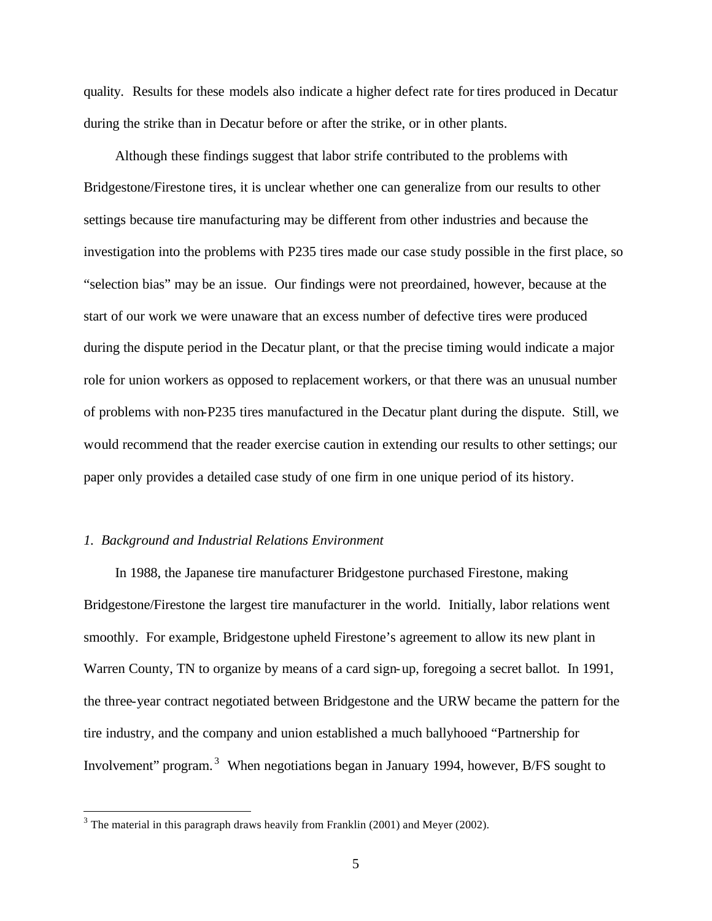quality. Results for these models also indicate a higher defect rate for tires produced in Decatur during the strike than in Decatur before or after the strike, or in other plants.

Although these findings suggest that labor strife contributed to the problems with Bridgestone/Firestone tires, it is unclear whether one can generalize from our results to other settings because tire manufacturing may be different from other industries and because the investigation into the problems with P235 tires made our case study possible in the first place, so "selection bias" may be an issue. Our findings were not preordained, however, because at the start of our work we were unaware that an excess number of defective tires were produced during the dispute period in the Decatur plant, or that the precise timing would indicate a major role for union workers as opposed to replacement workers, or that there was an unusual number of problems with non-P235 tires manufactured in the Decatur plant during the dispute. Still, we would recommend that the reader exercise caution in extending our results to other settings; our paper only provides a detailed case study of one firm in one unique period of its history.

## *1. Background and Industrial Relations Environment*

In 1988, the Japanese tire manufacturer Bridgestone purchased Firestone, making Bridgestone/Firestone the largest tire manufacturer in the world. Initially, labor relations went smoothly. For example, Bridgestone upheld Firestone's agreement to allow its new plant in Warren County, TN to organize by means of a card sign-up, foregoing a secret ballot. In 1991, the three-year contract negotiated between Bridgestone and the URW became the pattern for the tire industry, and the company and union established a much ballyhooed "Partnership for Involvement" program.[3] When negotiations began in January 1994, however, B/FS sought to

[3] The material in this paragraph draws heavily from Franklin (2001) and Meyer (2002).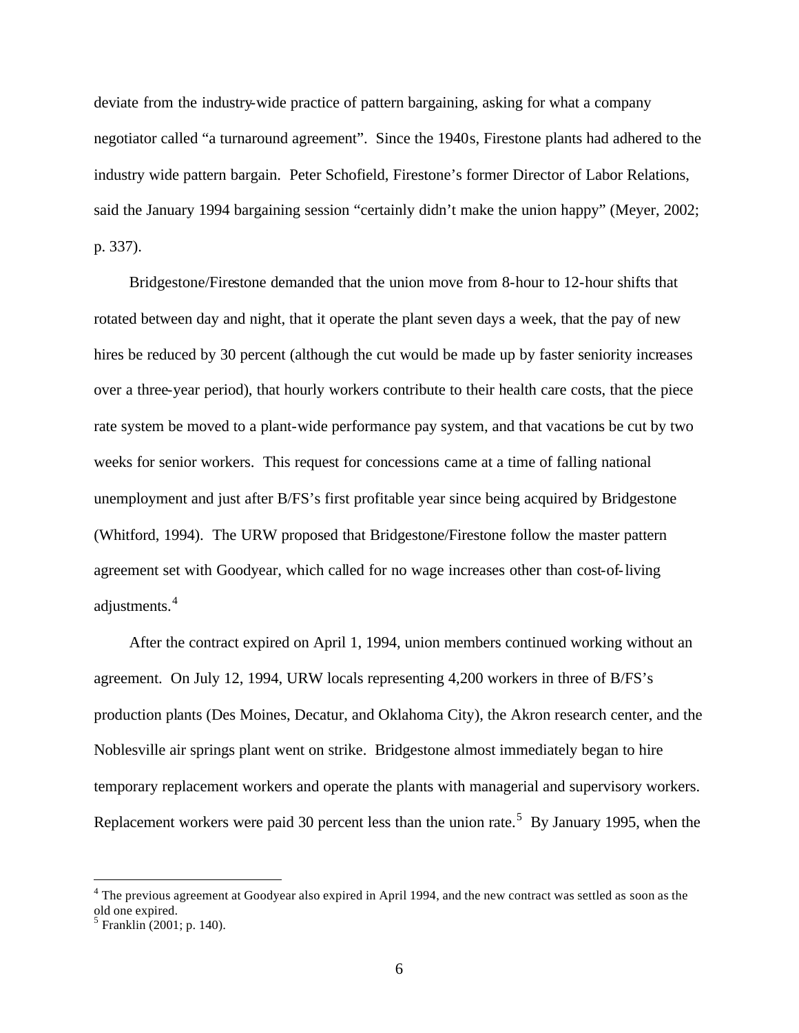deviate from the industry-wide practice of pattern bargaining, asking for what a company negotiator called “a turnaround agreement”. Since the 1940s, Firestone plants had adhered to the industry wide pattern bargain. Peter Schofield, Firestone’s former Director of Labor Relations, said the January 1994 bargaining session “certainly didn’t make the union happy” (Meyer, 2002; p. 337).

Bridgestone/Firestone demanded that the union move from 8-hour to 12-hour shifts that rotated between day and night, that it operate the plant seven days a week, that the pay of new hires be reduced by 30 percent (although the cut would be made up by faster seniority increases over a three-year period), that hourly workers contribute to their health care costs, that the piece rate system be moved to a plant-wide performance pay system, and that vacations be cut by two weeks for senior workers. This request for concessions came at a time of falling national unemployment and just after B/FS’s first profitable year since being acquired by Bridgestone (Whitford, 1994). The URW proposed that Bridgestone/Firestone follow the master pattern agreement set with Goodyear, which called for no wage increases other than cost-of-living adjustments.[4]

After the contract expired on April 1, 1994, union members continued working without an agreement. On July 12, 1994, URW locals representing 4,200 workers in three of B/FS’s production plants (Des Moines, Decatur, and Oklahoma City), the Akron research center, and the Noblesville air springs plant went on strike. Bridgestone almost immediately began to hire temporary replacement workers and operate the plants with managerial and supervisory workers. Replacement workers were paid 30 percent less than the union rate.[5] By January 1995, when the

[4] The previous agreement at Goodyear also expired in April 1994, and the new contract was settled as soon as the old one expired.

[5] Franklin (2001; p. 140).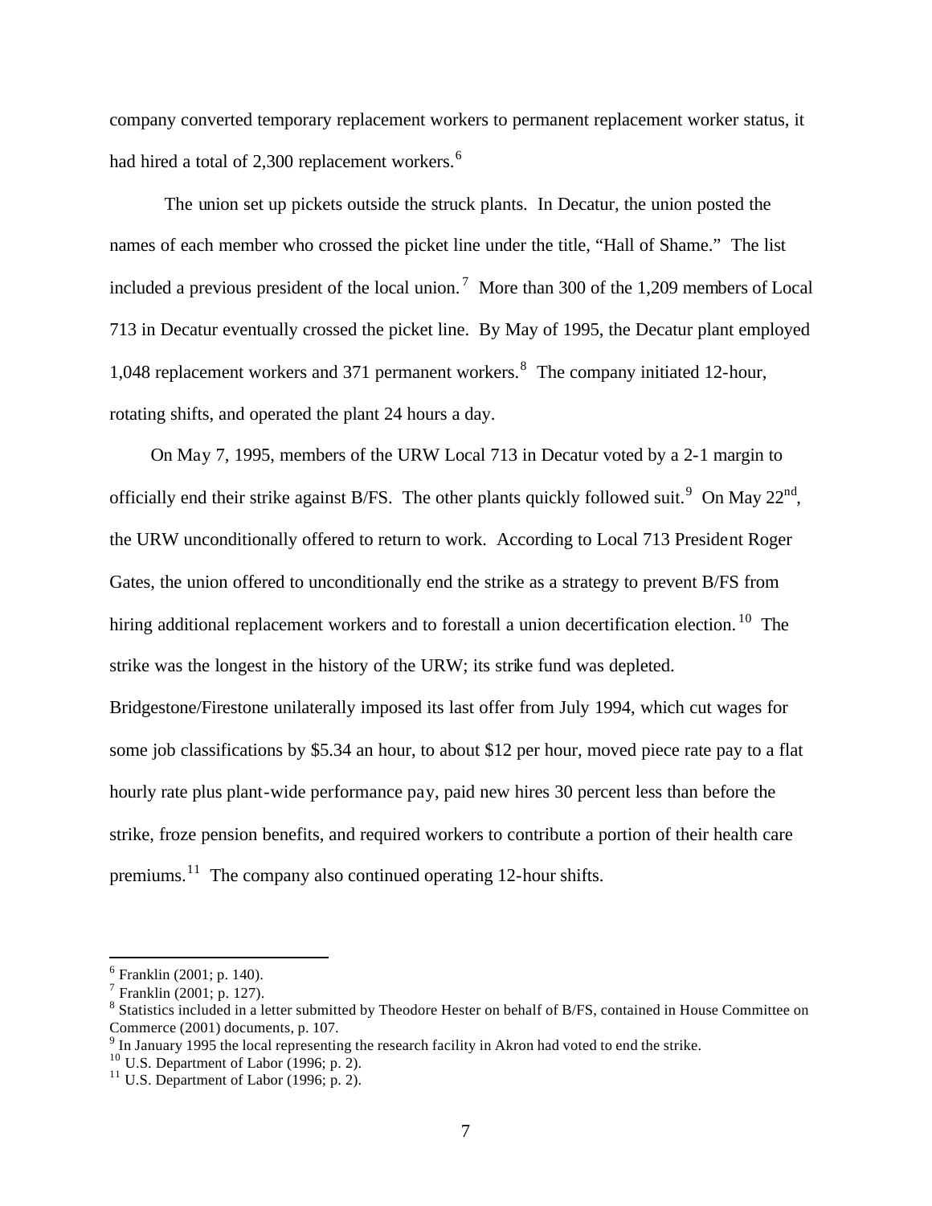company converted temporary replacement workers to permanent replacement worker status, it had hired a total of 2,300 replacement workers.[6]

The union set up pickets outside the struck plants. In Decatur, the union posted the names of each member who crossed the picket line under the title, "Hall of Shame." The list included a previous president of the local union.[7] More than 300 of the 1,209 members of Local 713 in Decatur eventually crossed the picket line. By May of 1995, the Decatur plant employed 1,048 replacement workers and 371 permanent workers.[8] The company initiated 12-hour, rotating shifts, and operated the plant 24 hours a day.

On May 7, 1995, members of the URW Local 713 in Decatur voted by a 2-1 margin to officially end their strike against B/FS. The other plants quickly followed suit.[9] On May 22nd, the URW unconditionally offered to return to work. According to Local 713 President Roger Gates, the union offered to unconditionally end the strike as a strategy to prevent B/FS from hiring additional replacement workers and to forestall a union decertification election.[10] The strike was the longest in the history of the URW; its strike fund was depleted. Bridgestone/Firestone unilaterally imposed its last offer from July 1994, which cut wages for some job classifications by $5.34 an hour, to about $12 per hour, moved piece rate pay to a flat hourly rate plus plant-wide performance pay, paid new hires 30 percent less than before the strike, froze pension benefits, and required workers to contribute a portion of their health care premiums.[11] The company also continued operating 12-hour shifts.

---

[6] Franklin (2001; p. 140).

[7] Franklin (2001; p. 127).

[8] Statistics included in a letter submitted by Theodore Hester on behalf of B/FS, contained in House Committee on Commerce (2001) documents, p. 107.

[9] In January 1995 the local representing the research facility in Akron had voted to end the strike.

[10] U.S. Department of Labor (1996; p. 2).

[11] U.S. Department of Labor (1996; p. 2).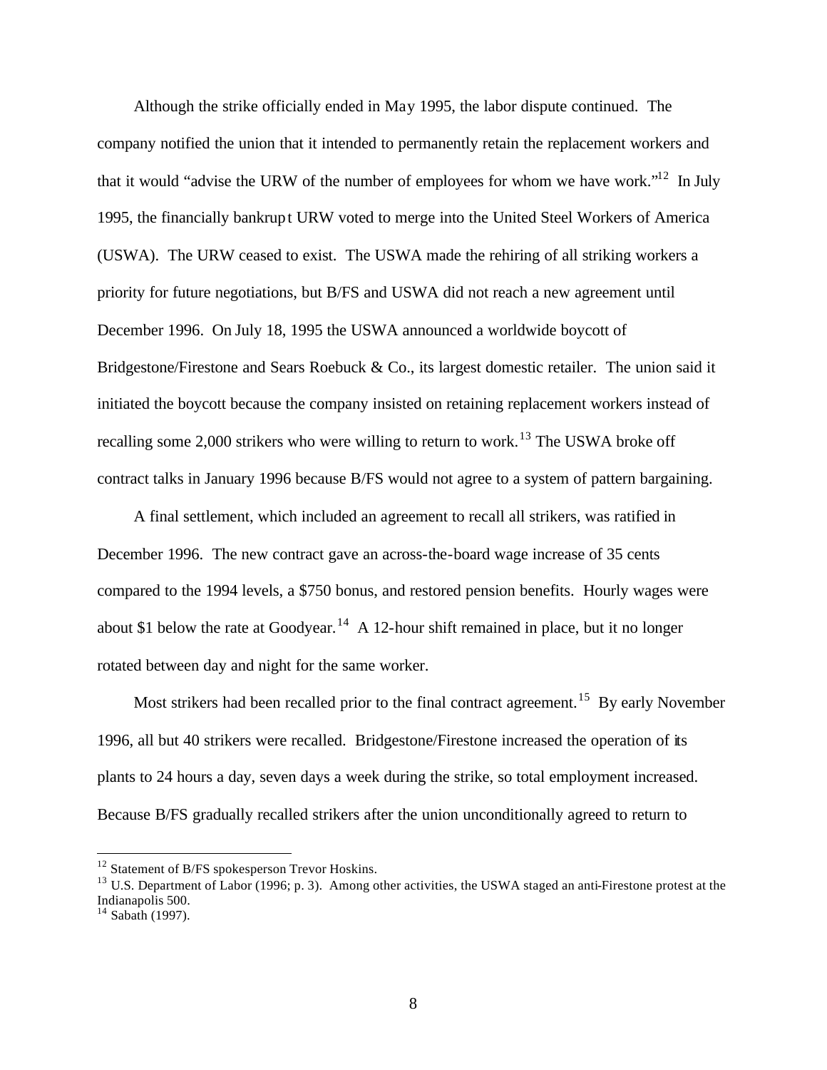Although the strike officially ended in May 1995, the labor dispute continued. The company notified the union that it intended to permanently retain the replacement workers and that it would "advise the URW of the number of employees for whom we have work."[12] In July 1995, the financially bankrupt URW voted to merge into the United Steel Workers of America (USWA). The URW ceased to exist. The USWA made the rehiring of all striking workers a priority for future negotiations, but B/FS and USWA did not reach a new agreement until December 1996. On July 18, 1995 the USWA announced a worldwide boycott of Bridgestone/Firestone and Sears Roebuck & Co., its largest domestic retailer. The union said it initiated the boycott because the company insisted on retaining replacement workers instead of recalling some 2,000 strikers who were willing to return to work.[13] The USWA broke off contract talks in January 1996 because B/FS would not agree to a system of pattern bargaining.

A final settlement, which included an agreement to recall all strikers, was ratified in December 1996. The new contract gave an across-the-board wage increase of 35 cents compared to the 1994 levels, a $750 bonus, and restored pension benefits. Hourly wages were about $1 below the rate at Goodyear.[14] A 12-hour shift remained in place, but it no longer rotated between day and night for the same worker.

Most strikers had been recalled prior to the final contract agreement.[15] By early November 1996, all but 40 strikers were recalled. Bridgestone/Firestone increased the operation of its plants to 24 hours a day, seven days a week during the strike, so total employment increased. Because B/FS gradually recalled strikers after the union unconditionally agreed to return to

---

[12] Statement of B/FS spokesperson Trevor Hoskins.

[13] U.S. Department of Labor (1996; p. 3). Among other activities, the USWA staged an anti-Firestone protest at the Indianapolis 500.

[14] Sabath (1997).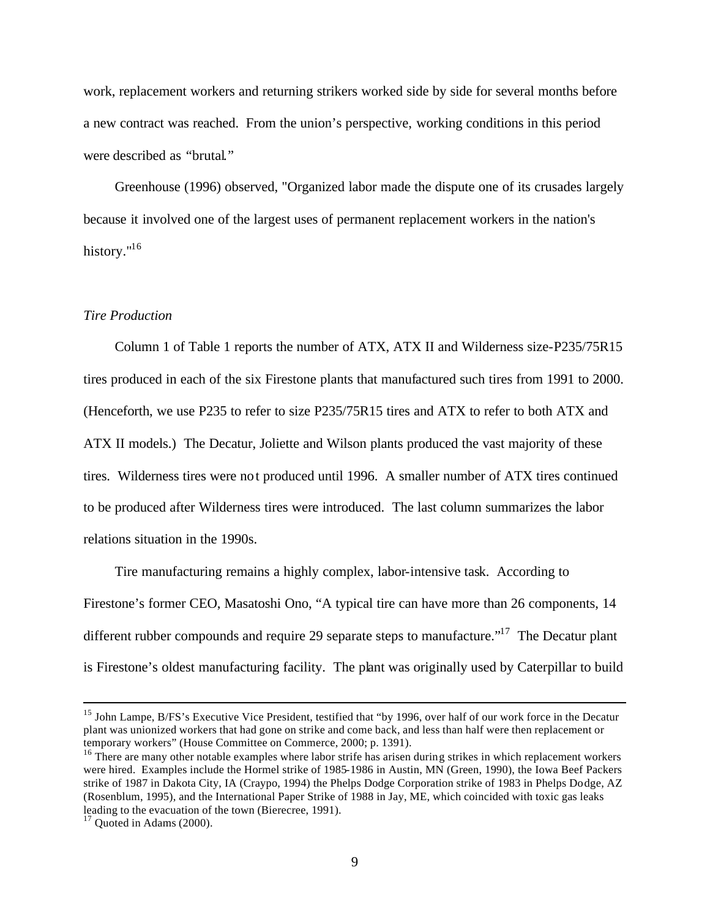work, replacement workers and returning strikers worked side by side for several months before a new contract was reached. From the union's perspective, working conditions in this period were described as "brutal."

Greenhouse (1996) observed, "Organized labor made the dispute one of its crusades largely because it involved one of the largest uses of permanent replacement workers in the nation's history."[16]

### *Tire Production*

Column 1 of Table 1 reports the number of ATX, ATX II and Wilderness size-P235/75R15 tires produced in each of the six Firestone plants that manufactured such tires from 1991 to 2000. (Henceforth, we use P235 to refer to size P235/75R15 tires and ATX to refer to both ATX and ATX II models.) The Decatur, Joliette and Wilson plants produced the vast majority of these tires. Wilderness tires were not produced until 1996. A smaller number of ATX tires continued to be produced after Wilderness tires were introduced. The last column summarizes the labor relations situation in the 1990s.

Tire manufacturing remains a highly complex, labor-intensive task. According to Firestone's former CEO, Masatoshi Ono, "A typical tire can have more than 26 components, 14 different rubber compounds and require 29 separate steps to manufacture."[17] The Decatur plant is Firestone's oldest manufacturing facility. The plant was originally used by Caterpillar to build

---

[15] John Lampe, B/FS's Executive Vice President, testified that "by 1996, over half of our work force in the Decatur plant was unionized workers that had gone on strike and come back, and less than half were then replacement or temporary workers" (House Committee on Commerce, 2000; p. 1391).

[16] There are many other notable examples where labor strife has arisen during strikes in which replacement workers were hired. Examples include the Hormel strike of 1985-1986 in Austin, MN (Green, 1990), the Iowa Beef Packers strike of 1987 in Dakota City, IA (Craypo, 1994) the Phelps Dodge Corporation strike of 1983 in Phelps Dodge, AZ (Rosenblum, 1995), and the International Paper Strike of 1988 in Jay, ME, which coincided with toxic gas leaks leading to the evacuation of the town (Bierecree, 1991).

[17] Quoted in Adams (2000).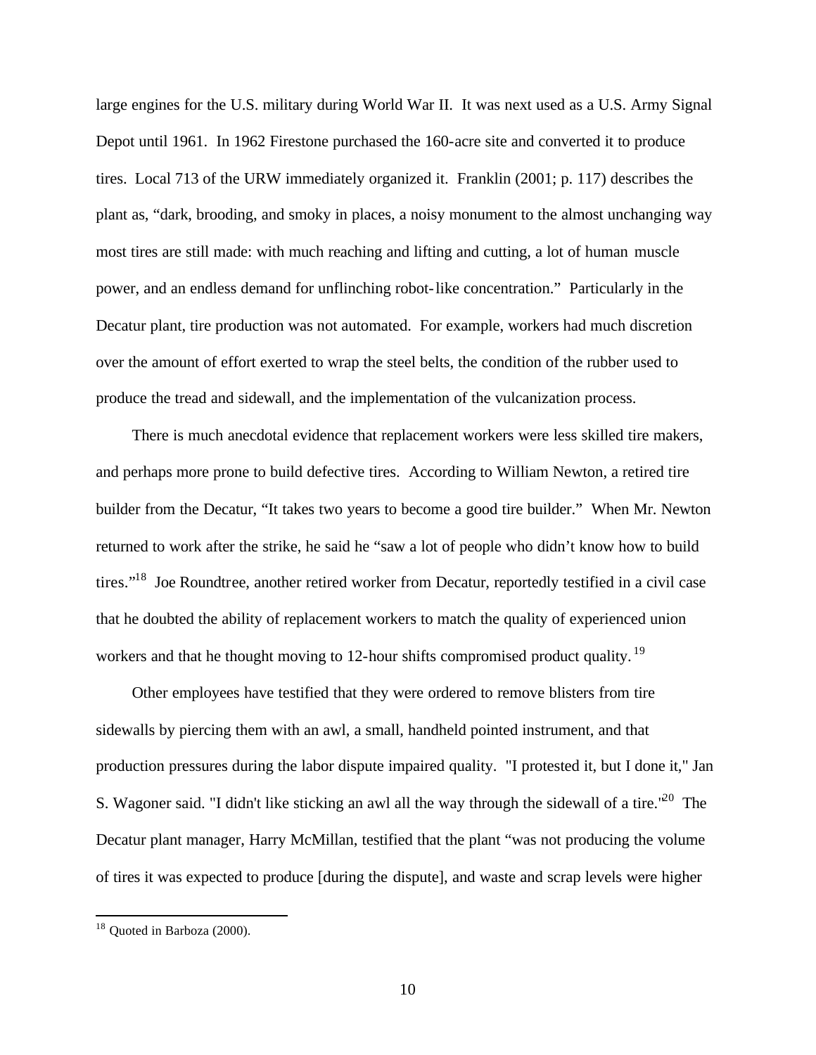large engines for the U.S. military during World War II. It was next used as a U.S. Army Signal Depot until 1961. In 1962 Firestone purchased the 160-acre site and converted it to produce tires. Local 713 of the URW immediately organized it. Franklin (2001; p. 117) describes the plant as, "dark, brooding, and smoky in places, a noisy monument to the almost unchanging way most tires are still made: with much reaching and lifting and cutting, a lot of human muscle power, and an endless demand for unflinching robot-like concentration." Particularly in the Decatur plant, tire production was not automated. For example, workers had much discretion over the amount of effort exerted to wrap the steel belts, the condition of the rubber used to produce the tread and sidewall, and the implementation of the vulcanization process.

There is much anecdotal evidence that replacement workers were less skilled tire makers, and perhaps more prone to build defective tires. According to William Newton, a retired tire builder from the Decatur, "It takes two years to become a good tire builder." When Mr. Newton returned to work after the strike, he said he "saw a lot of people who didn't know how to build tires."[18] Joe Roundtree, another retired worker from Decatur, reportedly testified in a civil case that he doubted the ability of replacement workers to match the quality of experienced union workers and that he thought moving to 12-hour shifts compromised product quality.[19]

Other employees have testified that they were ordered to remove blisters from tire sidewalls by piercing them with an awl, a small, handheld pointed instrument, and that production pressures during the labor dispute impaired quality. "I protested it, but I done it," Jan S. Wagoner said. "I didn't like sticking an awl all the way through the sidewall of a tire."[20] The Decatur plant manager, Harry McMillan, testified that the plant "was not producing the volume of tires it was expected to produce [during the dispute], and waste and scrap levels were higher

[18] Quoted in Barboza (2000).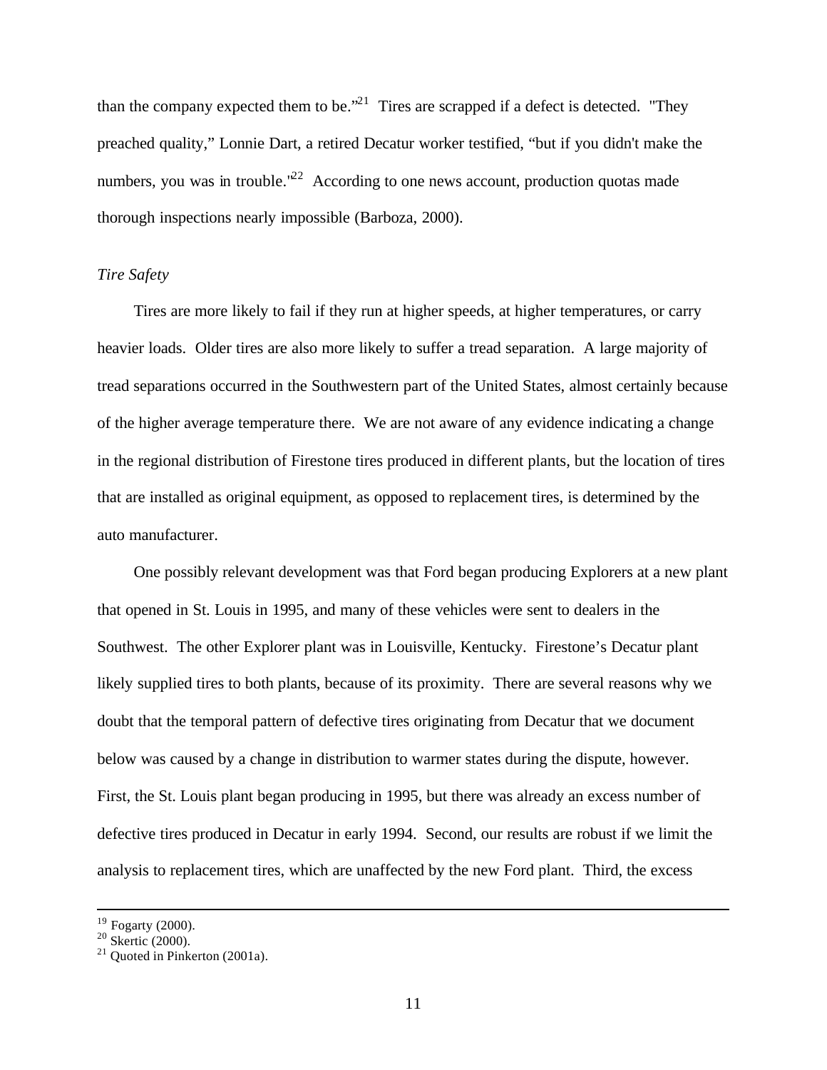than the company expected them to be."[21] Tires are scrapped if a defect is detected. "They preached quality," Lonnie Dart, a retired Decatur worker testified, "but if you didn't make the numbers, you was in trouble."[22] According to one news account, production quotas made thorough inspections nearly impossible (Barboza, 2000).

*Tire Safety*

Tires are more likely to fail if they run at higher speeds, at higher temperatures, or carry heavier loads. Older tires are also more likely to suffer a tread separation. A large majority of tread separations occurred in the Southwestern part of the United States, almost certainly because of the higher average temperature there. We are not aware of any evidence indicating a change in the regional distribution of Firestone tires produced in different plants, but the location of tires that are installed as original equipment, as opposed to replacement tires, is determined by the auto manufacturer.

One possibly relevant development was that Ford began producing Explorers at a new plant that opened in St. Louis in 1995, and many of these vehicles were sent to dealers in the Southwest. The other Explorer plant was in Louisville, Kentucky. Firestone's Decatur plant likely supplied tires to both plants, because of its proximity. There are several reasons why we doubt that the temporal pattern of defective tires originating from Decatur that we document below was caused by a change in distribution to warmer states during the dispute, however. First, the St. Louis plant began producing in 1995, but there was already an excess number of defective tires produced in Decatur in early 1994. Second, our results are robust if we limit the analysis to replacement tires, which are unaffected by the new Ford plant. Third, the excess

[19] Fogarty (2000).
[20] Skertic (2000).
[21] Quoted in Pinkerton (2001a).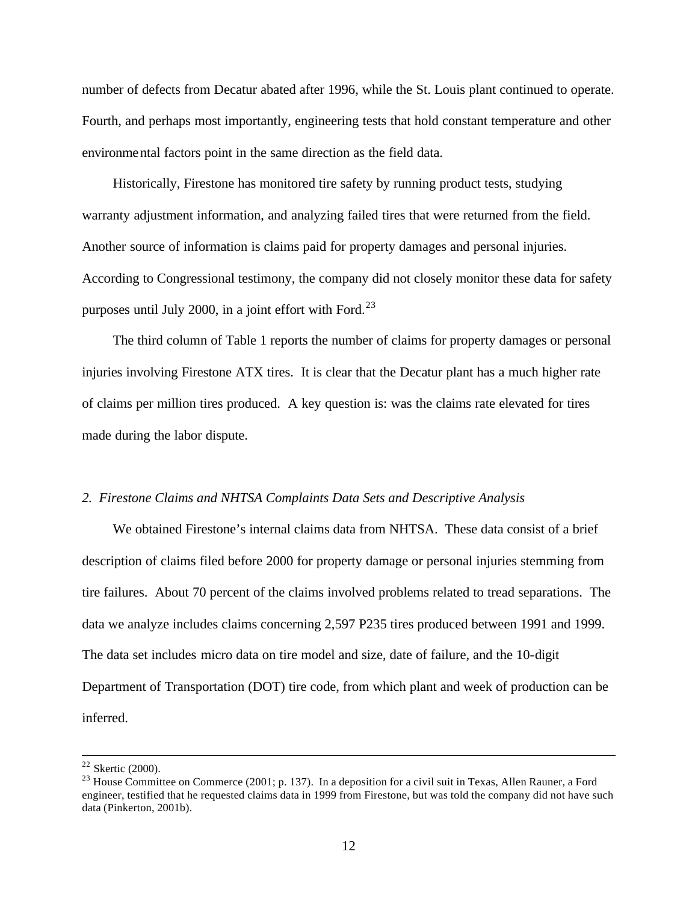number of defects from Decatur abated after 1996, while the St. Louis plant continued to operate. Fourth, and perhaps most importantly, engineering tests that hold constant temperature and other environmental factors point in the same direction as the field data.

Historically, Firestone has monitored tire safety by running product tests, studying warranty adjustment information, and analyzing failed tires that were returned from the field. Another source of information is claims paid for property damages and personal injuries. According to Congressional testimony, the company did not closely monitor these data for safety purposes until July 2000, in a joint effort with Ford.[23]

The third column of Table 1 reports the number of claims for property damages or personal injuries involving Firestone ATX tires. It is clear that the Decatur plant has a much higher rate of claims per million tires produced. A key question is: was the claims rate elevated for tires made during the labor dispute.

*2. Firestone Claims and NHTSA Complaints Data Sets and Descriptive Analysis*

We obtained Firestone's internal claims data from NHTSA. These data consist of a brief description of claims filed before 2000 for property damage or personal injuries stemming from tire failures. About 70 percent of the claims involved problems related to tread separations. The data we analyze includes claims concerning 2,597 P235 tires produced between 1991 and 1999. The data set includes micro data on tire model and size, date of failure, and the 10-digit Department of Transportation (DOT) tire code, from which plant and week of production can be inferred.

---

[22] Skertic (2000).

[23] House Committee on Commerce (2001; p. 137). In a deposition for a civil suit in Texas, Allen Rauner, a Ford engineer, testified that he requested claims data in 1999 from Firestone, but was told the company did not have such data (Pinkerton, 2001b).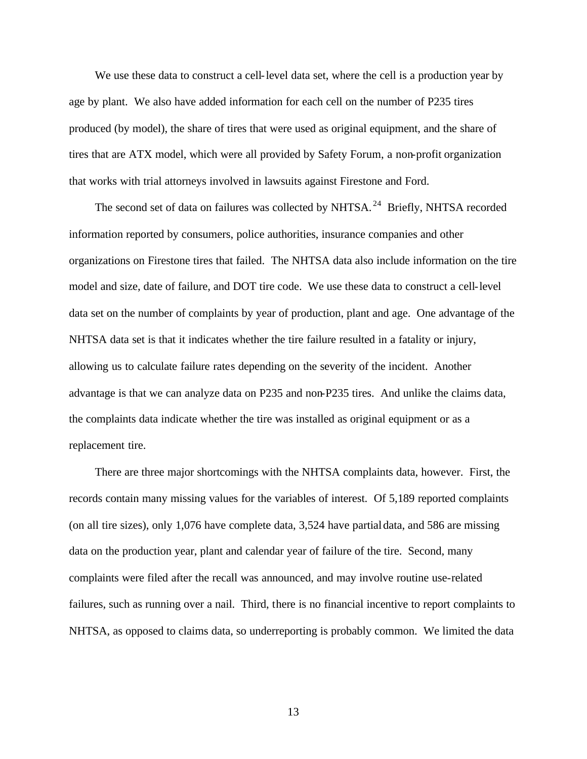We use these data to construct a cell-level data set, where the cell is a production year by age by plant. We also have added information for each cell on the number of P235 tires produced (by model), the share of tires that were used as original equipment, and the share of tires that are ATX model, which were all provided by Safety Forum, a non-profit organization that works with trial attorneys involved in lawsuits against Firestone and Ford.

The second set of data on failures was collected by NHTSA.[24] Briefly, NHTSA recorded information reported by consumers, police authorities, insurance companies and other organizations on Firestone tires that failed. The NHTSA data also include information on the tire model and size, date of failure, and DOT tire code. We use these data to construct a cell-level data set on the number of complaints by year of production, plant and age. One advantage of the NHTSA data set is that it indicates whether the tire failure resulted in a fatality or injury, allowing us to calculate failure rates depending on the severity of the incident. Another advantage is that we can analyze data on P235 and non-P235 tires. And unlike the claims data, the complaints data indicate whether the tire was installed as original equipment or as a replacement tire.

There are three major shortcomings with the NHTSA complaints data, however. First, the records contain many missing values for the variables of interest. Of 5,189 reported complaints (on all tire sizes), only 1,076 have complete data, 3,524 have partial data, and 586 are missing data on the production year, plant and calendar year of failure of the tire. Second, many complaints were filed after the recall was announced, and may involve routine use-related failures, such as running over a nail. Third, there is no financial incentive to report complaints to NHTSA, as opposed to claims data, so underreporting is probably common. We limited the data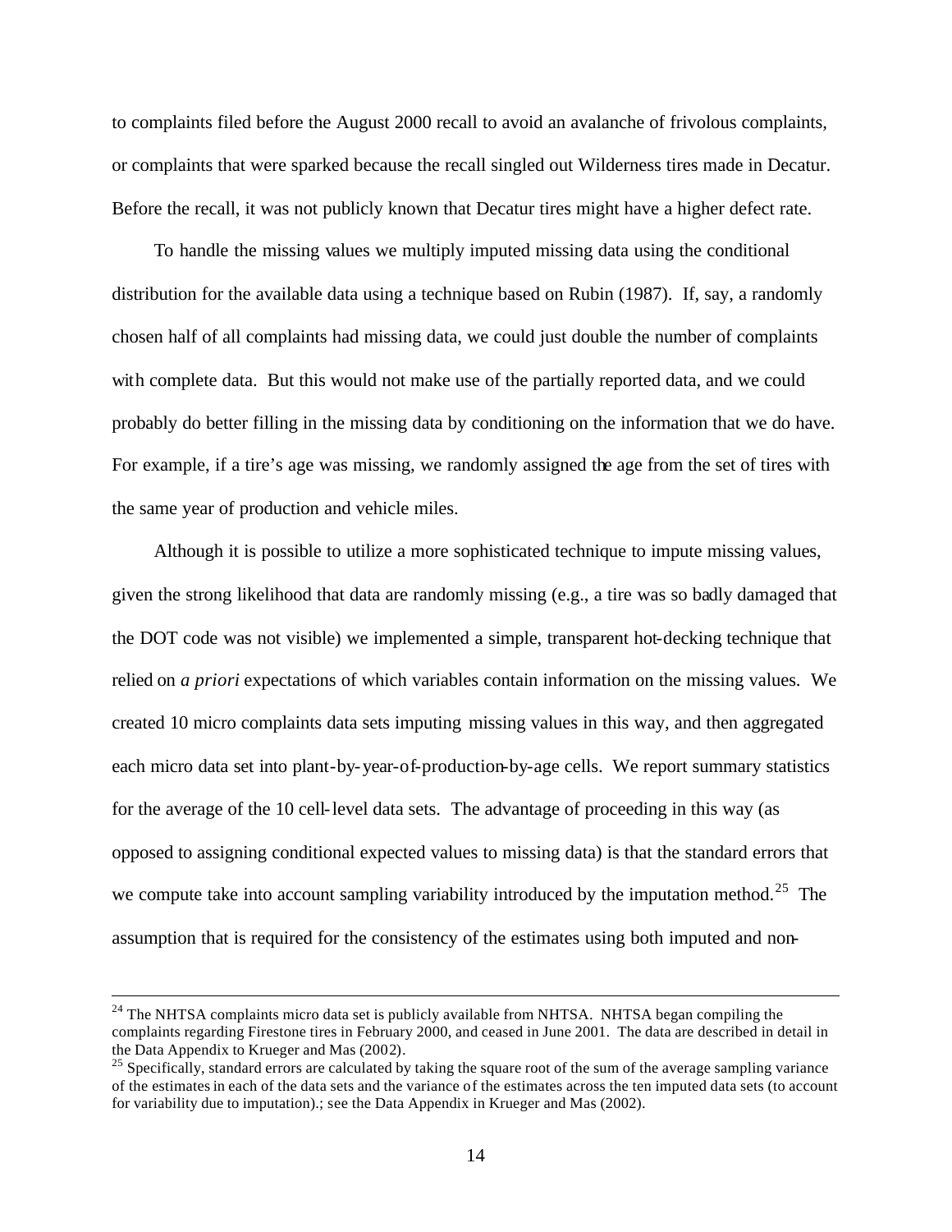to complaints filed before the August 2000 recall to avoid an avalanche of frivolous complaints, or complaints that were sparked because the recall singled out Wilderness tires made in Decatur. Before the recall, it was not publicly known that Decatur tires might have a higher defect rate.

To handle the missing values we multiply imputed missing data using the conditional distribution for the available data using a technique based on Rubin (1987). If, say, a randomly chosen half of all complaints had missing data, we could just double the number of complaints with complete data. But this would not make use of the partially reported data, and we could probably do better filling in the missing data by conditioning on the information that we do have. For example, if a tire's age was missing, we randomly assigned the age from the set of tires with the same year of production and vehicle miles.

Although it is possible to utilize a more sophisticated technique to impute missing values, given the strong likelihood that data are randomly missing (e.g., a tire was so badly damaged that the DOT code was not visible) we implemented a simple, transparent hot-decking technique that relied on *a priori* expectations of which variables contain information on the missing values. We created 10 micro complaints data sets imputing missing values in this way, and then aggregated each micro data set into plant-by-year-of-production-by-age cells. We report summary statistics for the average of the 10 cell-level data sets. The advantage of proceeding in this way (as opposed to assigning conditional expected values to missing data) is that the standard errors that we compute take into account sampling variability introduced by the imputation method.[25] The assumption that is required for the consistency of the estimates using both imputed and non-

---

[24] The NHTSA complaints micro data set is publicly available from NHTSA. NHTSA began compiling the complaints regarding Firestone tires in February 2000, and ceased in June 2001. The data are described in detail in the Data Appendix to Krueger and Mas (2002).

[25] Specifically, standard errors are calculated by taking the square root of the sum of the average sampling variance of the estimates in each of the data sets and the variance of the estimates across the ten imputed data sets (to account for variability due to imputation).; see the Data Appendix in Krueger and Mas (2002).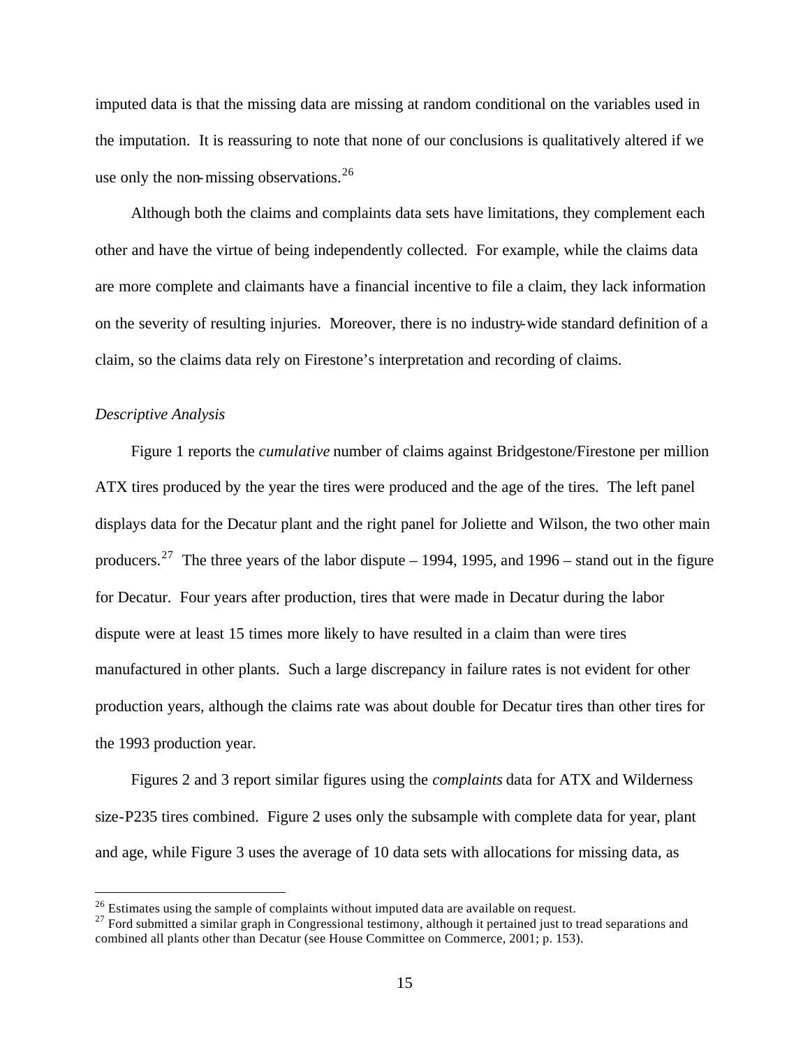imputed data is that the missing data are missing at random conditional on the variables used in the imputation. It is reassuring to note that none of our conclusions is qualitatively altered if we use only the non-missing observations.[26]

Although both the claims and complaints data sets have limitations, they complement each other and have the virtue of being independently collected. For example, while the claims data are more complete and claimants have a financial incentive to file a claim, they lack information on the severity of resulting injuries. Moreover, there is no industry-wide standard definition of a claim, so the claims data rely on Firestone's interpretation and recording of claims.

*Descriptive Analysis*

Figure 1 reports the *cumulative* number of claims against Bridgestone/Firestone per million ATX tires produced by the year the tires were produced and the age of the tires. The left panel displays data for the Decatur plant and the right panel for Joliette and Wilson, the two other main producers.[27] The three years of the labor dispute – 1994, 1995, and 1996 – stand out in the figure for Decatur. Four years after production, tires that were made in Decatur during the labor dispute were at least 15 times more likely to have resulted in a claim than were tires manufactured in other plants. Such a large discrepancy in failure rates is not evident for other production years, although the claims rate was about double for Decatur tires than other tires for the 1993 production year.

Figures 2 and 3 report similar figures using the *complaints* data for ATX and Wilderness size-P235 tires combined. Figure 2 uses only the subsample with complete data for year, plant and age, while Figure 3 uses the average of 10 data sets with allocations for missing data, as

[26] Estimates using the sample of complaints without imputed data are available on request.

[27] Ford submitted a similar graph in Congressional testimony, although it pertained just to tread separations and combined all plants other than Decatur (see House Committee on Commerce, 2001; p. 153).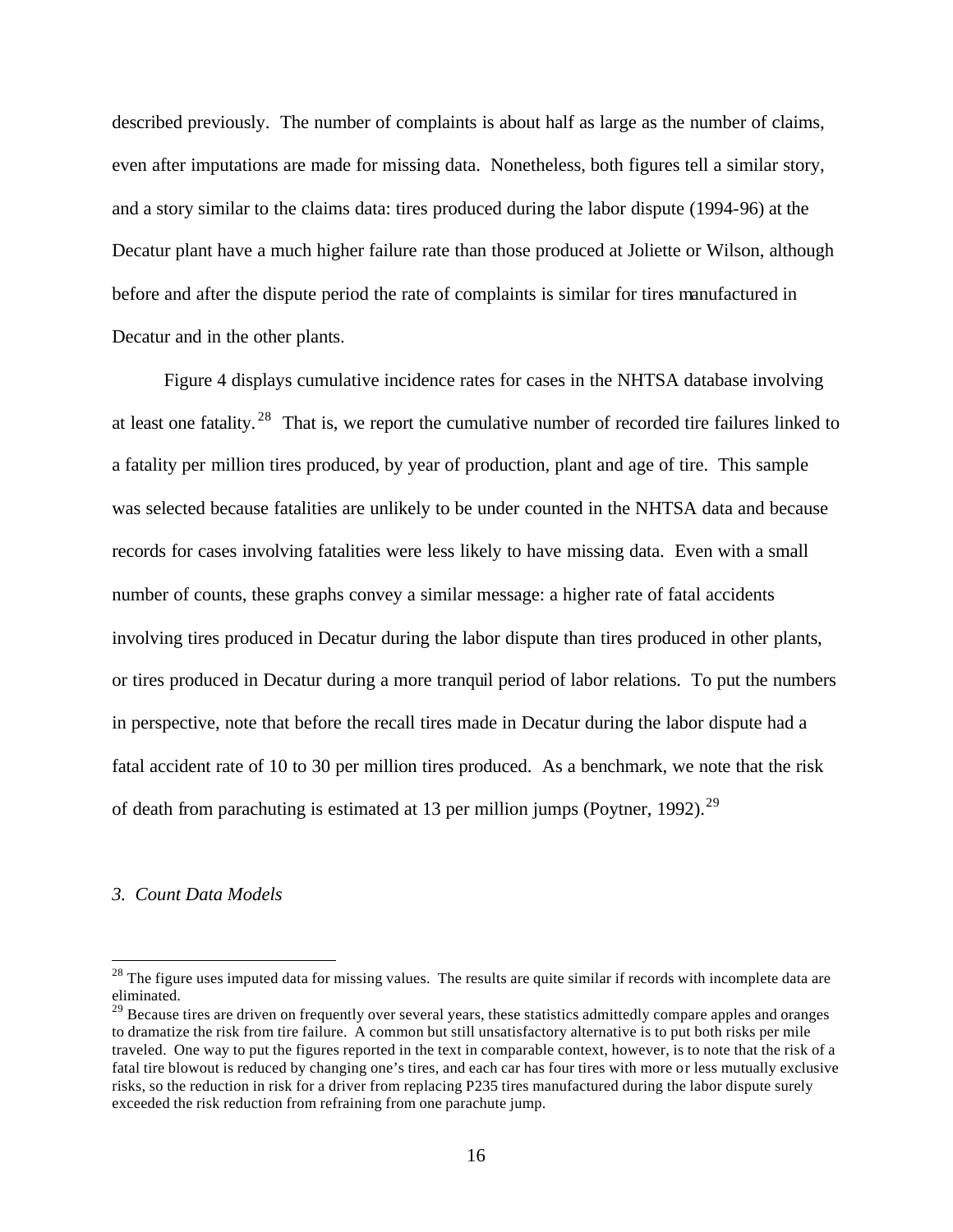described previously. The number of complaints is about half as large as the number of claims, even after imputations are made for missing data. Nonetheless, both figures tell a similar story, and a story similar to the claims data: tires produced during the labor dispute (1994-96) at the Decatur plant have a much higher failure rate than those produced at Joliette or Wilson, although before and after the dispute period the rate of complaints is similar for tires manufactured in Decatur and in the other plants.

Figure 4 displays cumulative incidence rates for cases in the NHTSA database involving at least one fatality.[28] That is, we report the cumulative number of recorded tire failures linked to a fatality per million tires produced, by year of production, plant and age of tire. This sample was selected because fatalities are unlikely to be under counted in the NHTSA data and because records for cases involving fatalities were less likely to have missing data. Even with a small number of counts, these graphs convey a similar message: a higher rate of fatal accidents involving tires produced in Decatur during the labor dispute than tires produced in other plants, or tires produced in Decatur during a more tranquil period of labor relations. To put the numbers in perspective, note that before the recall tires made in Decatur during the labor dispute had a fatal accident rate of 10 to 30 per million tires produced. As a benchmark, we note that the risk of death from parachuting is estimated at 13 per million jumps (Poytner, 1992).[29]

*3. Count Data Models*

---

[28] The figure uses imputed data for missing values. The results are quite similar if records with incomplete data are eliminated.

[29] Because tires are driven on frequently over several years, these statistics admittedly compare apples and oranges to dramatize the risk from tire failure. A common but still unsatisfactory alternative is to put both risks per mile traveled. One way to put the figures reported in the text in comparable context, however, is to note that the risk of a fatal tire blowout is reduced by changing one's tires, and each car has four tires with more or less mutually exclusive risks, so the reduction in risk for a driver from replacing P235 tires manufactured during the labor dispute surely exceeded the risk reduction from refraining from one parachute jump.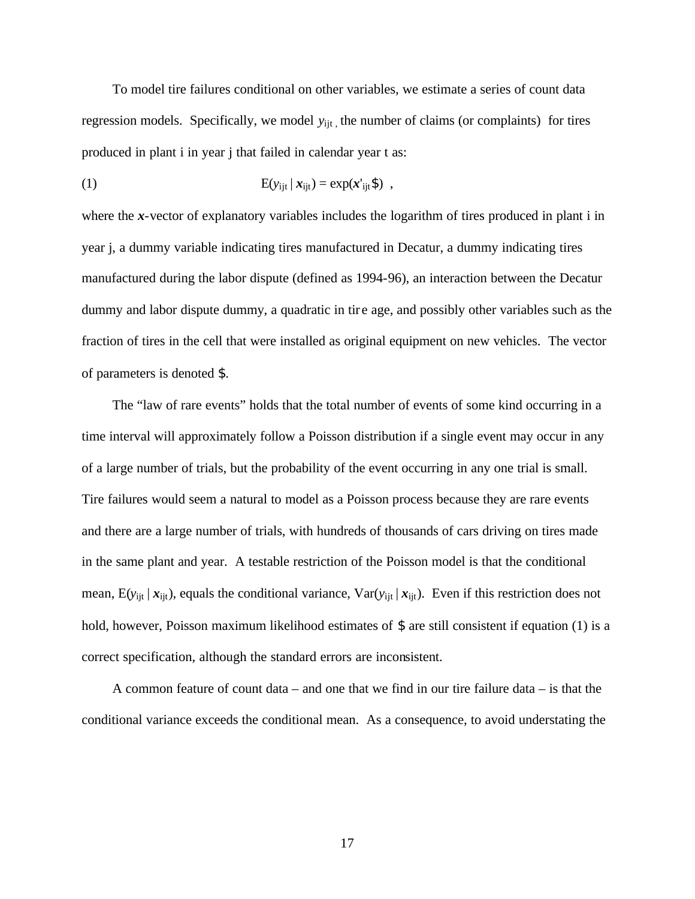To model tire failures conditional on other variables, we estimate a series of count data regression models. Specifically, we model $y_{ijt}$, the number of claims (or complaints) for tires produced in plant i in year j that failed in calendar year t as:

$$E(y_{ijt} \mid \boldsymbol{x}_{ijt}) = \exp(\boldsymbol{x}'_{ijt}\beta) \quad , \tag{1}$$

where the $\boldsymbol{x}$-vector of explanatory variables includes the logarithm of tires produced in plant i in year j, a dummy variable indicating tires manufactured in Decatur, a dummy indicating tires manufactured during the labor dispute (defined as 1994-96), an interaction between the Decatur dummy and labor dispute dummy, a quadratic in tire age, and possibly other variables such as the fraction of tires in the cell that were installed as original equipment on new vehicles. The vector of parameters is denoted $\beta$.

The "law of rare events" holds that the total number of events of some kind occurring in a time interval will approximately follow a Poisson distribution if a single event may occur in any of a large number of trials, but the probability of the event occurring in any one trial is small. Tire failures would seem a natural to model as a Poisson process because they are rare events and there are a large number of trials, with hundreds of thousands of cars driving on tires made in the same plant and year. A testable restriction of the Poisson model is that the conditional mean, $E(y_{ijt} \mid \boldsymbol{x}_{ijt})$, equals the conditional variance, $\text{Var}(y_{ijt} \mid \boldsymbol{x}_{ijt})$. Even if this restriction does not hold, however, Poisson maximum likelihood estimates of $\beta$ are still consistent if equation (1) is a correct specification, although the standard errors are inconsistent.

A common feature of count data – and one that we find in our tire failure data – is that the conditional variance exceeds the conditional mean. As a consequence, to avoid understating the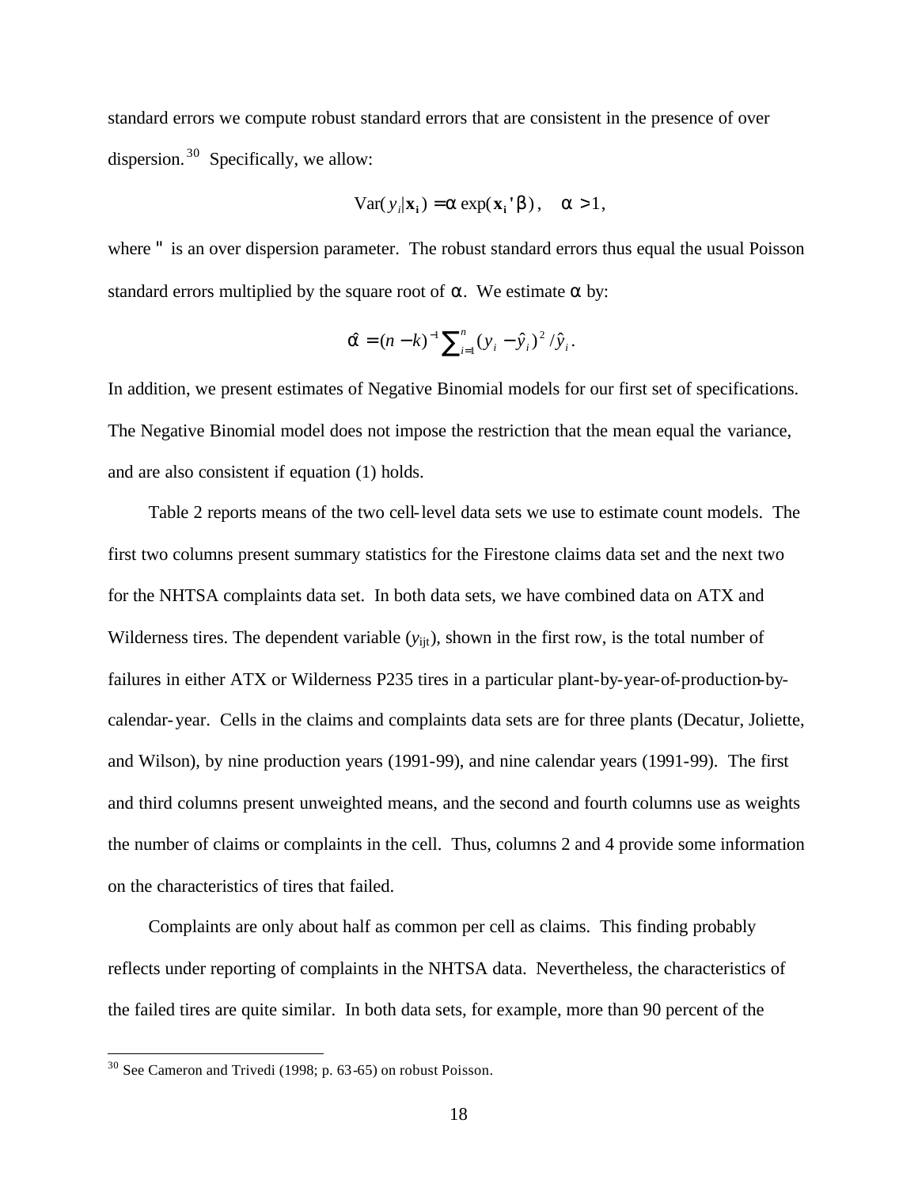standard errors we compute robust standard errors that are consistent in the presence of over dispersion.[30] Specifically, we allow:

$$\text{Var}(y_i|\mathbf{x_i}) = \alpha \exp(\mathbf{x_i}'\beta), \quad \alpha > 1,$$

where " is an over dispersion parameter. The robust standard errors thus equal the usual Poisson standard errors multiplied by the square root of $\alpha$. We estimate $\alpha$ by:

$$\hat{\alpha} = (n-k)^{-1} \sum_{i=1}^{n} (y_i - \hat{y}_i)^2 / \hat{y}_i .$$

In addition, we present estimates of Negative Binomial models for our first set of specifications. The Negative Binomial model does not impose the restriction that the mean equal the variance, and are also consistent if equation (1) holds.

Table 2 reports means of the two cell-level data sets we use to estimate count models. The first two columns present summary statistics for the Firestone claims data set and the next two for the NHTSA complaints data set. In both data sets, we have combined data on ATX and Wilderness tires. The dependent variable ($y_{ijt}$), shown in the first row, is the total number of failures in either ATX or Wilderness P235 tires in a particular plant-by-year-of-production-by-calendar-year. Cells in the claims and complaints data sets are for three plants (Decatur, Joliette, and Wilson), by nine production years (1991-99), and nine calendar years (1991-99). The first and third columns present unweighted means, and the second and fourth columns use as weights the number of claims or complaints in the cell. Thus, columns 2 and 4 provide some information on the characteristics of tires that failed.

Complaints are only about half as common per cell as claims. This finding probably reflects under reporting of complaints in the NHTSA data. Nevertheless, the characteristics of the failed tires are quite similar. In both data sets, for example, more than 90 percent of the

---

[30] See Cameron and Trivedi (1998; p. 63-65) on robust Poisson.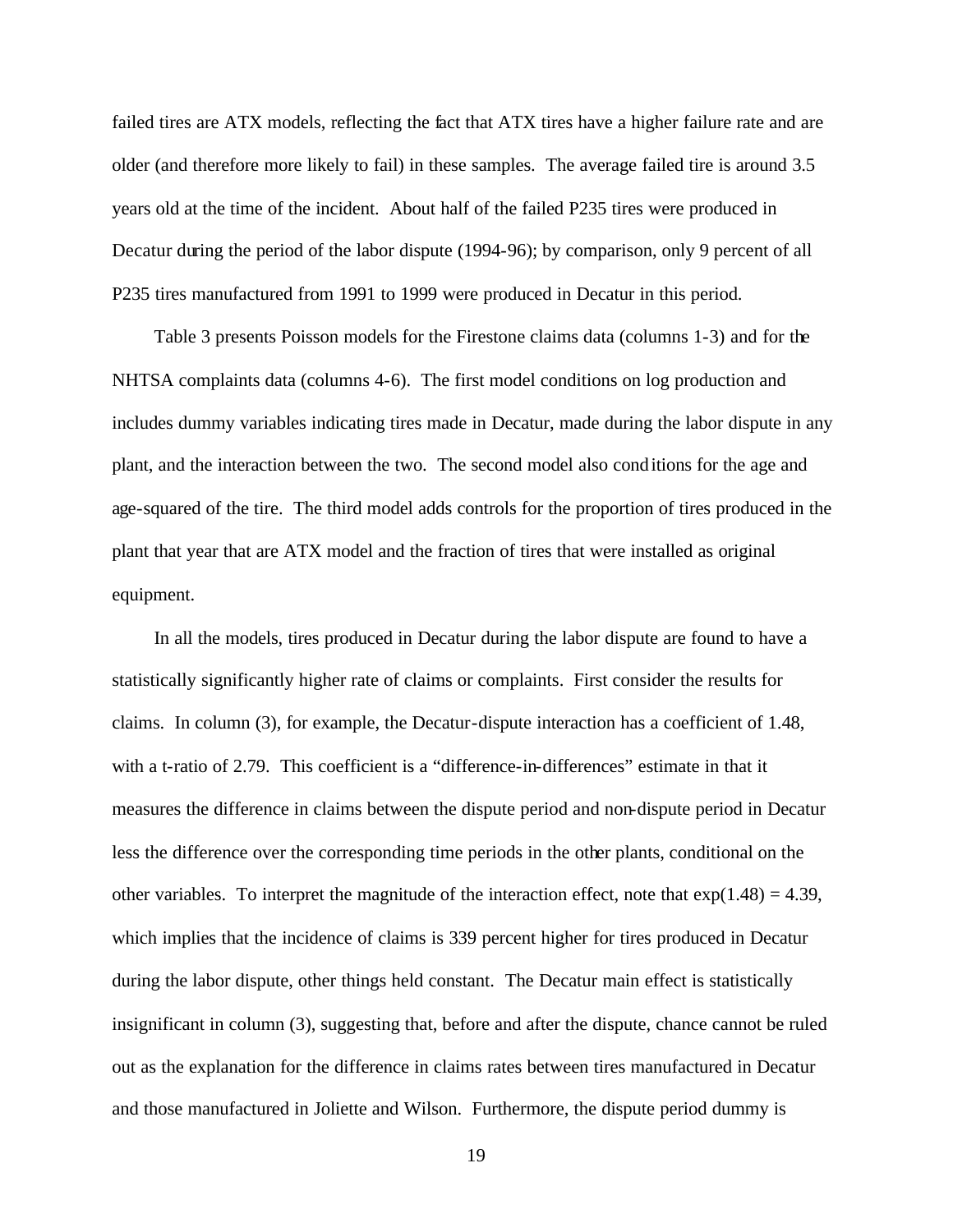failed tires are ATX models, reflecting the fact that ATX tires have a higher failure rate and are older (and therefore more likely to fail) in these samples. The average failed tire is around 3.5 years old at the time of the incident. About half of the failed P235 tires were produced in Decatur during the period of the labor dispute (1994-96); by comparison, only 9 percent of all P235 tires manufactured from 1991 to 1999 were produced in Decatur in this period.

Table 3 presents Poisson models for the Firestone claims data (columns 1-3) and for the NHTSA complaints data (columns 4-6). The first model conditions on log production and includes dummy variables indicating tires made in Decatur, made during the labor dispute in any plant, and the interaction between the two. The second model also conditions for the age and age-squared of the tire. The third model adds controls for the proportion of tires produced in the plant that year that are ATX model and the fraction of tires that were installed as original equipment.

In all the models, tires produced in Decatur during the labor dispute are found to have a statistically significantly higher rate of claims or complaints. First consider the results for claims. In column (3), for example, the Decatur-dispute interaction has a coefficient of 1.48, with a t-ratio of 2.79. This coefficient is a "difference-in-differences" estimate in that it measures the difference in claims between the dispute period and non-dispute period in Decatur less the difference over the corresponding time periods in the other plants, conditional on the other variables. To interpret the magnitude of the interaction effect, note that $\exp(1.48) = 4.39$, which implies that the incidence of claims is 339 percent higher for tires produced in Decatur during the labor dispute, other things held constant. The Decatur main effect is statistically insignificant in column (3), suggesting that, before and after the dispute, chance cannot be ruled out as the explanation for the difference in claims rates between tires manufactured in Decatur and those manufactured in Joliette and Wilson. Furthermore, the dispute period dummy is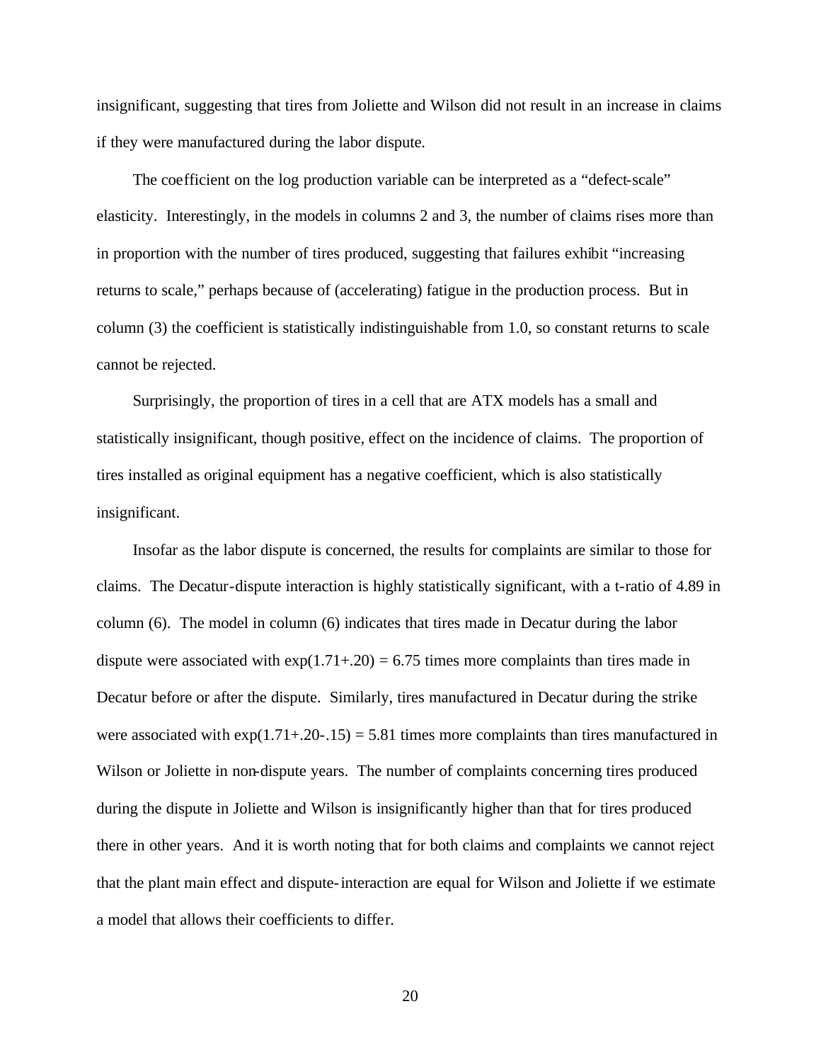insignificant, suggesting that tires from Joliette and Wilson did not result in an increase in claims if they were manufactured during the labor dispute.

The coefficient on the log production variable can be interpreted as a "defect-scale" elasticity. Interestingly, in the models in columns 2 and 3, the number of claims rises more than in proportion with the number of tires produced, suggesting that failures exhibit "increasing returns to scale," perhaps because of (accelerating) fatigue in the production process. But in column (3) the coefficient is statistically indistinguishable from 1.0, so constant returns to scale cannot be rejected.

Surprisingly, the proportion of tires in a cell that are ATX models has a small and statistically insignificant, though positive, effect on the incidence of claims. The proportion of tires installed as original equipment has a negative coefficient, which is also statistically insignificant.

Insofar as the labor dispute is concerned, the results for complaints are similar to those for claims. The Decatur-dispute interaction is highly statistically significant, with a t-ratio of 4.89 in column (6). The model in column (6) indicates that tires made in Decatur during the labor dispute were associated with $\exp(1.71+.20) = 6.75$ times more complaints than tires made in Decatur before or after the dispute. Similarly, tires manufactured in Decatur during the strike were associated with $\exp(1.71+.20-.15) = 5.81$ times more complaints than tires manufactured in Wilson or Joliette in non-dispute years. The number of complaints concerning tires produced during the dispute in Joliette and Wilson is insignificantly higher than that for tires produced there in other years. And it is worth noting that for both claims and complaints we cannot reject that the plant main effect and dispute-interaction are equal for Wilson and Joliette if we estimate a model that allows their coefficients to differ.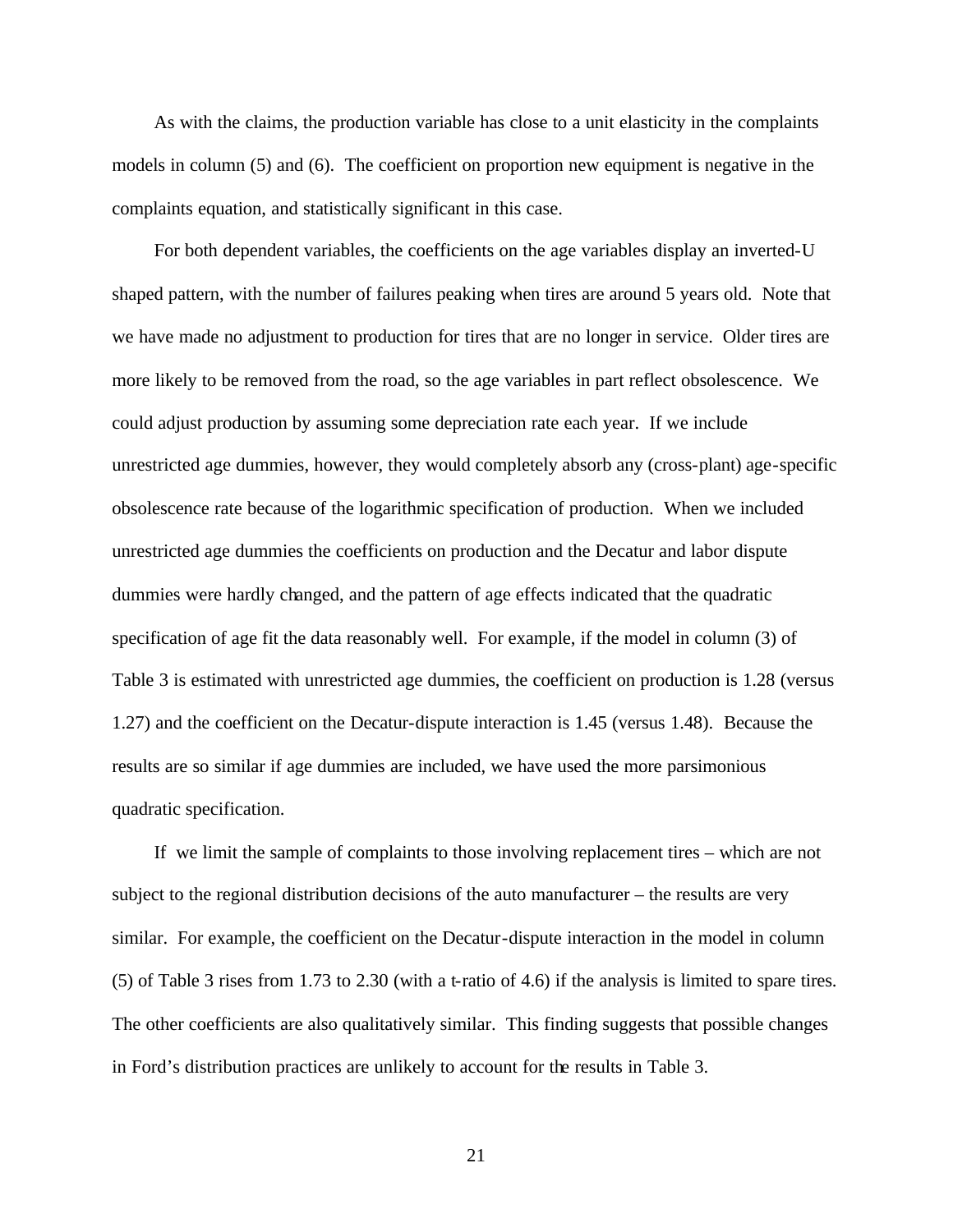As with the claims, the production variable has close to a unit elasticity in the complaints models in column (5) and (6). The coefficient on proportion new equipment is negative in the complaints equation, and statistically significant in this case.

For both dependent variables, the coefficients on the age variables display an inverted-U shaped pattern, with the number of failures peaking when tires are around 5 years old. Note that we have made no adjustment to production for tires that are no longer in service. Older tires are more likely to be removed from the road, so the age variables in part reflect obsolescence. We could adjust production by assuming some depreciation rate each year. If we include unrestricted age dummies, however, they would completely absorb any (cross-plant) age-specific obsolescence rate because of the logarithmic specification of production. When we included unrestricted age dummies the coefficients on production and the Decatur and labor dispute dummies were hardly changed, and the pattern of age effects indicated that the quadratic specification of age fit the data reasonably well. For example, if the model in column (3) of Table 3 is estimated with unrestricted age dummies, the coefficient on production is 1.28 (versus 1.27) and the coefficient on the Decatur-dispute interaction is 1.45 (versus 1.48). Because the results are so similar if age dummies are included, we have used the more parsimonious quadratic specification.

If we limit the sample of complaints to those involving replacement tires – which are not subject to the regional distribution decisions of the auto manufacturer – the results are very similar. For example, the coefficient on the Decatur-dispute interaction in the model in column (5) of Table 3 rises from 1.73 to 2.30 (with a t-ratio of 4.6) if the analysis is limited to spare tires. The other coefficients are also qualitatively similar. This finding suggests that possible changes in Ford's distribution practices are unlikely to account for the results in Table 3.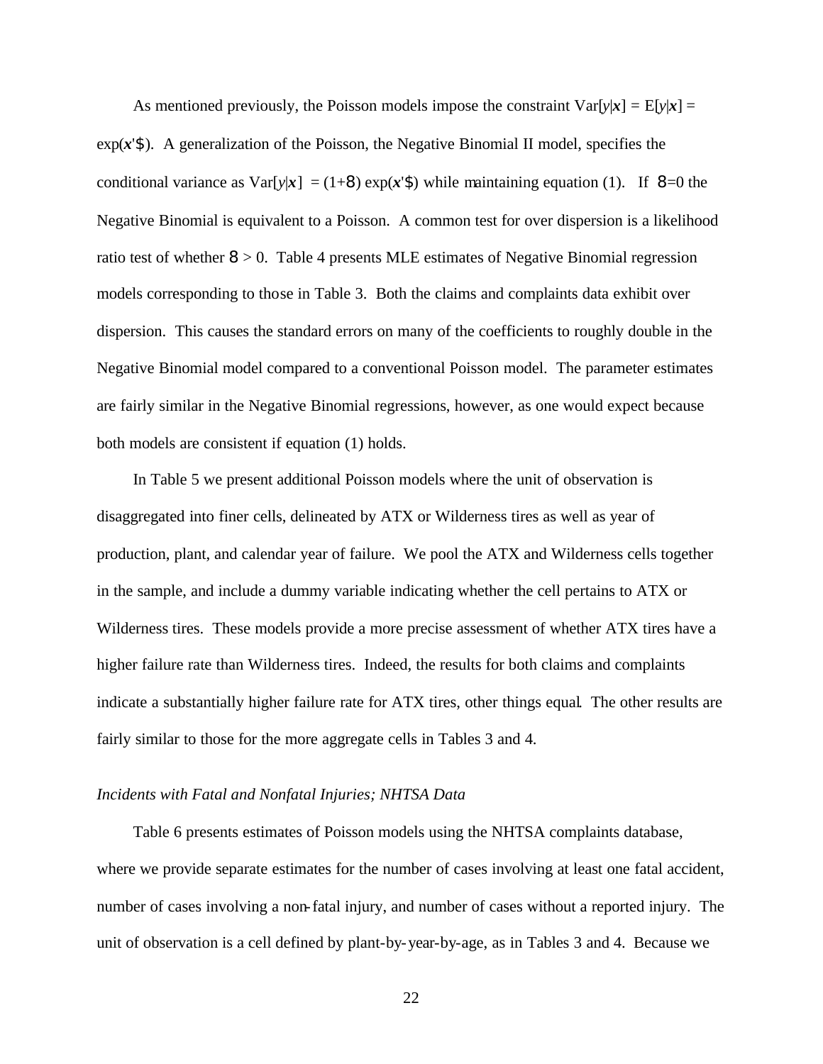As mentioned previously, the Poisson models impose the constraint $\text{Var}[y|\boldsymbol{x}] = \text{E}[y|\boldsymbol{x}] = \exp(\boldsymbol{x}'\beta)$. A generalization of the Poisson, the Negative Binomial II model, specifies the conditional variance as $\text{Var}[y|\boldsymbol{x}] = (1+\lambda)\exp(\boldsymbol{x}'\beta)$ while maintaining equation (1). If $\lambda=0$ the Negative Binomial is equivalent to a Poisson. A common test for over dispersion is a likelihood ratio test of whether $\lambda > 0$. Table 4 presents MLE estimates of Negative Binomial regression models corresponding to those in Table 3. Both the claims and complaints data exhibit over dispersion. This causes the standard errors on many of the coefficients to roughly double in the Negative Binomial model compared to a conventional Poisson model. The parameter estimates are fairly similar in the Negative Binomial regressions, however, as one would expect because both models are consistent if equation (1) holds.

In Table 5 we present additional Poisson models where the unit of observation is disaggregated into finer cells, delineated by ATX or Wilderness tires as well as year of production, plant, and calendar year of failure. We pool the ATX and Wilderness cells together in the sample, and include a dummy variable indicating whether the cell pertains to ATX or Wilderness tires. These models provide a more precise assessment of whether ATX tires have a higher failure rate than Wilderness tires. Indeed, the results for both claims and complaints indicate a substantially higher failure rate for ATX tires, other things equal. The other results are fairly similar to those for the more aggregate cells in Tables 3 and 4.

*Incidents with Fatal and Nonfatal Injuries; NHTSA Data*

Table 6 presents estimates of Poisson models using the NHTSA complaints database, where we provide separate estimates for the number of cases involving at least one fatal accident, number of cases involving a non-fatal injury, and number of cases without a reported injury. The unit of observation is a cell defined by plant-by-year-by-age, as in Tables 3 and 4. Because we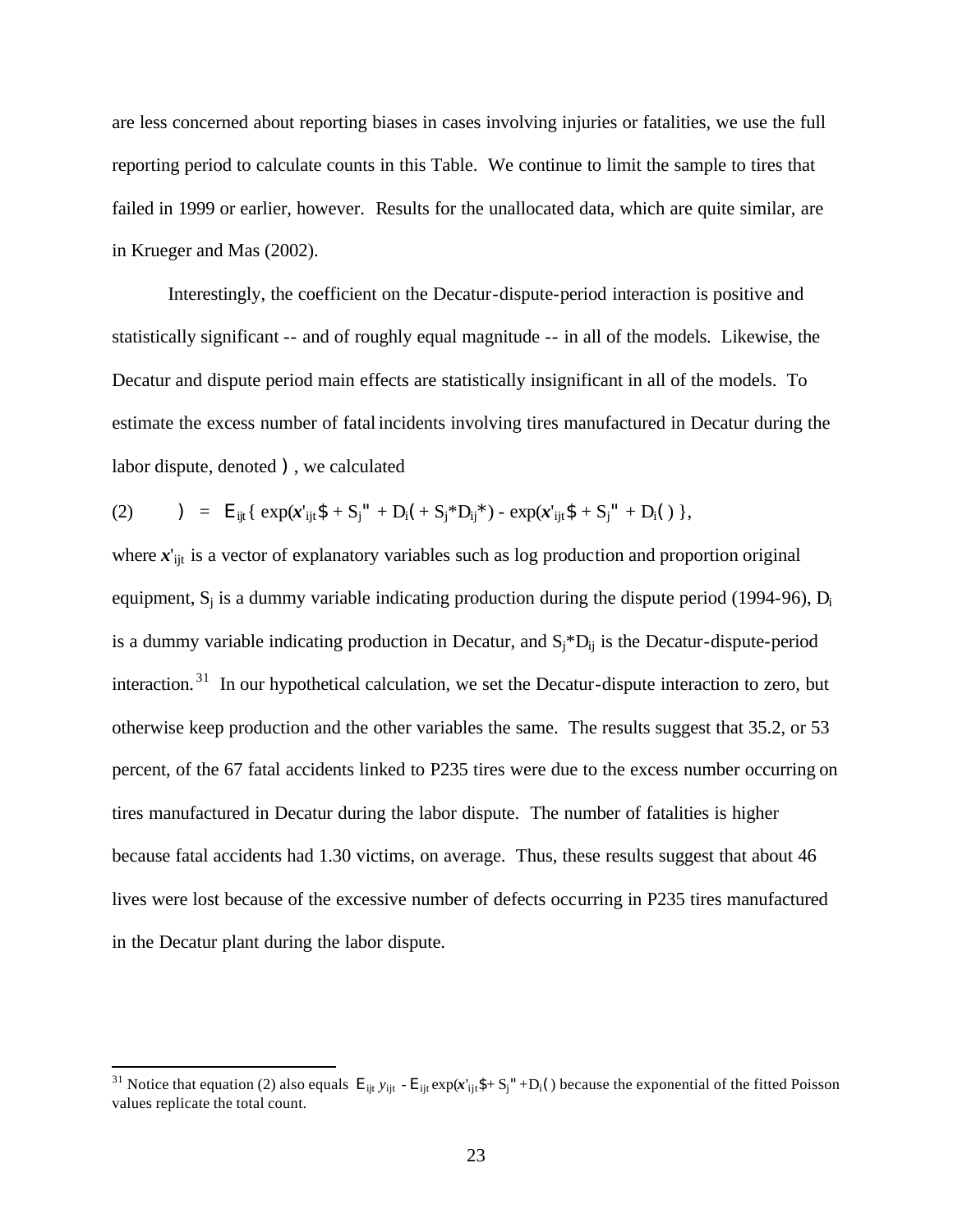are less concerned about reporting biases in cases involving injuries or fatalities, we use the full reporting period to calculate counts in this Table. We continue to limit the sample to tires that failed in 1999 or earlier, however. Results for the unallocated data, which are quite similar, are in Krueger and Mas (2002).

Interestingly, the coefficient on the Decatur-dispute-period interaction is positive and statistically significant -- and of roughly equal magnitude -- in all of the models. Likewise, the Decatur and dispute period main effects are statistically insignificant in all of the models. To estimate the excess number of fatal incidents involving tires manufactured in Decatur during the labor dispute, denoted $\Delta$, we calculated

$$(2) \qquad \Delta = \Sigma_{ijt} \{ \exp(\boldsymbol{x}'_{ijt}\beta + S_j\alpha + D_i\gamma + S_j{*}D_{ij}\delta) - \exp(\boldsymbol{x}'_{ijt}\beta + S_j\alpha + D_i\gamma) \},$$

where $\boldsymbol{x}'_{ijt}$ is a vector of explanatory variables such as log production and proportion original equipment, $S_j$ is a dummy variable indicating production during the dispute period (1994-96), $D_i$ is a dummy variable indicating production in Decatur, and $S_j{*}D_{ij}$ is the Decatur-dispute-period interaction.[31] In our hypothetical calculation, we set the Decatur-dispute interaction to zero, but otherwise keep production and the other variables the same. The results suggest that 35.2, or 53 percent, of the 67 fatal accidents linked to P235 tires were due to the excess number occurring on tires manufactured in Decatur during the labor dispute. The number of fatalities is higher because fatal accidents had 1.30 victims, on average. Thus, these results suggest that about 46 lives were lost because of the excessive number of defects occurring in P235 tires manufactured in the Decatur plant during the labor dispute.

---

[31] Notice that equation (2) also equals $\Sigma_{ijt}\, y_{ijt} - \Sigma_{ijt} \exp(\boldsymbol{x}'_{ijt}\beta + S_j\alpha + D_i\gamma)$ because the exponential of the fitted Poisson values replicate the total count.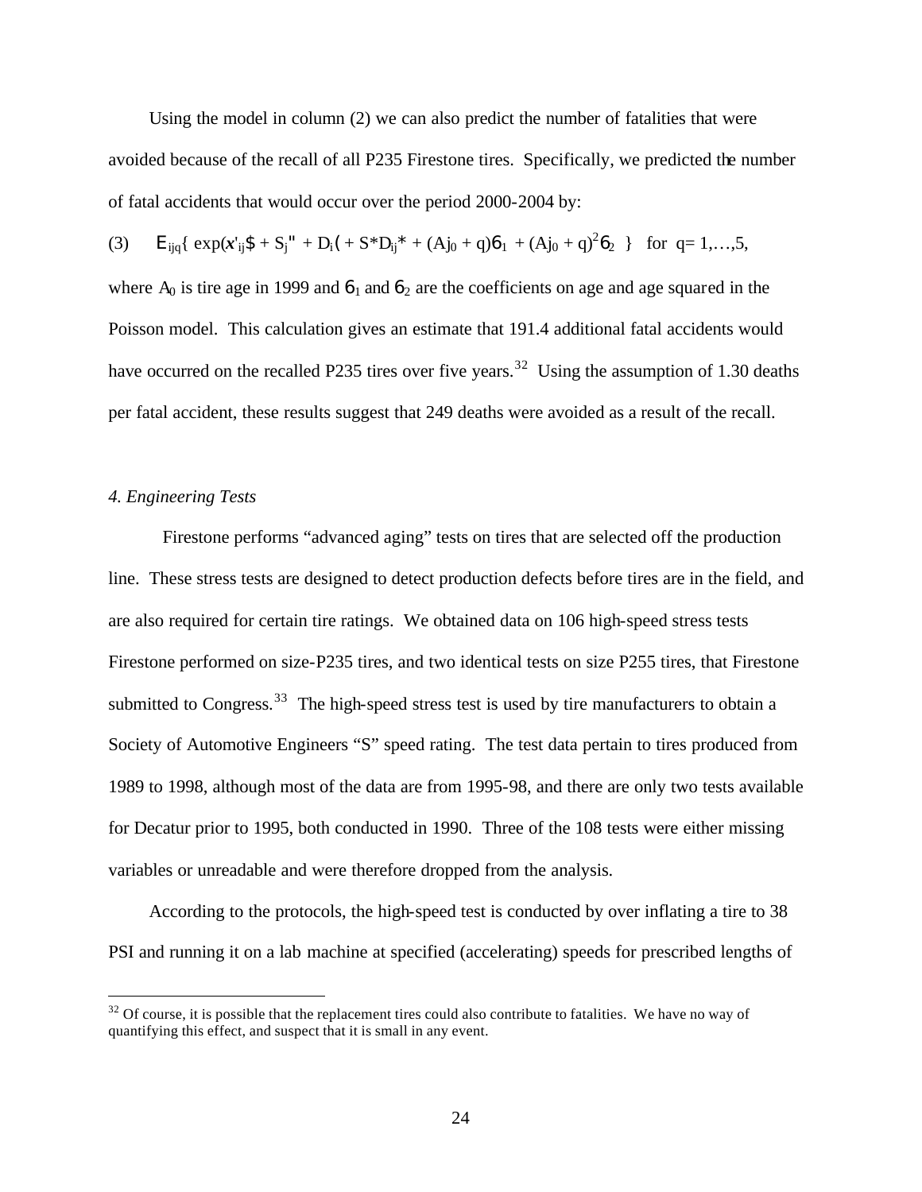Using the model in column (2) we can also predict the number of fatalities that were avoided because of the recall of all P235 Firestone tires. Specifically, we predicted the number of fatal accidents that would occur over the period 2000-2004 by:

$$(3) \quad E_{ijq}\{ \exp(x'_{ij}\beta + S_j\alpha + D_i\gamma + S*D_{ij}\delta + (A_{j0} + q)\theta_1 + (A_{j0} + q)^2\theta_2 \} \quad \text{for } q = 1,\ldots,5,$$

where $A_0$ is tire age in 1999 and $\theta_1$ and $\theta_2$ are the coefficients on age and age squared in the Poisson model. This calculation gives an estimate that 191.4 additional fatal accidents would have occurred on the recalled P235 tires over five years.[32] Using the assumption of 1.30 deaths per fatal accident, these results suggest that 249 deaths were avoided as a result of the recall.

*4. Engineering Tests*

Firestone performs "advanced aging" tests on tires that are selected off the production line. These stress tests are designed to detect production defects before tires are in the field, and are also required for certain tire ratings. We obtained data on 106 high-speed stress tests Firestone performed on size-P235 tires, and two identical tests on size P255 tires, that Firestone submitted to Congress.[33] The high-speed stress test is used by tire manufacturers to obtain a Society of Automotive Engineers "S" speed rating. The test data pertain to tires produced from 1989 to 1998, although most of the data are from 1995-98, and there are only two tests available for Decatur prior to 1995, both conducted in 1990. Three of the 108 tests were either missing variables or unreadable and were therefore dropped from the analysis.

According to the protocols, the high-speed test is conducted by over inflating a tire to 38 PSI and running it on a lab machine at specified (accelerating) speeds for prescribed lengths of

[32] Of course, it is possible that the replacement tires could also contribute to fatalities. We have no way of quantifying this effect, and suspect that it is small in any event.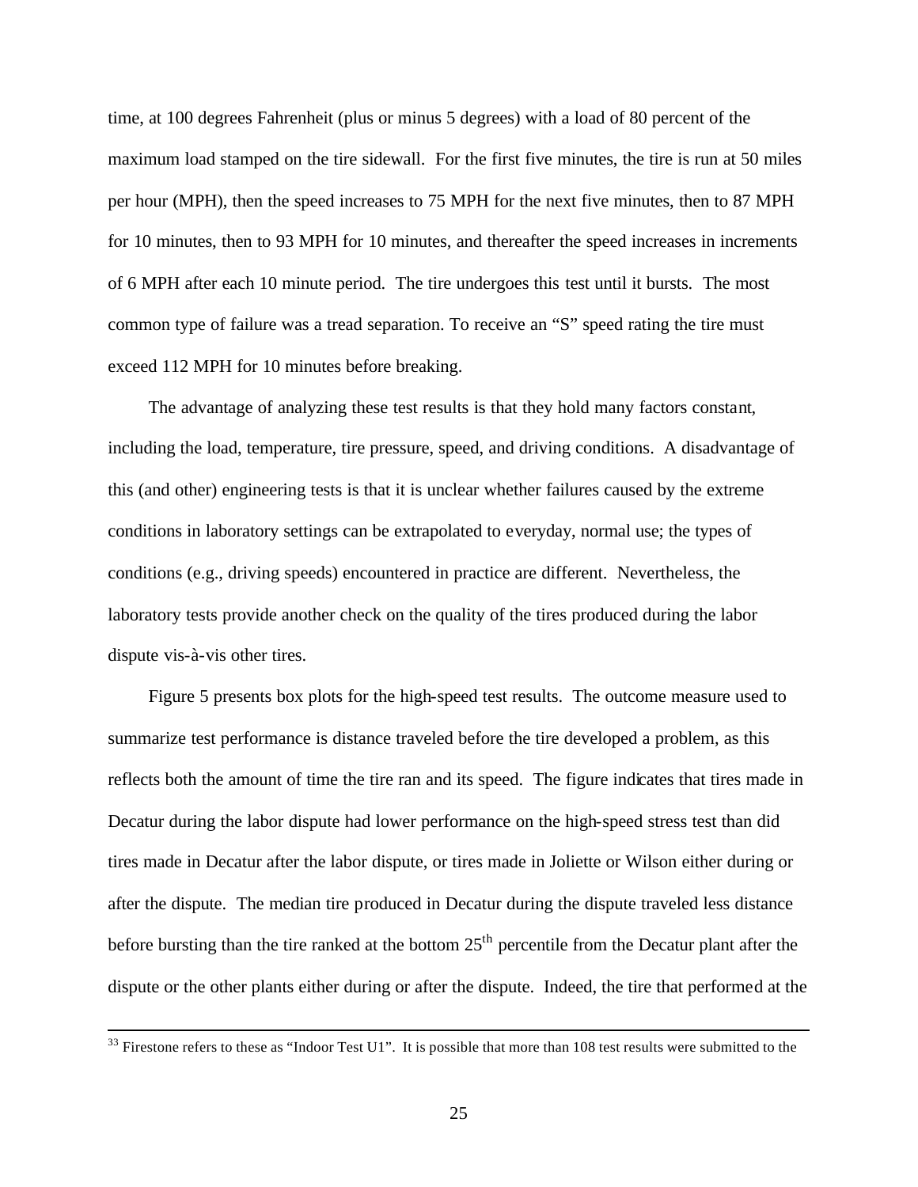time, at 100 degrees Fahrenheit (plus or minus 5 degrees) with a load of 80 percent of the maximum load stamped on the tire sidewall. For the first five minutes, the tire is run at 50 miles per hour (MPH), then the speed increases to 75 MPH for the next five minutes, then to 87 MPH for 10 minutes, then to 93 MPH for 10 minutes, and thereafter the speed increases in increments of 6 MPH after each 10 minute period. The tire undergoes this test until it bursts. The most common type of failure was a tread separation. To receive an "S" speed rating the tire must exceed 112 MPH for 10 minutes before breaking.

The advantage of analyzing these test results is that they hold many factors constant, including the load, temperature, tire pressure, speed, and driving conditions. A disadvantage of this (and other) engineering tests is that it is unclear whether failures caused by the extreme conditions in laboratory settings can be extrapolated to everyday, normal use; the types of conditions (e.g., driving speeds) encountered in practice are different. Nevertheless, the laboratory tests provide another check on the quality of the tires produced during the labor dispute vis-à-vis other tires.

Figure 5 presents box plots for the high-speed test results. The outcome measure used to summarize test performance is distance traveled before the tire developed a problem, as this reflects both the amount of time the tire ran and its speed. The figure indicates that tires made in Decatur during the labor dispute had lower performance on the high-speed stress test than did tires made in Decatur after the labor dispute, or tires made in Joliette or Wilson either during or after the dispute. The median tire produced in Decatur during the dispute traveled less distance before bursting than the tire ranked at the bottom 25th percentile from the Decatur plant after the dispute or the other plants either during or after the dispute. Indeed, the tire that performed at the

[33] Firestone refers to these as "Indoor Test U1". It is possible that more than 108 test results were submitted to the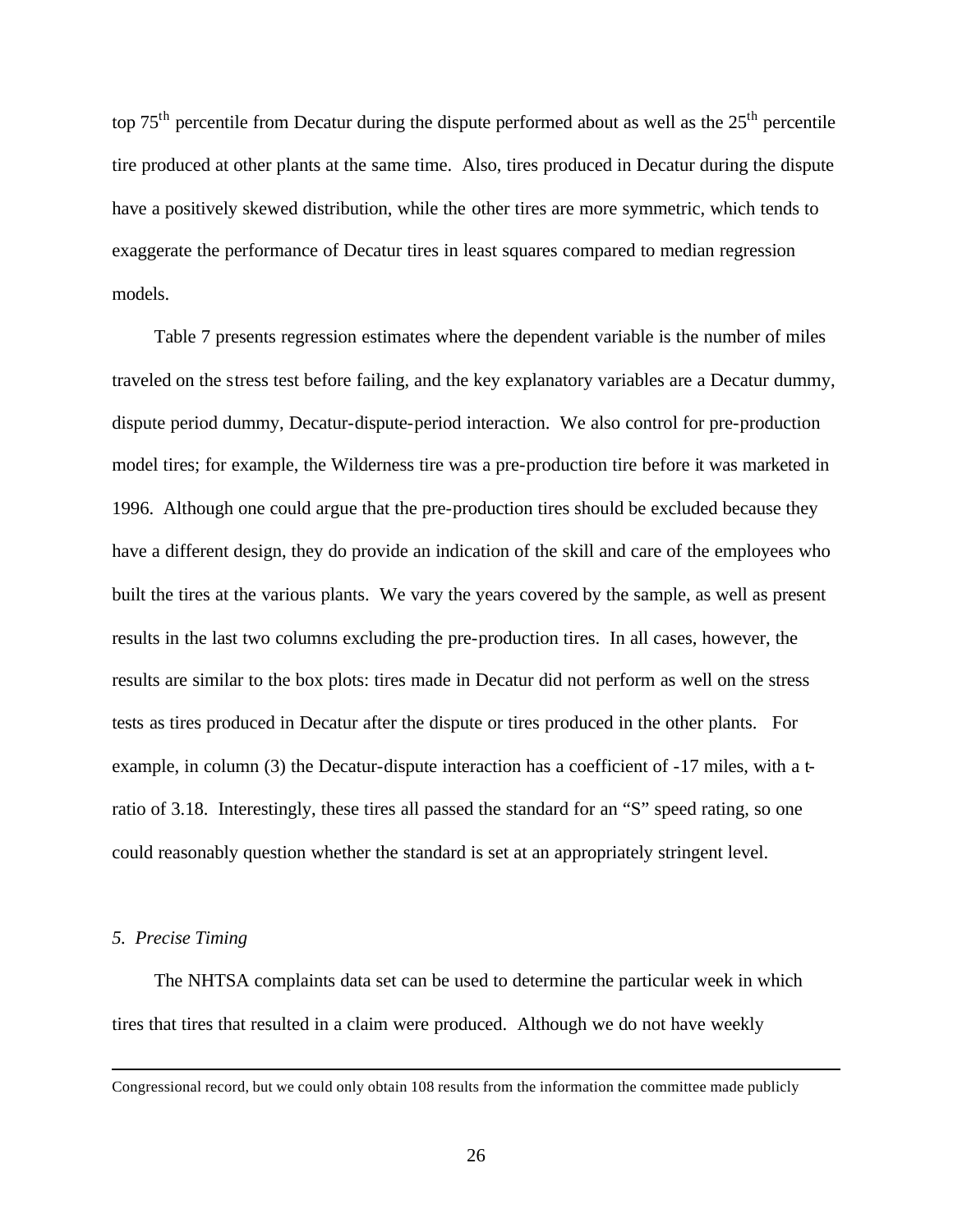top 75th percentile from Decatur during the dispute performed about as well as the 25th percentile tire produced at other plants at the same time. Also, tires produced in Decatur during the dispute have a positively skewed distribution, while the other tires are more symmetric, which tends to exaggerate the performance of Decatur tires in least squares compared to median regression models.

Table 7 presents regression estimates where the dependent variable is the number of miles traveled on the stress test before failing, and the key explanatory variables are a Decatur dummy, dispute period dummy, Decatur-dispute-period interaction. We also control for pre-production model tires; for example, the Wilderness tire was a pre-production tire before it was marketed in 1996. Although one could argue that the pre-production tires should be excluded because they have a different design, they do provide an indication of the skill and care of the employees who built the tires at the various plants. We vary the years covered by the sample, as well as present results in the last two columns excluding the pre-production tires. In all cases, however, the results are similar to the box plots: tires made in Decatur did not perform as well on the stress tests as tires produced in Decatur after the dispute or tires produced in the other plants. For example, in column (3) the Decatur-dispute interaction has a coefficient of -17 miles, with a t-ratio of 3.18. Interestingly, these tires all passed the standard for an "S" speed rating, so one could reasonably question whether the standard is set at an appropriately stringent level.

*5. Precise Timing*

The NHTSA complaints data set can be used to determine the particular week in which tires that tires that resulted in a claim were produced. Although we do not have weekly

---

Congressional record, but we could only obtain 108 results from the information the committee made publicly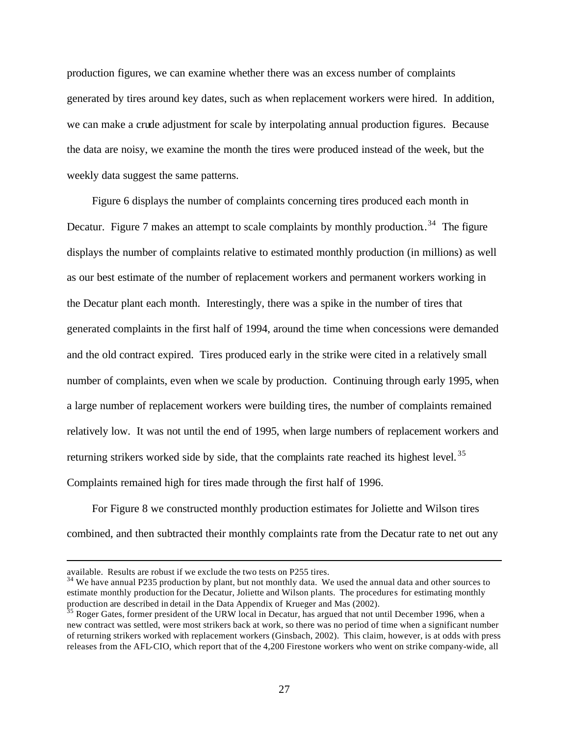production figures, we can examine whether there was an excess number of complaints generated by tires around key dates, such as when replacement workers were hired. In addition, we can make a crude adjustment for scale by interpolating annual production figures. Because the data are noisy, we examine the month the tires were produced instead of the week, but the weekly data suggest the same patterns.

Figure 6 displays the number of complaints concerning tires produced each month in Decatur. Figure 7 makes an attempt to scale complaints by monthly production.[34] The figure displays the number of complaints relative to estimated monthly production (in millions) as well as our best estimate of the number of replacement workers and permanent workers working in the Decatur plant each month. Interestingly, there was a spike in the number of tires that generated complaints in the first half of 1994, around the time when concessions were demanded and the old contract expired. Tires produced early in the strike were cited in a relatively small number of complaints, even when we scale by production. Continuing through early 1995, when a large number of replacement workers were building tires, the number of complaints remained relatively low. It was not until the end of 1995, when large numbers of replacement workers and returning strikers worked side by side, that the complaints rate reached its highest level.[35] Complaints remained high for tires made through the first half of 1996.

For Figure 8 we constructed monthly production estimates for Joliette and Wilson tires combined, and then subtracted their monthly complaints rate from the Decatur rate to net out any

---

available. Results are robust if we exclude the two tests on P255 tires.

[34] We have annual P235 production by plant, but not monthly data. We used the annual data and other sources to estimate monthly production for the Decatur, Joliette and Wilson plants. The procedures for estimating monthly production are described in detail in the Data Appendix of Krueger and Mas (2002).

[35] Roger Gates, former president of the URW local in Decatur, has argued that not until December 1996, when a new contract was settled, were most strikers back at work, so there was no period of time when a significant number of returning strikers worked with replacement workers (Ginsbach, 2002). This claim, however, is at odds with press releases from the AFL-CIO, which report that of the 4,200 Firestone workers who went on strike company-wide, all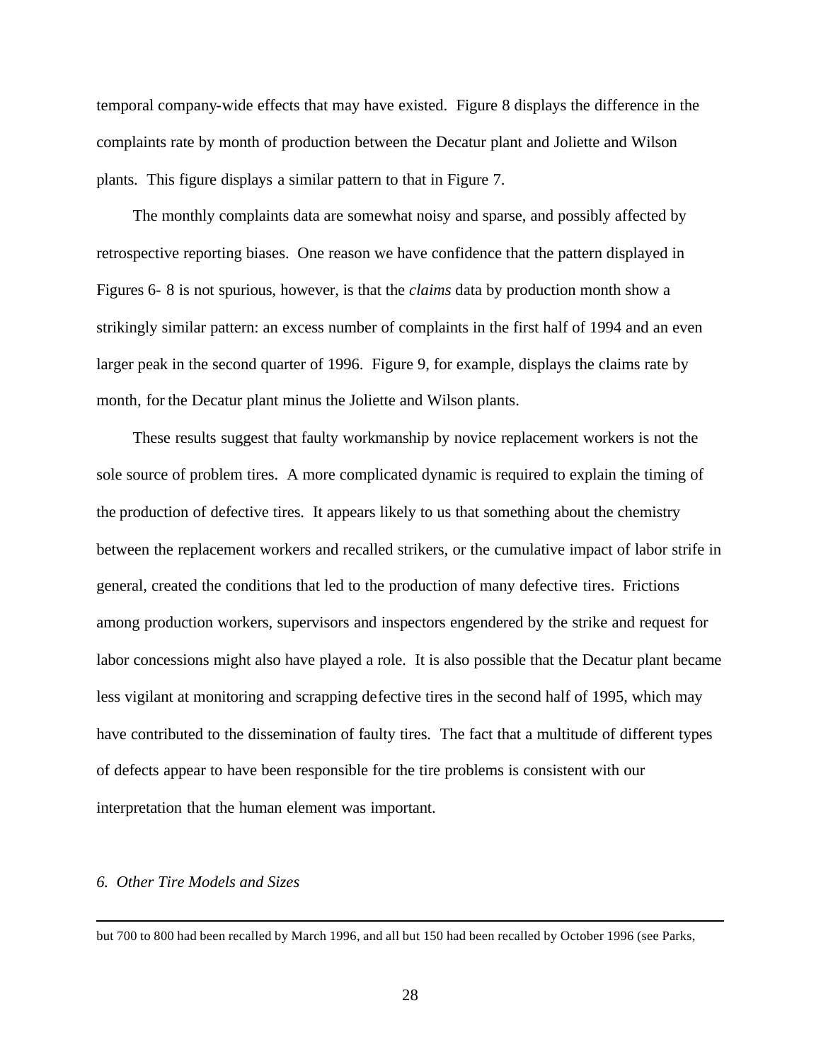temporal company-wide effects that may have existed. Figure 8 displays the difference in the complaints rate by month of production between the Decatur plant and Joliette and Wilson plants. This figure displays a similar pattern to that in Figure 7.

The monthly complaints data are somewhat noisy and sparse, and possibly affected by retrospective reporting biases. One reason we have confidence that the pattern displayed in Figures 6- 8 is not spurious, however, is that the *claims* data by production month show a strikingly similar pattern: an excess number of complaints in the first half of 1994 and an even larger peak in the second quarter of 1996. Figure 9, for example, displays the claims rate by month, for the Decatur plant minus the Joliette and Wilson plants.

These results suggest that faulty workmanship by novice replacement workers is not the sole source of problem tires. A more complicated dynamic is required to explain the timing of the production of defective tires. It appears likely to us that something about the chemistry between the replacement workers and recalled strikers, or the cumulative impact of labor strife in general, created the conditions that led to the production of many defective tires. Frictions among production workers, supervisors and inspectors engendered by the strike and request for labor concessions might also have played a role. It is also possible that the Decatur plant became less vigilant at monitoring and scrapping defective tires in the second half of 1995, which may have contributed to the dissemination of faulty tires. The fact that a multitude of different types of defects appear to have been responsible for the tire problems is consistent with our interpretation that the human element was important.

### *6. Other Tire Models and Sizes*

but 700 to 800 had been recalled by March 1996, and all but 150 had been recalled by October 1996 (see Parks,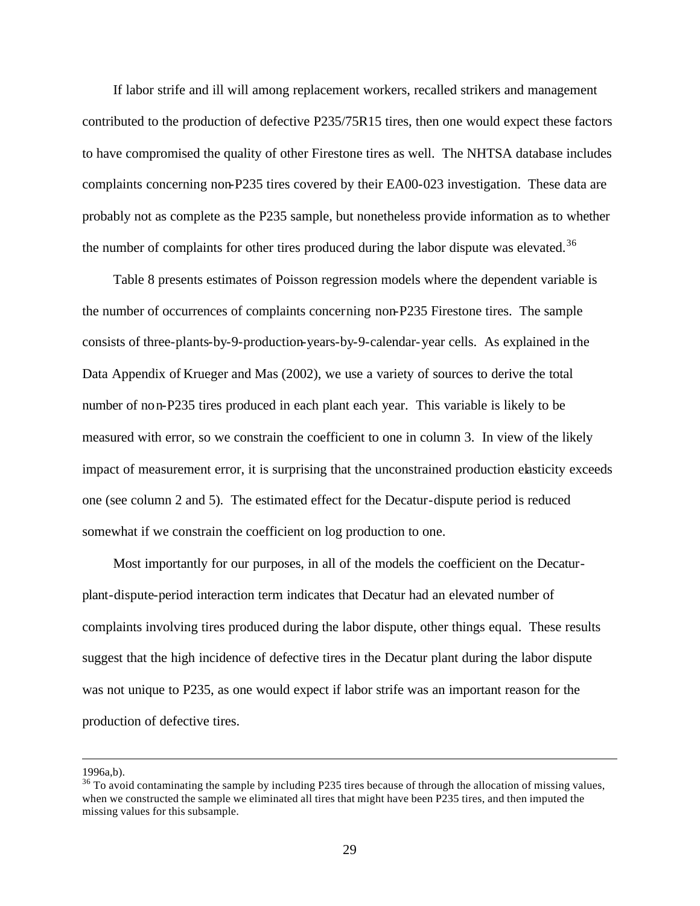If labor strife and ill will among replacement workers, recalled strikers and management contributed to the production of defective P235/75R15 tires, then one would expect these factors to have compromised the quality of other Firestone tires as well. The NHTSA database includes complaints concerning non-P235 tires covered by their EA00-023 investigation. These data are probably not as complete as the P235 sample, but nonetheless provide information as to whether the number of complaints for other tires produced during the labor dispute was elevated.[36]

Table 8 presents estimates of Poisson regression models where the dependent variable is the number of occurrences of complaints concerning non-P235 Firestone tires. The sample consists of three-plants-by-9-production-years-by-9-calendar-year cells. As explained in the Data Appendix of Krueger and Mas (2002), we use a variety of sources to derive the total number of non-P235 tires produced in each plant each year. This variable is likely to be measured with error, so we constrain the coefficient to one in column 3. In view of the likely impact of measurement error, it is surprising that the unconstrained production elasticity exceeds one (see column 2 and 5). The estimated effect for the Decatur-dispute period is reduced somewhat if we constrain the coefficient on log production to one.

Most importantly for our purposes, in all of the models the coefficient on the Decatur-plant-dispute-period interaction term indicates that Decatur had an elevated number of complaints involving tires produced during the labor dispute, other things equal. These results suggest that the high incidence of defective tires in the Decatur plant during the labor dispute was not unique to P235, as one would expect if labor strife was an important reason for the production of defective tires.

---

1996a,b).

[36] To avoid contaminating the sample by including P235 tires because of through the allocation of missing values, when we constructed the sample we eliminated all tires that might have been P235 tires, and then imputed the missing values for this subsample.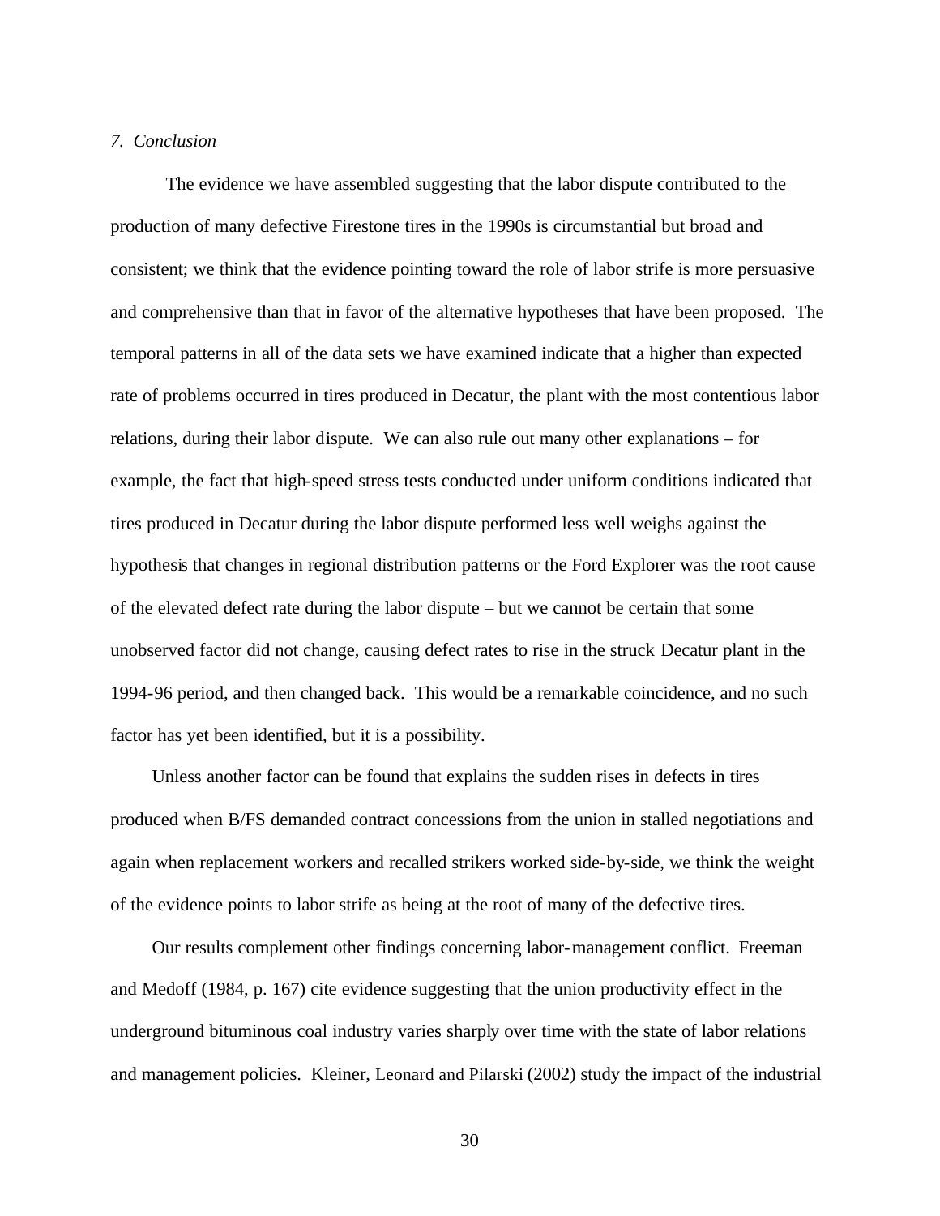*7. Conclusion*

The evidence we have assembled suggesting that the labor dispute contributed to the production of many defective Firestone tires in the 1990s is circumstantial but broad and consistent; we think that the evidence pointing toward the role of labor strife is more persuasive and comprehensive than that in favor of the alternative hypotheses that have been proposed. The temporal patterns in all of the data sets we have examined indicate that a higher than expected rate of problems occurred in tires produced in Decatur, the plant with the most contentious labor relations, during their labor dispute. We can also rule out many other explanations – for example, the fact that high-speed stress tests conducted under uniform conditions indicated that tires produced in Decatur during the labor dispute performed less well weighs against the hypothesis that changes in regional distribution patterns or the Ford Explorer was the root cause of the elevated defect rate during the labor dispute – but we cannot be certain that some unobserved factor did not change, causing defect rates to rise in the struck Decatur plant in the 1994-96 period, and then changed back. This would be a remarkable coincidence, and no such factor has yet been identified, but it is a possibility.

Unless another factor can be found that explains the sudden rises in defects in tires produced when B/FS demanded contract concessions from the union in stalled negotiations and again when replacement workers and recalled strikers worked side-by-side, we think the weight of the evidence points to labor strife as being at the root of many of the defective tires.

Our results complement other findings concerning labor-management conflict. Freeman and Medoff (1984, p. 167) cite evidence suggesting that the union productivity effect in the underground bituminous coal industry varies sharply over time with the state of labor relations and management policies. Kleiner, Leonard and Pilarski (2002) study the impact of the industrial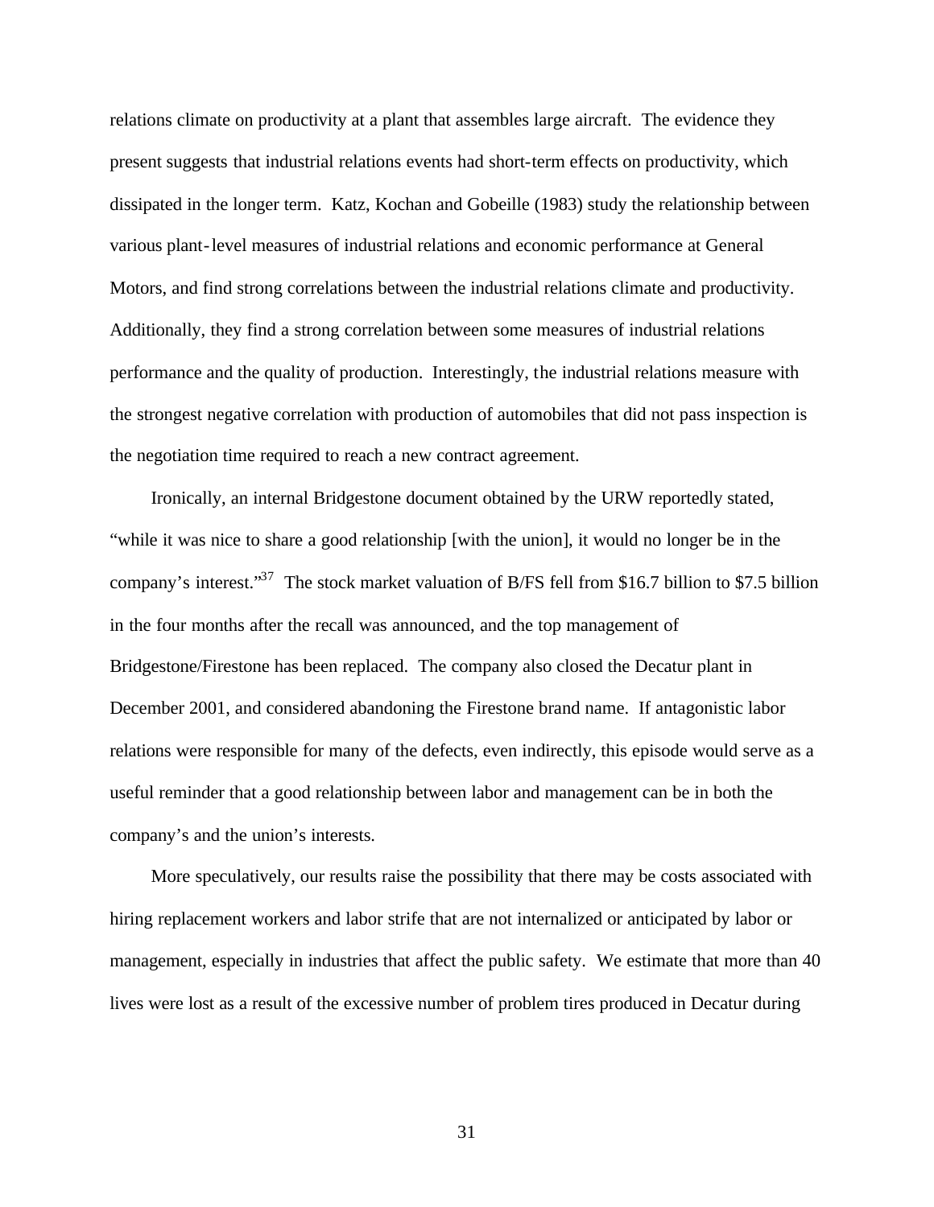relations climate on productivity at a plant that assembles large aircraft. The evidence they present suggests that industrial relations events had short-term effects on productivity, which dissipated in the longer term. Katz, Kochan and Gobeille (1983) study the relationship between various plant-level measures of industrial relations and economic performance at General Motors, and find strong correlations between the industrial relations climate and productivity. Additionally, they find a strong correlation between some measures of industrial relations performance and the quality of production. Interestingly, the industrial relations measure with the strongest negative correlation with production of automobiles that did not pass inspection is the negotiation time required to reach a new contract agreement.

Ironically, an internal Bridgestone document obtained by the URW reportedly stated, "while it was nice to share a good relationship [with the union], it would no longer be in the company's interest."[37] The stock market valuation of B/FS fell from $16.7 billion to $7.5 billion in the four months after the recall was announced, and the top management of Bridgestone/Firestone has been replaced. The company also closed the Decatur plant in December 2001, and considered abandoning the Firestone brand name. If antagonistic labor relations were responsible for many of the defects, even indirectly, this episode would serve as a useful reminder that a good relationship between labor and management can be in both the company's and the union's interests.

More speculatively, our results raise the possibility that there may be costs associated with hiring replacement workers and labor strife that are not internalized or anticipated by labor or management, especially in industries that affect the public safety. We estimate that more than 40 lives were lost as a result of the excessive number of problem tires produced in Decatur during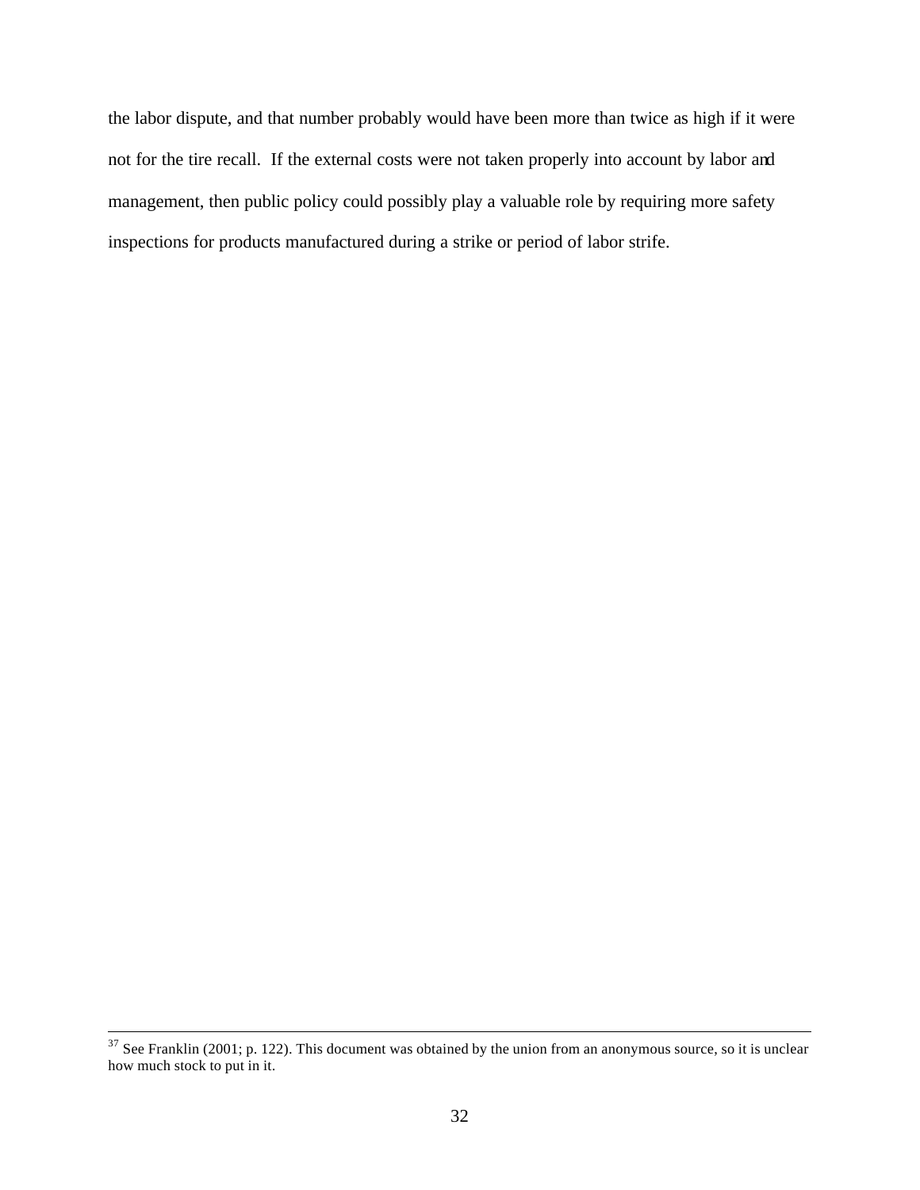the labor dispute, and that number probably would have been more than twice as high if it were not for the tire recall. If the external costs were not taken properly into account by labor and management, then public policy could possibly play a valuable role by requiring more safety inspections for products manufactured during a strike or period of labor strife.

[37] See Franklin (2001; p. 122). This document was obtained by the union from an anonymous source, so it is unclear how much stock to put in it.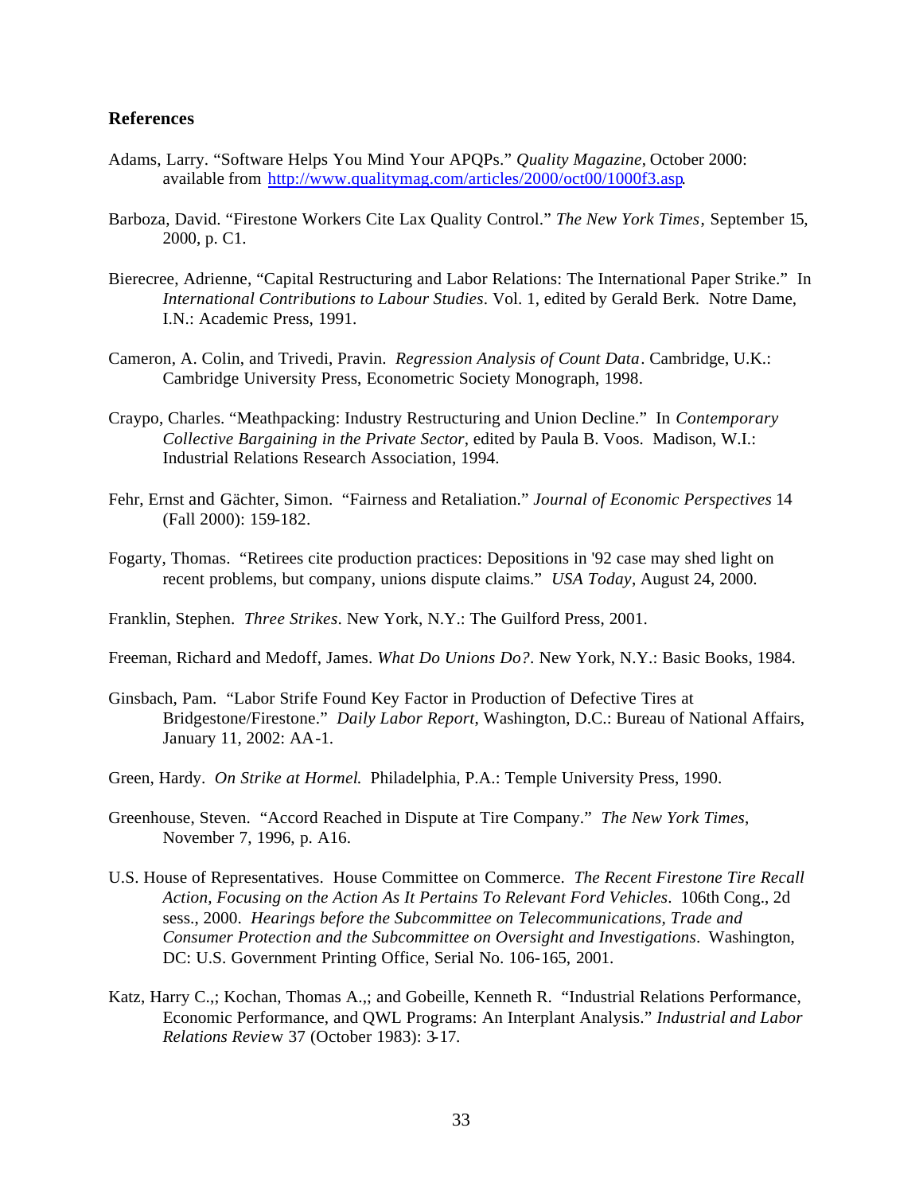**References**

Adams, Larry. "Software Helps You Mind Your APQPs." *Quality Magazine*, October 2000: available from [http://www.qualitymag.com/articles/2000/oct00/1000f3.asp](http://www.qualitymag.com/articles/2000/oct00/1000f3.asp).

Barboza, David. "Firestone Workers Cite Lax Quality Control." *The New York Times*, September 15, 2000, p. C1.

Bierecree, Adrienne, "Capital Restructuring and Labor Relations: The International Paper Strike." In *International Contributions to Labour Studies*. Vol. 1, edited by Gerald Berk. Notre Dame, I.N.: Academic Press, 1991.

Cameron, A. Colin, and Trivedi, Pravin. *Regression Analysis of Count Data*. Cambridge, U.K.: Cambridge University Press, Econometric Society Monograph, 1998.

Craypo, Charles. "Meathpacking: Industry Restructuring and Union Decline." In *Contemporary Collective Bargaining in the Private Sector*, edited by Paula B. Voos. Madison, W.I.: Industrial Relations Research Association, 1994.

Fehr, Ernst and Gächter, Simon. "Fairness and Retaliation." *Journal of Economic Perspectives* 14 (Fall 2000): 159-182.

Fogarty, Thomas. "Retirees cite production practices: Depositions in '92 case may shed light on recent problems, but company, unions dispute claims." *USA Today*, August 24, 2000.

Franklin, Stephen. *Three Strikes*. New York, N.Y.: The Guilford Press, 2001.

Freeman, Richard and Medoff, James. *What Do Unions Do?*. New York, N.Y.: Basic Books, 1984.

Ginsbach, Pam. "Labor Strife Found Key Factor in Production of Defective Tires at Bridgestone/Firestone." *Daily Labor Report*, Washington, D.C.: Bureau of National Affairs, January 11, 2002: AA-1.

Green, Hardy. *On Strike at Hormel.* Philadelphia, P.A.: Temple University Press, 1990.

Greenhouse, Steven. "Accord Reached in Dispute at Tire Company." *The New York Times*, November 7, 1996, p. A16.

U.S. House of Representatives. House Committee on Commerce. *The Recent Firestone Tire Recall Action, Focusing on the Action As It Pertains To Relevant Ford Vehicles*. 106th Cong., 2d sess., 2000. *Hearings before the Subcommittee on Telecommunications, Trade and Consumer Protection and the Subcommittee on Oversight and Investigations*. Washington, DC: U.S. Government Printing Office, Serial No. 106-165, 2001.

Katz, Harry C.,; Kochan, Thomas A.,; and Gobeille, Kenneth R. "Industrial Relations Performance, Economic Performance, and QWL Programs: An Interplant Analysis." *Industrial and Labor Relations Review* 37 (October 1983): 3-17.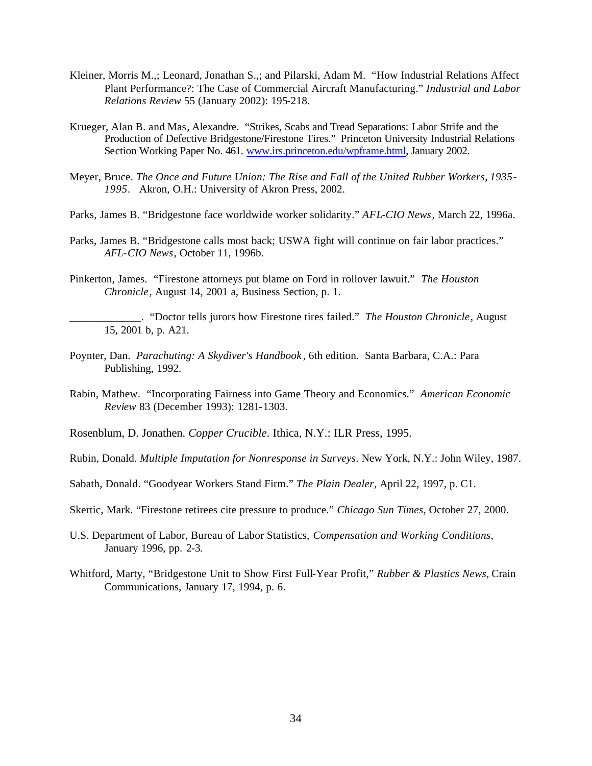Kleiner, Morris M.,; Leonard, Jonathan S.,; and Pilarski, Adam M. "How Industrial Relations Affect Plant Performance?: The Case of Commercial Aircraft Manufacturing." *Industrial and Labor Relations Review* 55 (January 2002): 195-218.

Krueger, Alan B. and Mas, Alexandre. "Strikes, Scabs and Tread Separations: Labor Strife and the Production of Defective Bridgestone/Firestone Tires." Princeton University Industrial Relations Section Working Paper No. 461. www.irs.princeton.edu/wpframe.html, January 2002.

Meyer, Bruce. *The Once and Future Union: The Rise and Fall of the United Rubber Workers, 1935-1995*. Akron, O.H.: University of Akron Press, 2002.

Parks, James B. "Bridgestone face worldwide worker solidarity." *AFL-CIO News*, March 22, 1996a.

Parks, James B. "Bridgestone calls most back; USWA fight will continue on fair labor practices." *AFL-CIO News*, October 11, 1996b.

Pinkerton, James. "Firestone attorneys put blame on Ford in rollover lawuit." *The Houston Chronicle*, August 14, 2001 a, Business Section, p. 1.

_____________. "Doctor tells jurors how Firestone tires failed." *The Houston Chronicle*, August 15, 2001 b, p. A21.

Poynter, Dan. *Parachuting: A Skydiver's Handbook*, 6th edition. Santa Barbara, C.A.: Para Publishing, 1992.

Rabin, Mathew. "Incorporating Fairness into Game Theory and Economics." *American Economic Review* 83 (December 1993): 1281-1303.

Rosenblum, D. Jonathen. *Copper Crucible*. Ithica, N.Y.: ILR Press, 1995.

Rubin, Donald. *Multiple Imputation for Nonresponse in Surveys*. New York, N.Y.: John Wiley, 1987.

Sabath, Donald. "Goodyear Workers Stand Firm." *The Plain Dealer*, April 22, 1997, p. C1.

Skertic, Mark. "Firestone retirees cite pressure to produce." *Chicago Sun Times*, October 27, 2000.

U.S. Department of Labor, Bureau of Labor Statistics, *Compensation and Working Conditions*, January 1996, pp. 2-3.

Whitford, Marty, "Bridgestone Unit to Show First Full-Year Profit," *Rubber & Plastics News*, Crain Communications, January 17, 1994, p. 6.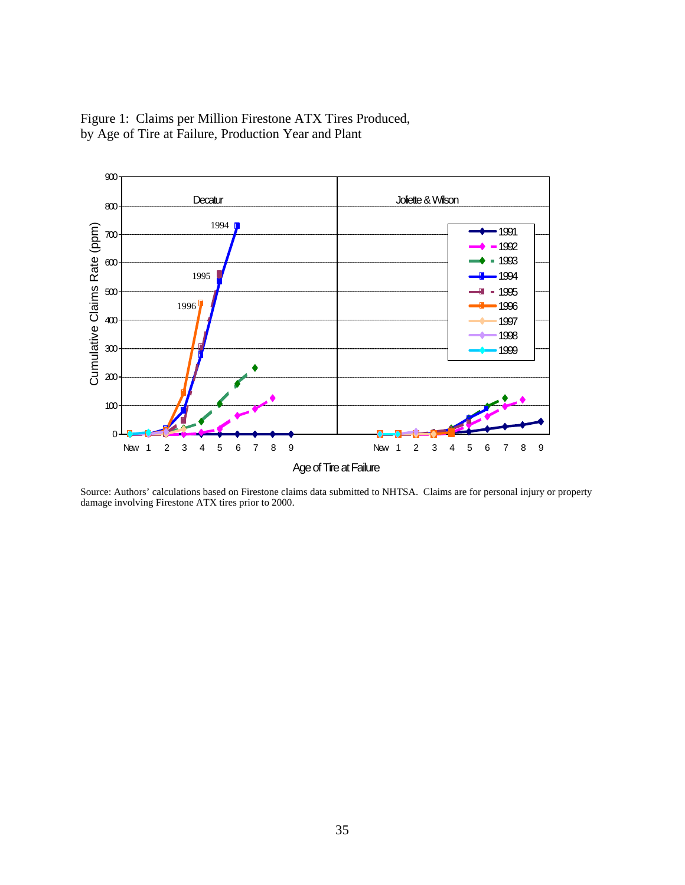Figure 1: Claims per Million Firestone ATX Tires Produced, by Age of Tire at Failure, Production Year and Plant

Decatur

Joliette & Wilson

Cumulative Claims Rate (ppm)

900
800
700
600
500
400
300
200
100
0

1994
1995
1996

1991
1992
1993
1994
1995
1996
1997
1998
1999

New 1 2 3 4 5 6 7 8 9

New 1 2 3 4 5 6 7 8 9

Age of Tire at Failure

Source: Authors' calculations based on Firestone claims data submitted to NHTSA. Claims are for personal injury or property damage involving Firestone ATX tires prior to 2000.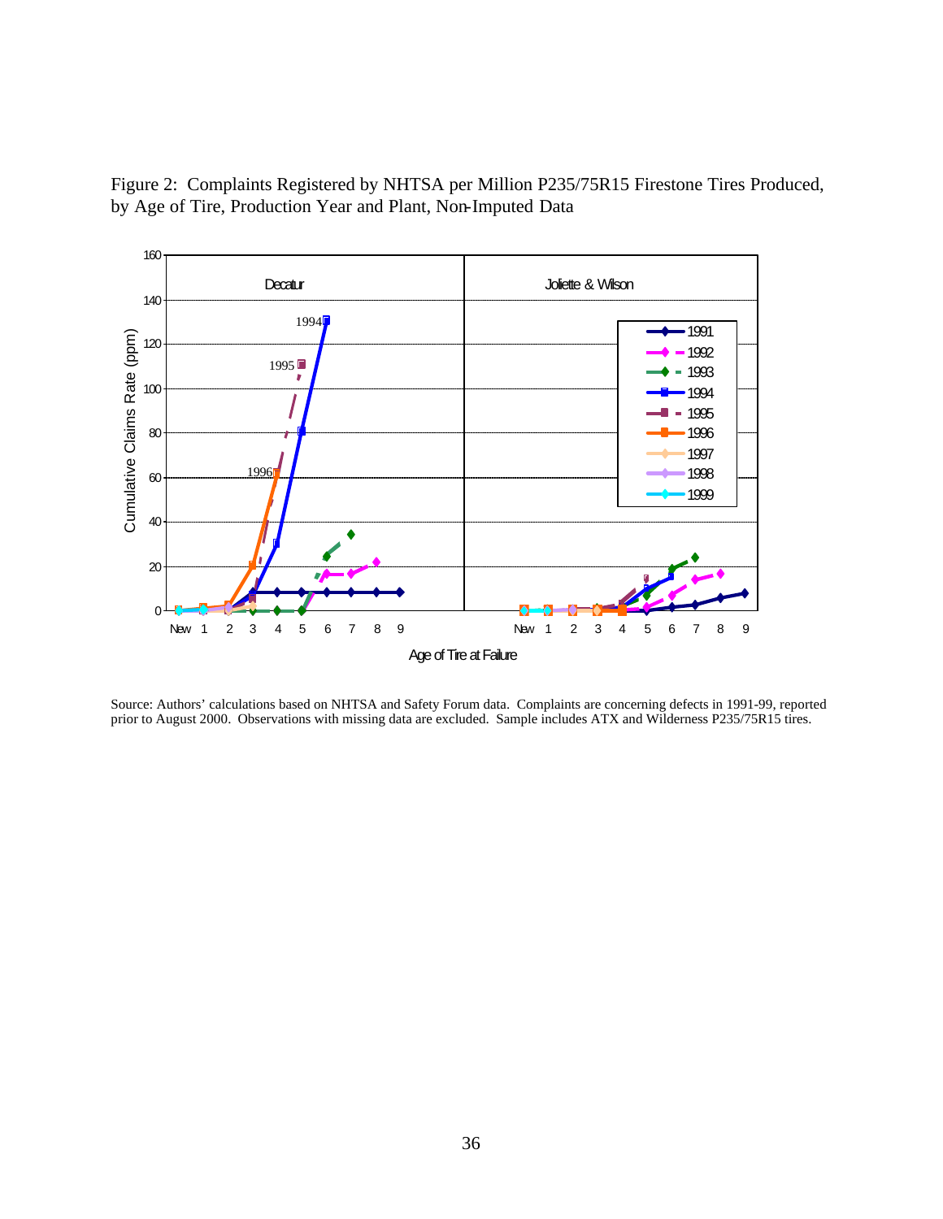Figure 2: Complaints Registered by NHTSA per Million P235/75R15 Firestone Tires Produced, by Age of Tire, Production Year and Plant, Non-Imputed Data

Decatur

Joliette & Wilson

Cumulative Claims Rate (ppm)

160
140
120
100
80
60
40
20
0

1994
1995
1996

New 1 2 3 4 5 6 7 8 9

New 1 2 3 4 5 6 7 8 9

Age of Tire at Failure

1991
1992
1993
1994
1995
1996
1997
1998
1999

Source: Authors' calculations based on NHTSA and Safety Forum data. Complaints are concerning defects in 1991-99, reported prior to August 2000. Observations with missing data are excluded. Sample includes ATX and Wilderness P235/75R15 tires.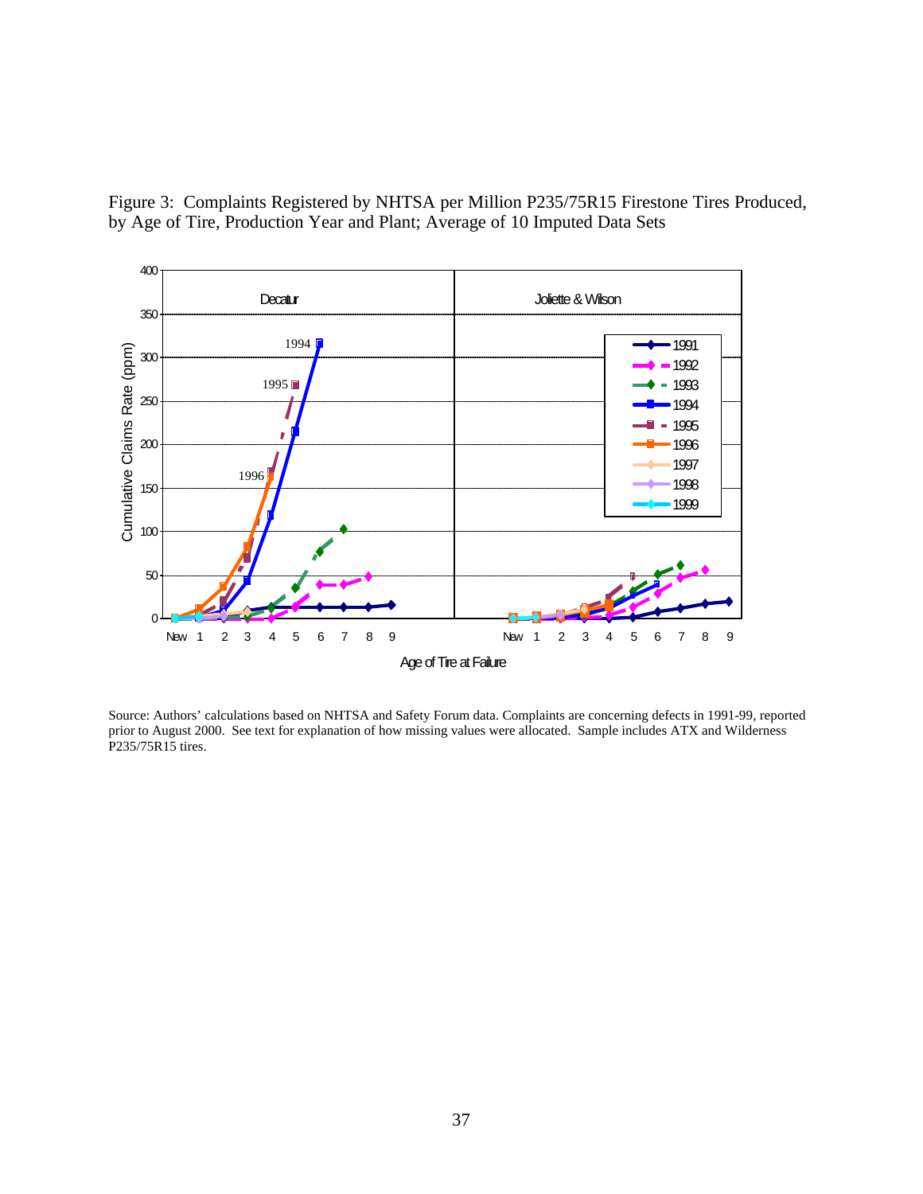Figure 3: Complaints Registered by NHTSA per Million P235/75R15 Firestone Tires Produced, by Age of Tire, Production Year and Plant; Average of 10 Imputed Data Sets

Source: Authors' calculations based on NHTSA and Safety Forum data. Complaints are concerning defects in 1991-99, reported prior to August 2000. See text for explanation of how missing values were allocated. Sample includes ATX and Wilderness P235/75R15 tires.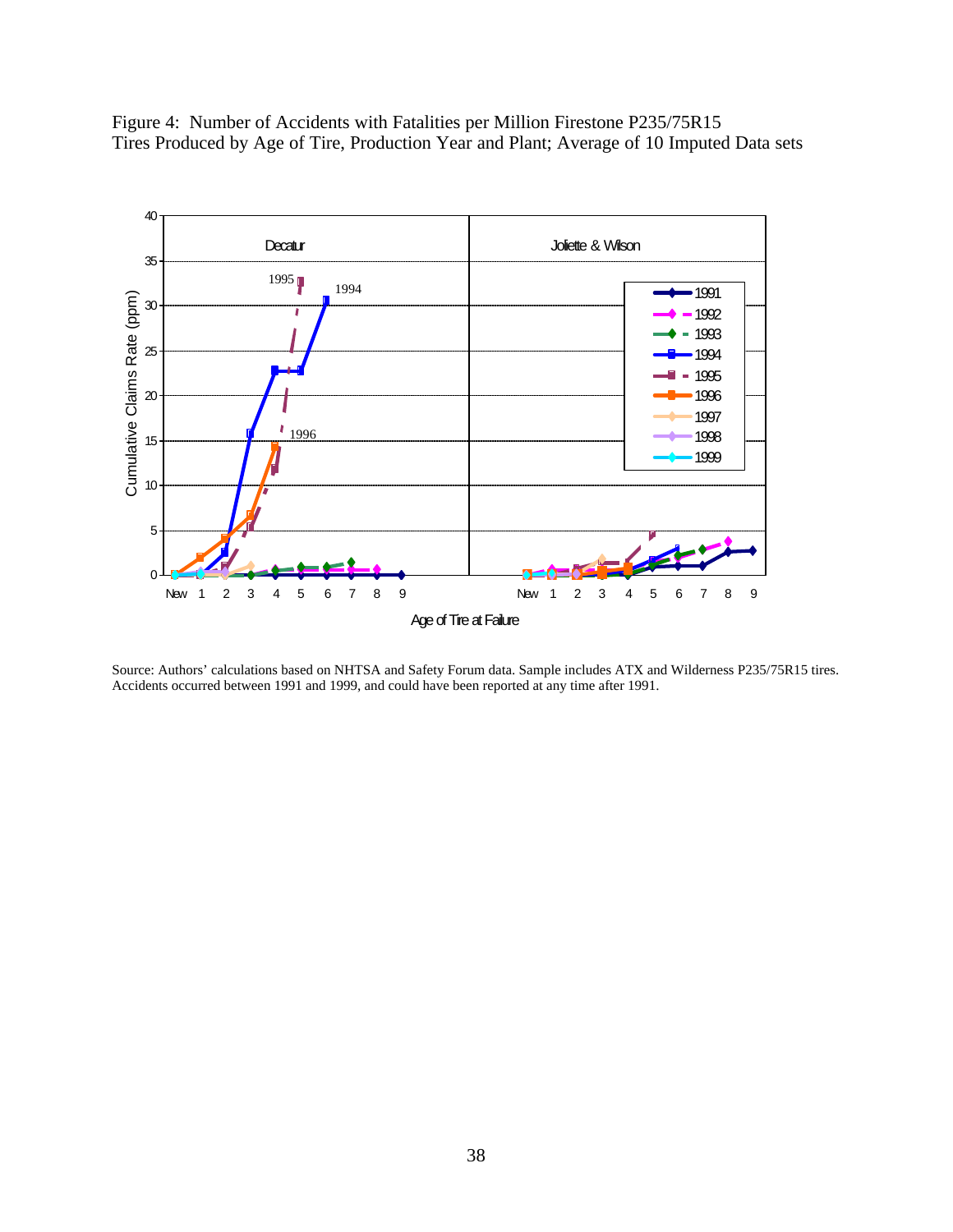Figure 4: Number of Accidents with Fatalities per Million Firestone P235/75R15 Tires Produced by Age of Tire, Production Year and Plant; Average of 10 Imputed Data sets

Decatur

Joliette & Wilson

Cumulative Claims Rate (ppm)

40
35
30
25
20
15
10
5
0

1995
1994
1996

New 1 2 3 4 5 6 7 8 9

New 1 2 3 4 5 6 7 8 9

Age of Tire at Failure

1991
1992
1993
1994
1995
1996
1997
1998
1999

Source: Authors' calculations based on NHTSA and Safety Forum data. Sample includes ATX and Wilderness P235/75R15 tires. Accidents occurred between 1991 and 1999, and could have been reported at any time after 1991.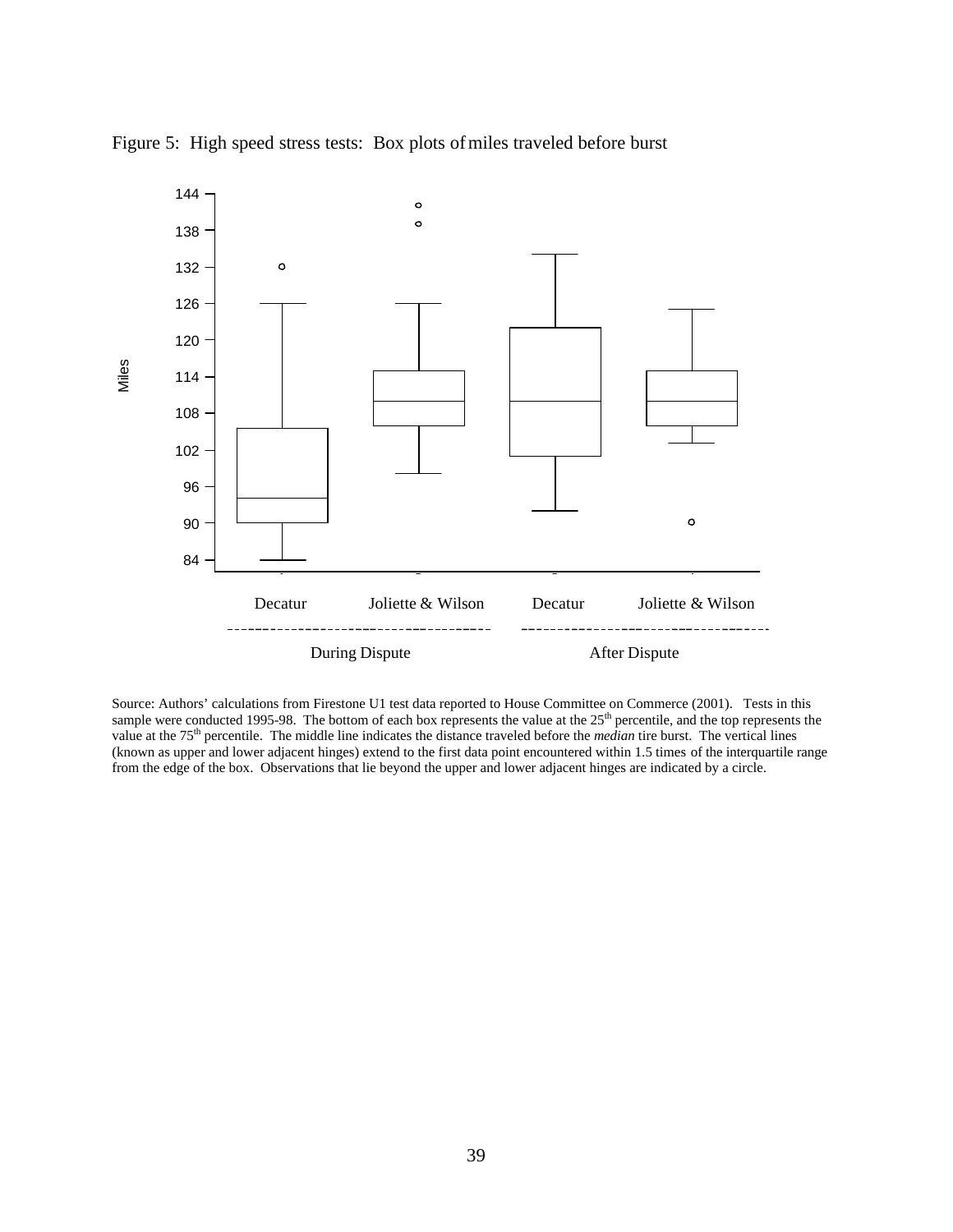Figure 5: High speed stress tests: Box plots of miles traveled before burst

Source: Authors' calculations from Firestone U1 test data reported to House Committee on Commerce (2001). Tests in this sample were conducted 1995-98. The bottom of each box represents the value at the 25th percentile, and the top represents the value at the 75th percentile. The middle line indicates the distance traveled before the *median* tire burst. The vertical lines (known as upper and lower adjacent hinges) extend to the first data point encountered within 1.5 times of the interquartile range from the edge of the box. Observations that lie beyond the upper and lower adjacent hinges are indicated by a circle.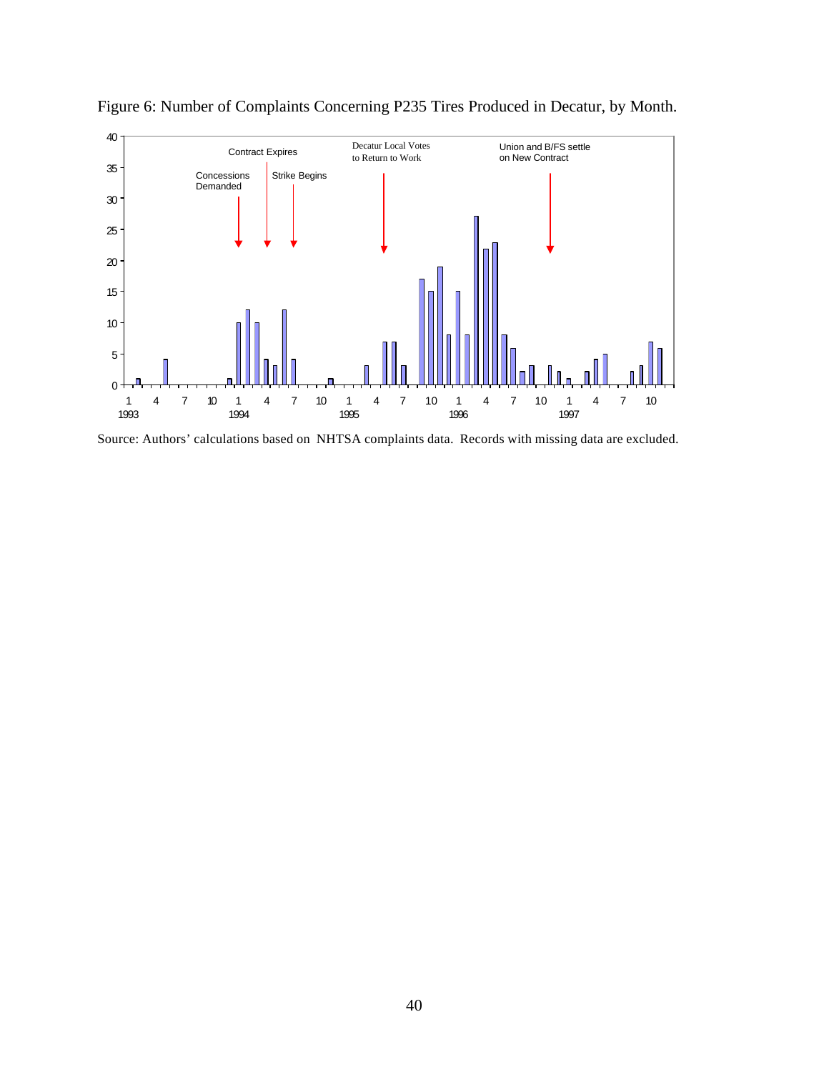Figure 6: Number of Complaints Concerning P235 Tires Produced in Decatur, by Month.

Contract Expires

Concessions Demanded

Strike Begins

Decatur Local Votes to Return to Work

Union and B/FS settle on New Contract

0
5
10
15
20
25
30
35
40

1 4 7 10 1 4 7 10 1 4 7 10 1 4 7 10 1 4 7 10

1993 1994 1995 1996 1997

Source: Authors' calculations based on NHTSA complaints data. Records with missing data are excluded.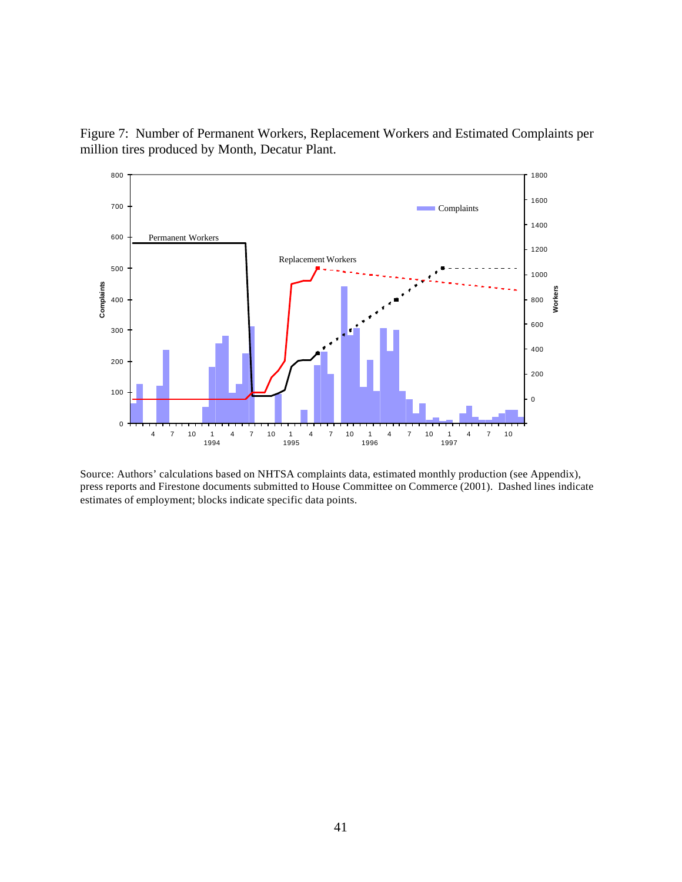Figure 7: Number of Permanent Workers, Replacement Workers and Estimated Complaints per million tires produced by Month, Decatur Plant.

Source: Authors' calculations based on NHTSA complaints data, estimated monthly production (see Appendix), press reports and Firestone documents submitted to House Committee on Commerce (2001). Dashed lines indicate estimates of employment; blocks indicate specific data points.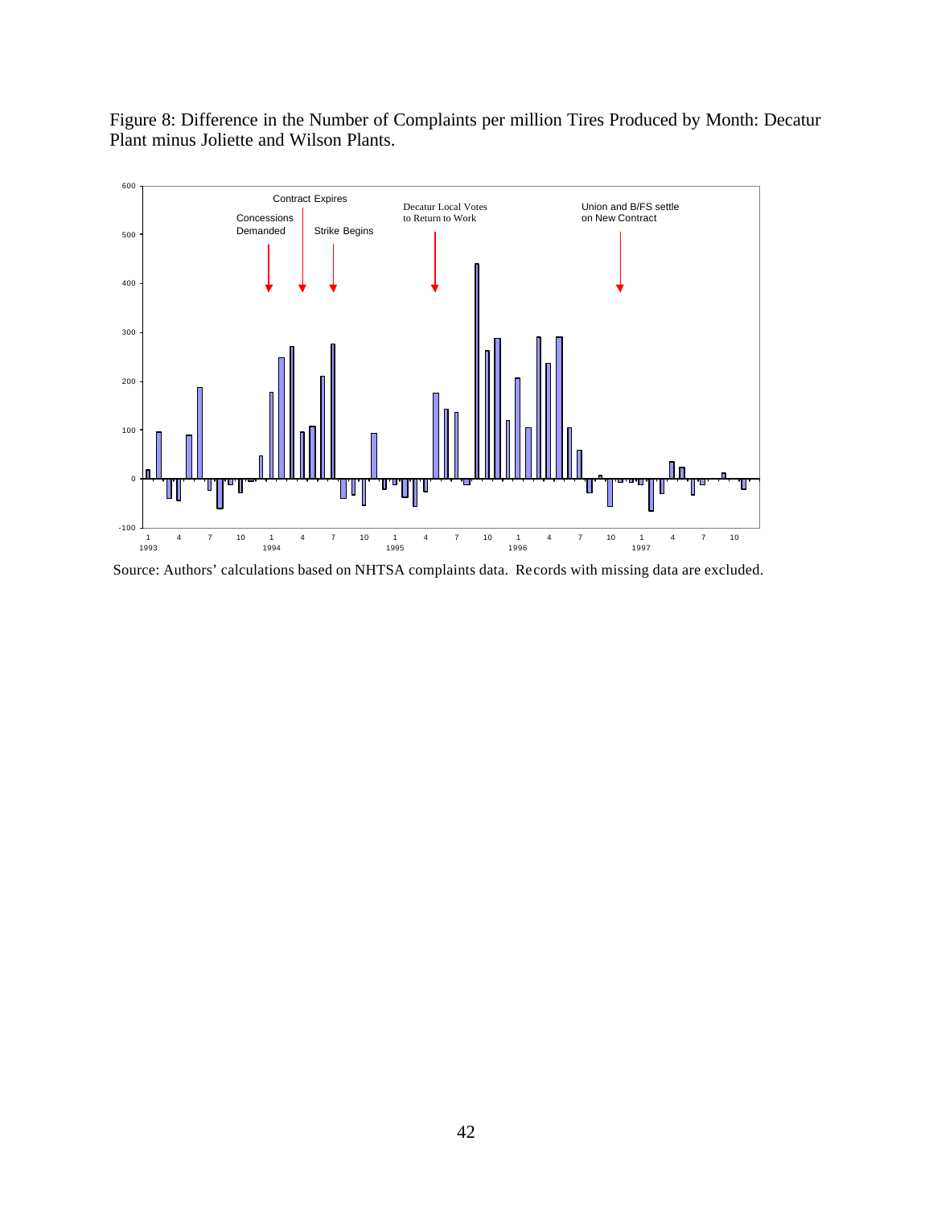Figure 8: Difference in the Number of Complaints per million Tires Produced by Month: Decatur Plant minus Joliette and Wilson Plants.

600
500
400
300
200
100
0
-100

Concessions Demanded
Contract Expires
Strike Begins
Decatur Local Votes to Return to Work
Union and B/FS settle on New Contract

1 4 7 10 1 4 7 10 1 4 7 10 1 4 7 10 1 4 7 10
1993 1994 1995 1996 1997

Source: Authors' calculations based on NHTSA complaints data. Records with missing data are excluded.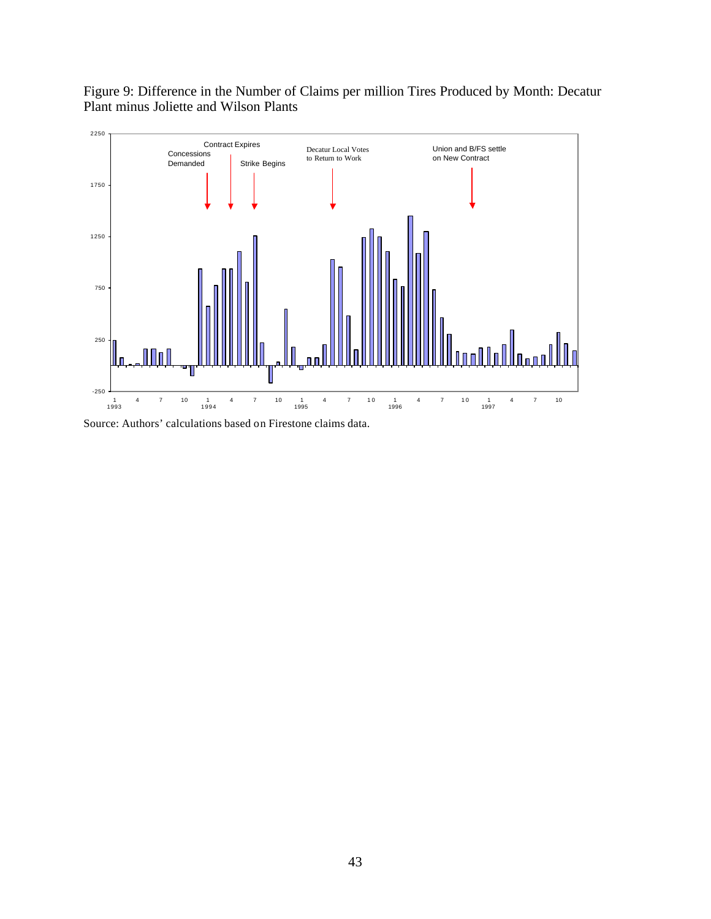Figure 9: Difference in the Number of Claims per million Tires Produced by Month: Decatur Plant minus Joliette and Wilson Plants

Concessions Demanded

Contract Expires

Strike Begins

Decatur Local Votes to Return to Work

Union and B/FS settle on New Contract

2250

1750

1250

750

250

-250

1 4 7 10 1 4 7 10 1 4 7 10 1 4 7 10 1 4 7 10

1993 1994 1995 1996 1997

Source: Authors' calculations based on Firestone claims data.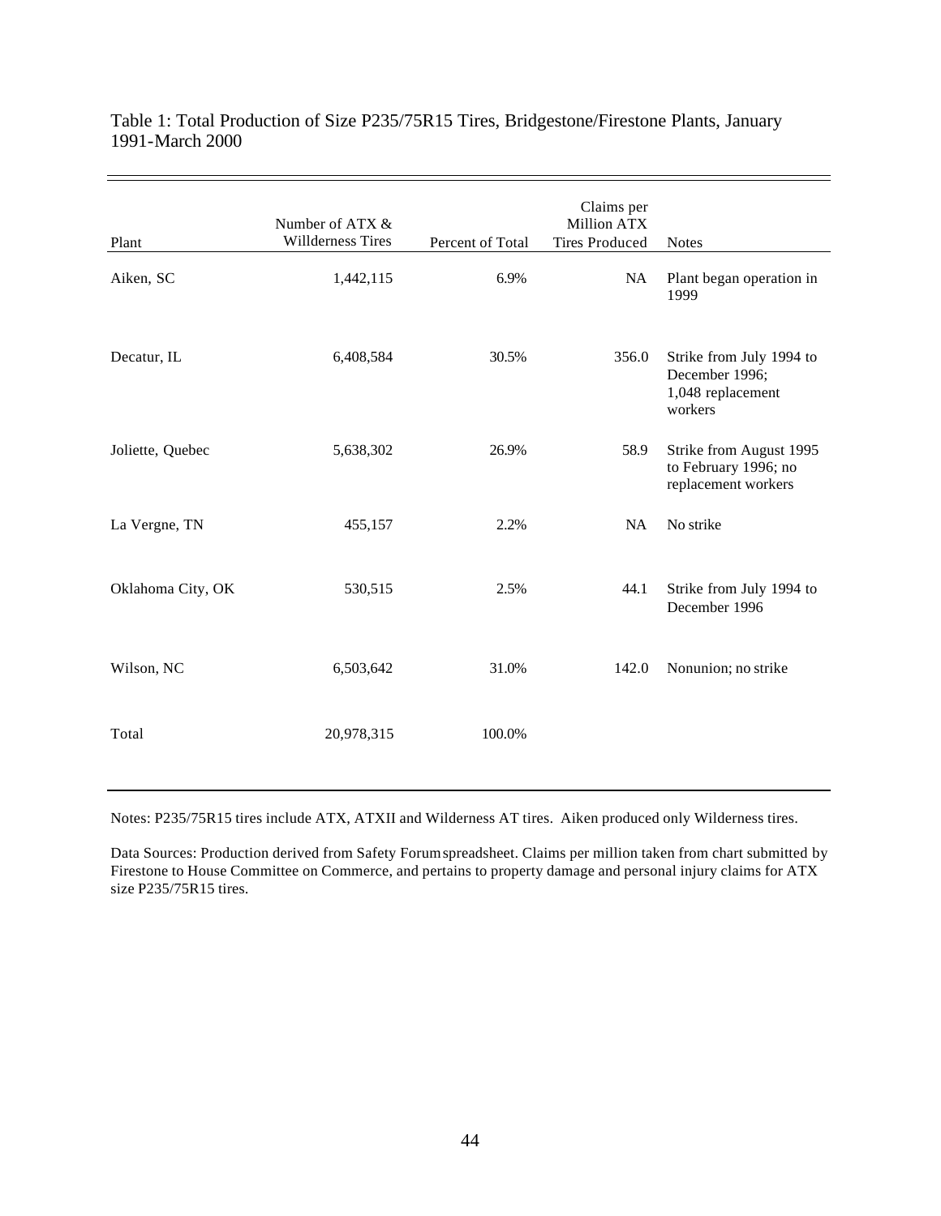Table 1: Total Production of Size P235/75R15 Tires, Bridgestone/Firestone Plants, January 1991-March 2000

| Plant | Number of ATX & Willderness Tires | Percent of Total | Claims per Million ATX Tires Produced | Notes |
|---|---|---|---|---|
| Aiken, SC | 1,442,115 | 6.9% | NA | Plant began operation in 1999 |
| Decatur, IL | 6,408,584 | 30.5% | 356.0 | Strike from July 1994 to December 1996; 1,048 replacement workers |
| Joliette, Quebec | 5,638,302 | 26.9% | 58.9 | Strike from August 1995 to February 1996; no replacement workers |
| La Vergne, TN | 455,157 | 2.2% | NA | No strike |
| Oklahoma City, OK | 530,515 | 2.5% | 44.1 | Strike from July 1994 to December 1996 |
| Wilson, NC | 6,503,642 | 31.0% | 142.0 | Nonunion; no strike |
| Total | 20,978,315 | 100.0% | | |

Notes: P235/75R15 tires include ATX, ATXII and Wilderness AT tires. Aiken produced only Wilderness tires.

Data Sources: Production derived from Safety Forum spreadsheet. Claims per million taken from chart submitted by Firestone to House Committee on Commerce, and pertains to property damage and personal injury claims for ATX size P235/75R15 tires.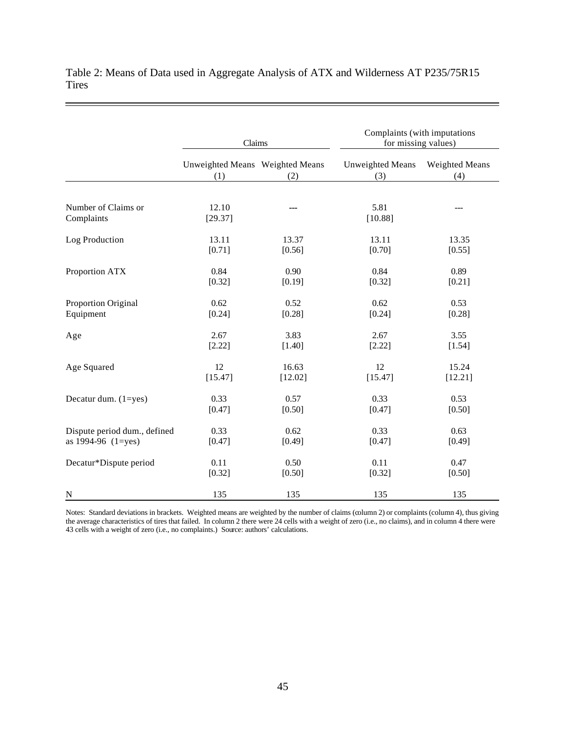Table 2: Means of Data used in Aggregate Analysis of ATX and Wilderness AT P235/75R15 Tires

| | Claims | | Complaints (with imputations for missing values) | |
|---|---|---|---|---|
| | Unweighted Means (1) | Weighted Means (2) | Unweighted Means (3) | Weighted Means (4) |
| Number of Claims or Complaints | 12.10 [29.37] | --- | 5.81 [10.88] | --- |
| Log Production | 13.11 [0.71] | 13.37 [0.56] | 13.11 [0.70] | 13.35 [0.55] |
| Proportion ATX | 0.84 [0.32] | 0.90 [0.19] | 0.84 [0.32] | 0.89 [0.21] |
| Proportion Original Equipment | 0.62 [0.24] | 0.52 [0.28] | 0.62 [0.24] | 0.53 [0.28] |
| Age | 2.67 [2.22] | 3.83 [1.40] | 2.67 [2.22] | 3.55 [1.54] |
| Age Squared | 12 [15.47] | 16.63 [12.02] | 12 [15.47] | 15.24 [12.21] |
| Decatur dum. (1=yes) | 0.33 [0.47] | 0.57 [0.50] | 0.33 [0.47] | 0.53 [0.50] |
| Dispute period dum., defined as 1994-96 (1=yes) | 0.33 [0.47] | 0.62 [0.49] | 0.33 [0.47] | 0.63 [0.49] |
| Decatur*Dispute period | 0.11 [0.32] | 0.50 [0.50] | 0.11 [0.32] | 0.47 [0.50] |
| N | 135 | 135 | 135 | 135 |

Notes: Standard deviations in brackets. Weighted means are weighted by the number of claims (column 2) or complaints (column 4), thus giving the average characteristics of tires that failed. In column 2 there were 24 cells with a weight of zero (i.e., no claims), and in column 4 there were 43 cells with a weight of zero (i.e., no complaints.) Source: authors' calculations.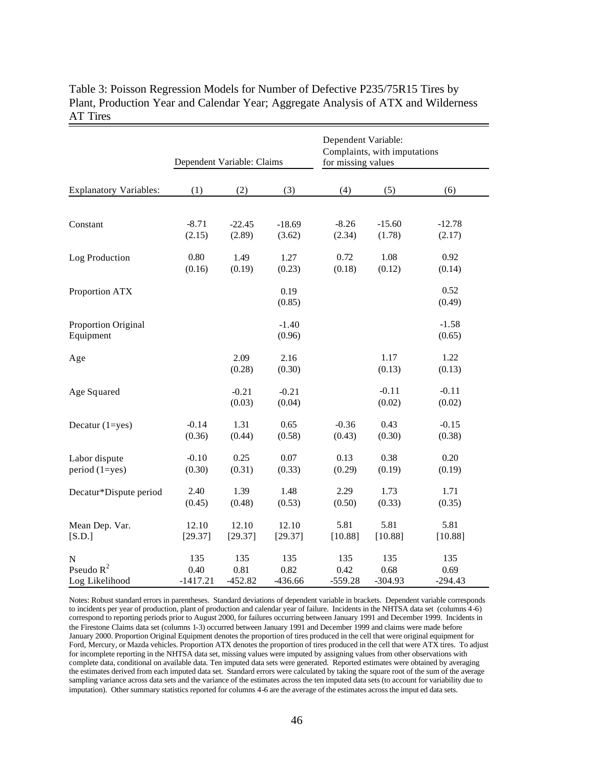Table 3: Poisson Regression Models for Number of Defective P235/75R15 Tires by Plant, Production Year and Calendar Year; Aggregate Analysis of ATX and Wilderness AT Tires

| | Dependent Variable: Claims | | | Dependent Variable: Complaints, with imputations for missing values | | |
|---|---|---|---|---|---|---|
| Explanatory Variables: | (1) | (2) | (3) | (4) | (5) | (6) |
| Constant | -8.71<br>(2.15) | -22.45<br>(2.89) | -18.69<br>(3.62) | -8.26<br>(2.34) | -15.60<br>(1.78) | -12.78<br>(2.17) |
| Log Production | 0.80<br>(0.16) | 1.49<br>(0.19) | 1.27<br>(0.23) | 0.72<br>(0.18) | 1.08<br>(0.12) | 0.92<br>(0.14) |
| Proportion ATX | | | 0.19<br>(0.85) | | | 0.52<br>(0.49) |
| Proportion Original Equipment | | | -1.40<br>(0.96) | | | -1.58<br>(0.65) |
| Age | | 2.09<br>(0.28) | 2.16<br>(0.30) | | 1.17<br>(0.13) | 1.22<br>(0.13) |
| Age Squared | | -0.21<br>(0.03) | -0.21<br>(0.04) | | -0.11<br>(0.02) | -0.11<br>(0.02) |
| Decatur (1=yes) | -0.14<br>(0.36) | 1.31<br>(0.44) | 0.65<br>(0.58) | -0.36<br>(0.43) | 0.43<br>(0.30) | -0.15<br>(0.38) |
| Labor dispute period (1=yes) | -0.10<br>(0.30) | 0.25<br>(0.31) | 0.07<br>(0.33) | 0.13<br>(0.29) | 0.38<br>(0.19) | 0.20<br>(0.19) |
| Decatur*Dispute period | 2.40<br>(0.45) | 1.39<br>(0.48) | 1.48<br>(0.53) | 2.29<br>(0.50) | 1.73<br>(0.33) | 1.71<br>(0.35) |
| Mean Dep. Var.<br>[S.D.] | 12.10<br>[29.37] | 12.10<br>[29.37] | 12.10<br>[29.37] | 5.81<br>[10.88] | 5.81<br>[10.88] | 5.81<br>[10.88] |
| N | 135 | 135 | 135 | 135 | 135 | 135 |
| Pseudo $R^2$ | 0.40 | 0.81 | 0.82 | 0.42 | 0.68 | 0.69 |
| Log Likelihood | -1417.21 | -452.82 | -436.66 | -559.28 | -304.93 | -294.43 |

Notes: Robust standard errors in parentheses. Standard deviations of dependent variable in brackets. Dependent variable corresponds to incidents per year of production, plant of production and calendar year of failure. Incidents in the NHTSA data set (columns 4-6) correspond to reporting periods prior to August 2000, for failures occurring between January 1991 and December 1999. Incidents in the Firestone Claims data set (columns 1-3) occurred between January 1991 and December 1999 and claims were made before January 2000. Proportion Original Equipment denotes the proportion of tires produced in the cell that were original equipment for Ford, Mercury, or Mazda vehicles. Proportion ATX denotes the proportion of tires produced in the cell that were ATX tires. To adjust for incomplete reporting in the NHTSA data set, missing values were imputed by assigning values from other observations with complete data, conditional on available data. Ten imputed data sets were generated. Reported estimates were obtained by averaging the estimates derived from each imputed data set. Standard errors were calculated by taking the square root of the sum of the average sampling variance across data sets and the variance of the estimates across the ten imputed data sets (to account for variability due to imputation). Other summary statistics reported for columns 4-6 are the average of the estimates across the imputed data sets.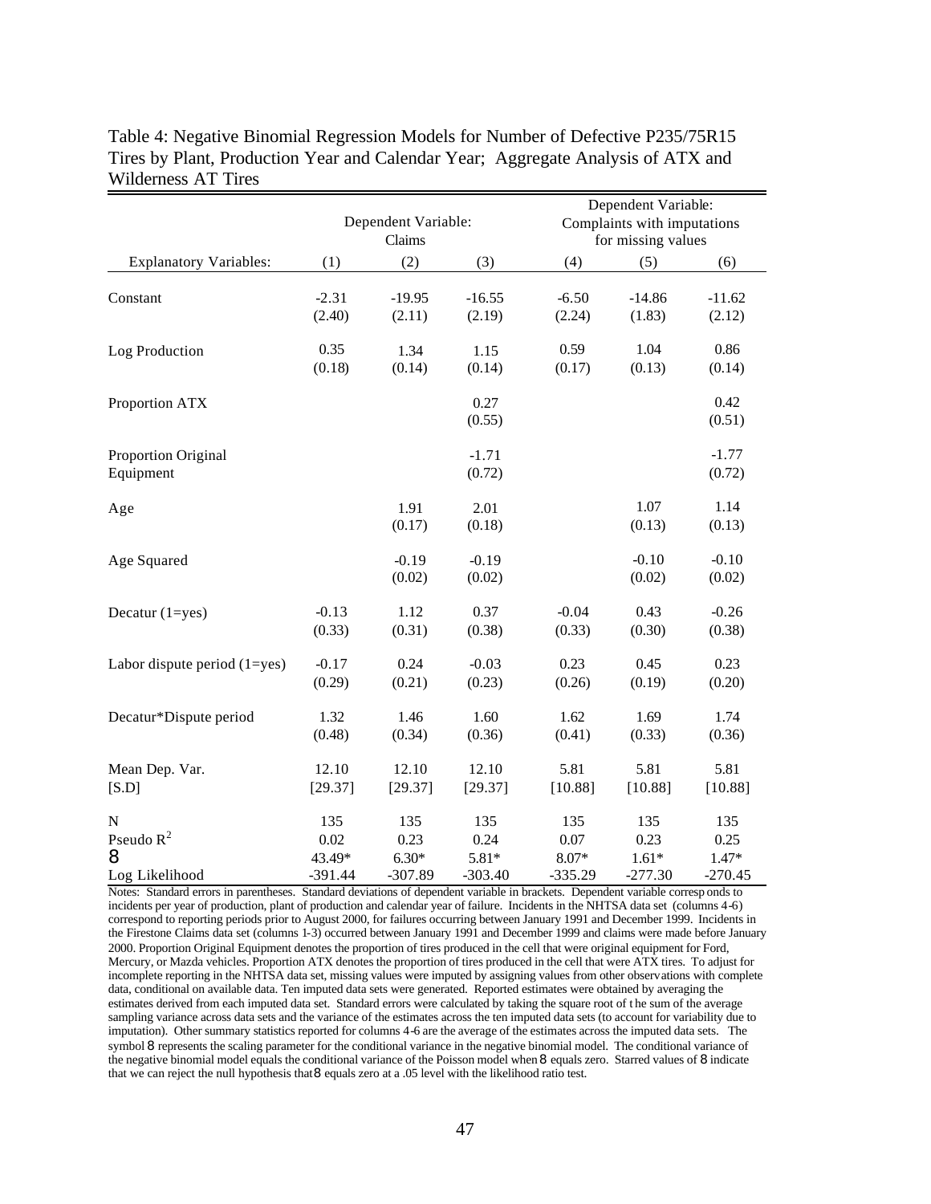Table 4: Negative Binomial Regression Models for Number of Defective P235/75R15 Tires by Plant, Production Year and Calendar Year; Aggregate Analysis of ATX and Wilderness AT Tires

| | Dependent Variable: Claims | | | Dependent Variable: Complaints with imputations for missing values | | |
|---|---|---|---|---|---|---|
| Explanatory Variables: | (1) | (2) | (3) | (4) | (5) | (6) |
| Constant | -2.31 | -19.95 | -16.55 | -6.50 | -14.86 | -11.62 |
| | (2.40) | (2.11) | (2.19) | (2.24) | (1.83) | (2.12) |
| Log Production | 0.35 | 1.34 | 1.15 | 0.59 | 1.04 | 0.86 |
| | (0.18) | (0.14) | (0.14) | (0.17) | (0.13) | (0.14) |
| Proportion ATX | | | 0.27 | | | 0.42 |
| | | | (0.55) | | | (0.51) |
| Proportion Original Equipment | | | -1.71 | | | -1.77 |
| | | | (0.72) | | | (0.72) |
| Age | | 1.91 | 2.01 | | 1.07 | 1.14 |
| | | (0.17) | (0.18) | | (0.13) | (0.13) |
| Age Squared | | -0.19 | -0.19 | | -0.10 | -0.10 |
| | | (0.02) | (0.02) | | (0.02) | (0.02) |
| Decatur (1=yes) | -0.13 | 1.12 | 0.37 | -0.04 | 0.43 | -0.26 |
| | (0.33) | (0.31) | (0.38) | (0.33) | (0.30) | (0.38) |
| Labor dispute period (1=yes) | -0.17 | 0.24 | -0.03 | 0.23 | 0.45 | 0.23 |
| | (0.29) | (0.21) | (0.23) | (0.26) | (0.19) | (0.20) |
| Decatur*Dispute period | 1.32 | 1.46 | 1.60 | 1.62 | 1.69 | 1.74 |
| | (0.48) | (0.34) | (0.36) | (0.41) | (0.33) | (0.36) |
| Mean Dep. Var. | 12.10 | 12.10 | 12.10 | 5.81 | 5.81 | 5.81 |
| [S.D] | [29.37] | [29.37] | [29.37] | [10.88] | [10.88] | [10.88] |
| N | 135 | 135 | 135 | 135 | 135 | 135 |
| Pseudo $R^2$ | 0.02 | 0.23 | 0.24 | 0.07 | 0.23 | 0.25 |
| $\lambda$ | 43.49* | 6.30* | 5.81* | 8.07* | 1.61* | 1.47* |
| Log Likelihood | -391.44 | -307.89 | -303.40 | -335.29 | -277.30 | -270.45 |

Notes: Standard errors in parentheses. Standard deviations of dependent variable in brackets. Dependent variable corresponds to incidents per year of production, plant of production and calendar year of failure. Incidents in the NHTSA data set (columns 4-6) correspond to reporting periods prior to August 2000, for failures occurring between January 1991 and December 1999. Incidents in the Firestone Claims data set (columns 1-3) occurred between January 1991 and December 1999 and claims were made before January 2000. Proportion Original Equipment denotes the proportion of tires produced in the cell that were original equipment for Ford, Mercury, or Mazda vehicles. Proportion ATX denotes the proportion of tires produced in the cell that were ATX tires. To adjust for incomplete reporting in the NHTSA data set, missing values were imputed by assigning values from other observations with complete data, conditional on available data. Ten imputed data sets were generated. Reported estimates were obtained by averaging the estimates derived from each imputed data set. Standard errors were calculated by taking the square root of the sum of the average sampling variance across data sets and the variance of the estimates across the ten imputed data sets (to account for variability due to imputation). Other summary statistics reported for columns 4-6 are the average of the estimates across the imputed data sets. The symbol $\lambda$ represents the scaling parameter for the conditional variance in the negative binomial model. The conditional variance of the negative binomial model equals the conditional variance of the Poisson model when $\lambda$ equals zero. Starred values of $\lambda$ indicate that we can reject the null hypothesis that $\lambda$ equals zero at a .05 level with the likelihood ratio test.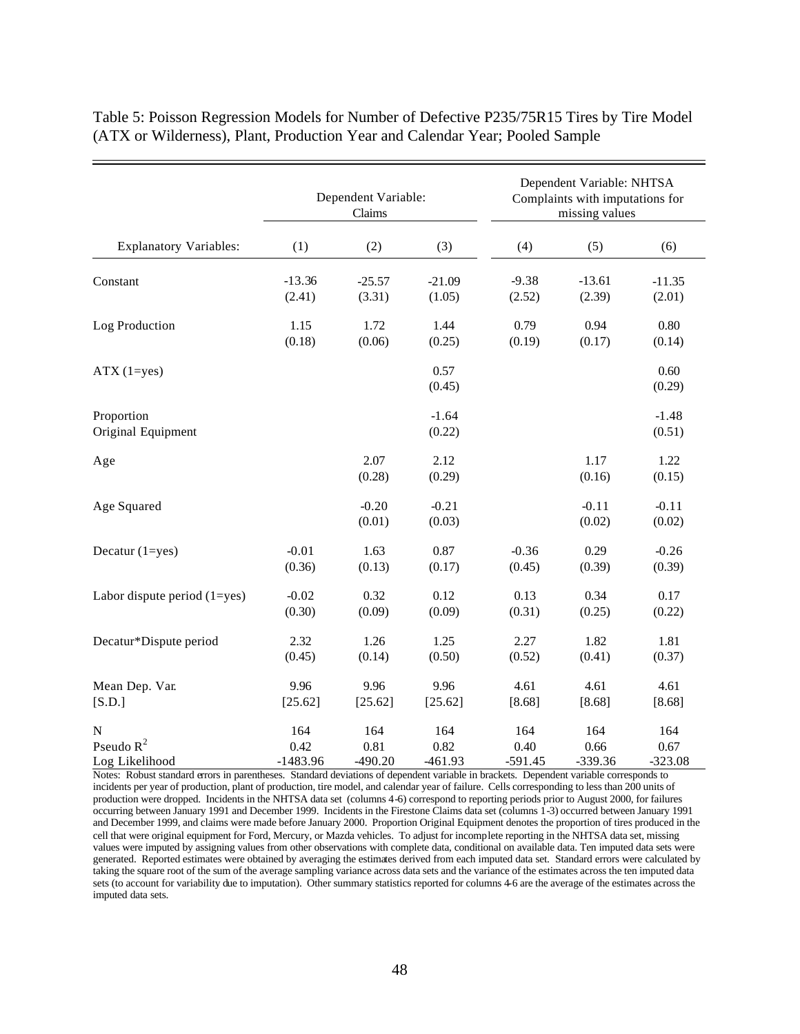Table 5: Poisson Regression Models for Number of Defective P235/75R15 Tires by Tire Model (ATX or Wilderness), Plant, Production Year and Calendar Year; Pooled Sample

| | Dependent Variable: Claims | | | Dependent Variable: NHTSA Complaints with imputations for missing values | | |
|---|---|---|---|---|---|---|
| Explanatory Variables: | (1) | (2) | (3) | (4) | (5) | (6) |
| Constant | -13.36 | -25.57 | -21.09 | -9.38 | -13.61 | -11.35 |
| | (2.41) | (3.31) | (1.05) | (2.52) | (2.39) | (2.01) |
| Log Production | 1.15 | 1.72 | 1.44 | 0.79 | 0.94 | 0.80 |
| | (0.18) | (0.06) | (0.25) | (0.19) | (0.17) | (0.14) |
| ATX (1=yes) | | | 0.57 | | | 0.60 |
| | | | (0.45) | | | (0.29) |
| Proportion Original Equipment | | | -1.64 | | | -1.48 |
| | | | (0.22) | | | (0.51) |
| Age | | 2.07 | 2.12 | | 1.17 | 1.22 |
| | | (0.28) | (0.29) | | (0.16) | (0.15) |
| Age Squared | | -0.20 | -0.21 | | -0.11 | -0.11 |
| | | (0.01) | (0.03) | | (0.02) | (0.02) |
| Decatur (1=yes) | -0.01 | 1.63 | 0.87 | -0.36 | 0.29 | -0.26 |
| | (0.36) | (0.13) | (0.17) | (0.45) | (0.39) | (0.39) |
| Labor dispute period (1=yes) | -0.02 | 0.32 | 0.12 | 0.13 | 0.34 | 0.17 |
| | (0.30) | (0.09) | (0.09) | (0.31) | (0.25) | (0.22) |
| Decatur*Dispute period | 2.32 | 1.26 | 1.25 | 2.27 | 1.82 | 1.81 |
| | (0.45) | (0.14) | (0.50) | (0.52) | (0.41) | (0.37) |
| Mean Dep. Var. | 9.96 | 9.96 | 9.96 | 4.61 | 4.61 | 4.61 |
| [S.D.] | [25.62] | [25.62] | [25.62] | [8.68] | [8.68] | [8.68] |
| N | 164 | 164 | 164 | 164 | 164 | 164 |
| Pseudo $R^2$ | 0.42 | 0.81 | 0.82 | 0.40 | 0.66 | 0.67 |
| Log Likelihood | -1483.96 | -490.20 | -461.93 | -591.45 | -339.36 | -323.08 |

Notes: Robust standard errors in parentheses. Standard deviations of dependent variable in brackets. Dependent variable corresponds to incidents per year of production, plant of production, tire model, and calendar year of failure. Cells corresponding to less than 200 units of production were dropped. Incidents in the NHTSA data set (columns 4-6) correspond to reporting periods prior to August 2000, for failures occurring between January 1991 and December 1999. Incidents in the Firestone Claims data set (columns 1-3) occurred between January 1991 and December 1999, and claims were made before January 2000. Proportion Original Equipment denotes the proportion of tires produced in the cell that were original equipment for Ford, Mercury, or Mazda vehicles. To adjust for incomplete reporting in the NHTSA data set, missing values were imputed by assigning values from other observations with complete data, conditional on available data. Ten imputed data sets were generated. Reported estimates were obtained by averaging the estimates derived from each imputed data set. Standard errors were calculated by taking the square root of the sum of the average sampling variance across data sets and the variance of the estimates across the ten imputed data sets (to account for variability due to imputation). Other summary statistics reported for columns 4-6 are the average of the estimates across the imputed data sets.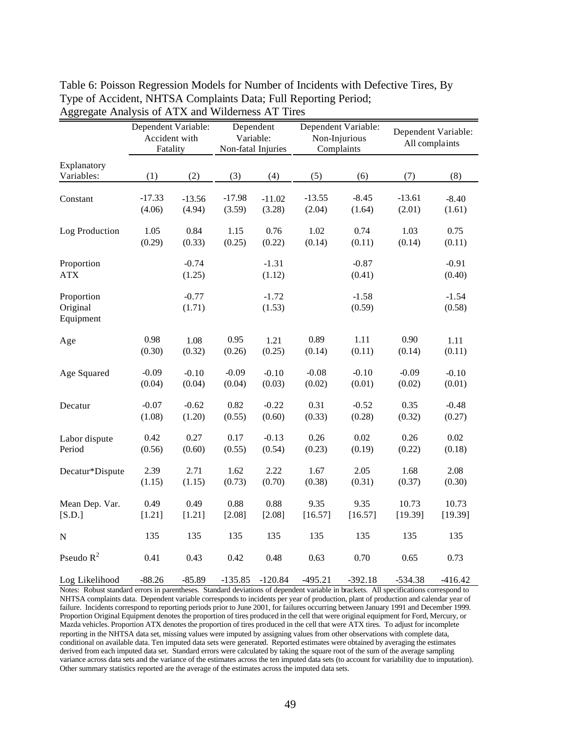Table 6: Poisson Regression Models for Number of Incidents with Defective Tires, By Type of Accident, NHTSA Complaints Data; Full Reporting Period; Aggregate Analysis of ATX and Wilderness AT Tires

| | Dependent Variable: Accident with Fatality | | Dependent Variable: Non-fatal Injuries | | Dependent Variable: Non-Injurious Complaints | | Dependent Variable: All complaints | |
|---|---|---|---|---|---|---|---|---|
| Explanatory Variables: | (1) | (2) | (3) | (4) | (5) | (6) | (7) | (8) |
| Constant | -17.33 | -13.56 | -17.98 | -11.02 | -13.55 | -8.45 | -13.61 | -8.40 |
| | (4.06) | (4.94) | (3.59) | (3.28) | (2.04) | (1.64) | (2.01) | (1.61) |
| Log Production | 1.05 | 0.84 | 1.15 | 0.76 | 1.02 | 0.74 | 1.03 | 0.75 |
| | (0.29) | (0.33) | (0.25) | (0.22) | (0.14) | (0.11) | (0.14) | (0.11) |
| Proportion ATX | | -0.74 | | -1.31 | | -0.87 | | -0.91 |
| | | (1.25) | | (1.12) | | (0.41) | | (0.40) |
| Proportion Original Equipment | | -0.77 | | -1.72 | | -1.58 | | -1.54 |
| | | (1.71) | | (1.53) | | (0.59) | | (0.58) |
| Age | 0.98 | 1.08 | 0.95 | 1.21 | 0.89 | 1.11 | 0.90 | 1.11 |
| | (0.30) | (0.32) | (0.26) | (0.25) | (0.14) | (0.11) | (0.14) | (0.11) |
| Age Squared | -0.09 | -0.10 | -0.09 | -0.10 | -0.08 | -0.10 | -0.09 | -0.10 |
| | (0.04) | (0.04) | (0.04) | (0.03) | (0.02) | (0.01) | (0.02) | (0.01) |
| Decatur | -0.07 | -0.62 | 0.82 | -0.22 | 0.31 | -0.52 | 0.35 | -0.48 |
| | (1.08) | (1.20) | (0.55) | (0.60) | (0.33) | (0.28) | (0.32) | (0.27) |
| Labor dispute Period | 0.42 | 0.27 | 0.17 | -0.13 | 0.26 | 0.02 | 0.26 | 0.02 |
| | (0.56) | (0.60) | (0.55) | (0.54) | (0.23) | (0.19) | (0.22) | (0.18) |
| Decatur*Dispute | 2.39 | 2.71 | 1.62 | 2.22 | 1.67 | 2.05 | 1.68 | 2.08 |
| | (1.15) | (1.15) | (0.73) | (0.70) | (0.38) | (0.31) | (0.37) | (0.30) |
| Mean Dep. Var. | 0.49 | 0.49 | 0.88 | 0.88 | 9.35 | 9.35 | 10.73 | 10.73 |
| [S.D.] | [1.21] | [1.21] | [2.08] | [2.08] | [16.57] | [16.57] | [19.39] | [19.39] |
| N | 135 | 135 | 135 | 135 | 135 | 135 | 135 | 135 |
| Pseudo $R^2$ | 0.41 | 0.43 | 0.42 | 0.48 | 0.63 | 0.70 | 0.65 | 0.73 |
| Log Likelihood | -88.26 | -85.89 | -135.85 | -120.84 | -495.21 | -392.18 | -534.38 | -416.42 |

Notes: Robust standard errors in parentheses. Standard deviations of dependent variable in brackets. All specifications correspond to NHTSA complaints data. Dependent variable corresponds to incidents per year of production, plant of production and calendar year of failure. Incidents correspond to reporting periods prior to June 2001, for failures occurring between January 1991 and December 1999. Proportion Original Equipment denotes the proportion of tires produced in the cell that were original equipment for Ford, Mercury, or Mazda vehicles. Proportion ATX denotes the proportion of tires produced in the cell that were ATX tires. To adjust for incomplete reporting in the NHTSA data set, missing values were imputed by assigning values from other observations with complete data, conditional on available data. Ten imputed data sets were generated. Reported estimates were obtained by averaging the estimates derived from each imputed data set. Standard errors were calculated by taking the square root of the sum of the average sampling variance across data sets and the variance of the estimates across the ten imputed data sets (to account for variability due to imputation). Other summary statistics reported are the average of the estimates across the imputed data sets.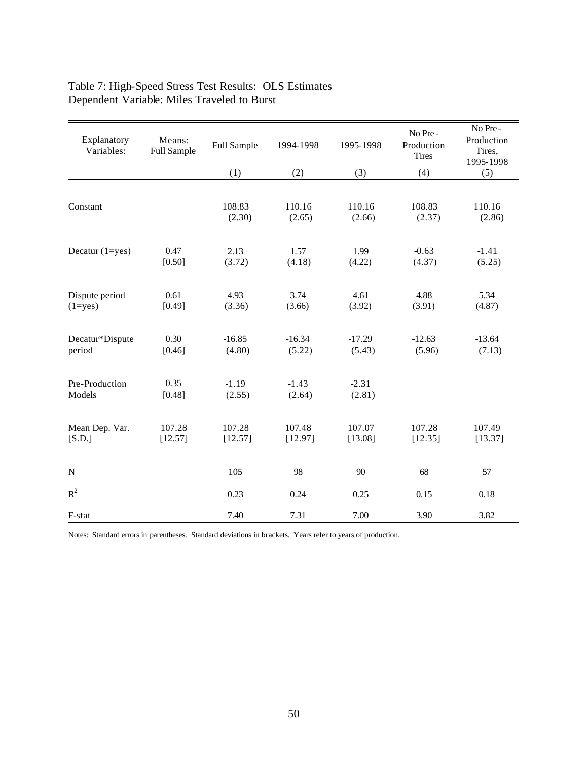Table 7: High-Speed Stress Test Results: OLS Estimates
Dependent Variable: Miles Traveled to Burst

| Explanatory Variables: | Means: Full Sample | Full Sample | 1994-1998 | 1995-1998 | No Pre-Production Tires | No Pre-Production Tires, 1995-1998 |
|---|---|---|---|---|---|---|
| | | (1) | (2) | (3) | (4) | (5) |
| Constant | | 108.83 (2.30) | 110.16 (2.65) | 110.16 (2.66) | 108.83 (2.37) | 110.16 (2.86) |
| Decatur (1=yes) | 0.47 [0.50] | 2.13 (3.72) | 1.57 (4.18) | 1.99 (4.22) | -0.63 (4.37) | -1.41 (5.25) |
| Dispute period (1=yes) | 0.61 [0.49] | 4.93 (3.36) | 3.74 (3.66) | 4.61 (3.92) | 4.88 (3.91) | 5.34 (4.87) |
| Decatur*Dispute period | 0.30 [0.46] | -16.85 (4.80) | -16.34 (5.22) | -17.29 (5.43) | -12.63 (5.96) | -13.64 (7.13) |
| Pre-Production Models | 0.35 [0.48] | -1.19 (2.55) | -1.43 (2.64) | -2.31 (2.81) | | |
| Mean Dep. Var. [S.D.] | 107.28 [12.57] | 107.28 [12.57] | 107.48 [12.97] | 107.07 [13.08] | 107.28 [12.35] | 107.49 [13.37] |
| N | | 105 | 98 | 90 | 68 | 57 |
| $R^2$ | | 0.23 | 0.24 | 0.25 | 0.15 | 0.18 |
| F-stat | | 7.40 | 7.31 | 7.00 | 3.90 | 3.82 |

Notes: Standard errors in parentheses. Standard deviations in brackets. Years refer to years of production.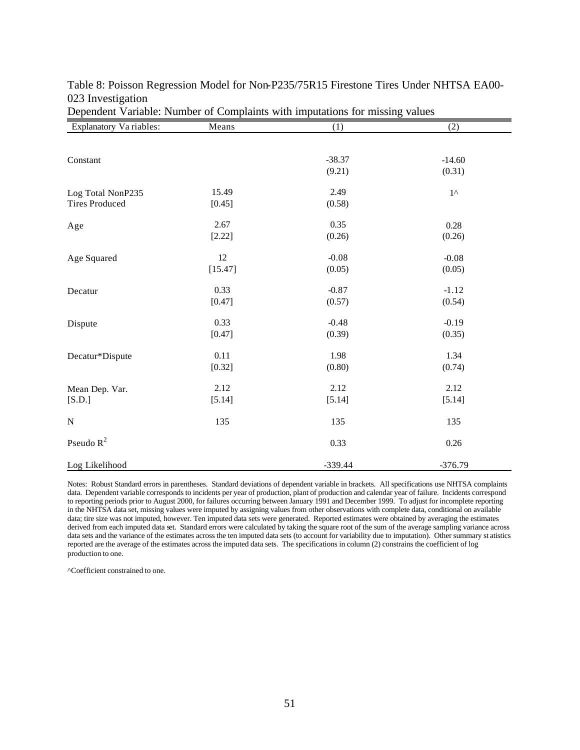Table 8: Poisson Regression Model for Non-P235/75R15 Firestone Tires Under NHTSA EA00-023 Investigation

Dependent Variable: Number of Complaints with imputations for missing values

| Explanatory Variables: | Means | (1) | (2) |
|---|---|---|---|
| Constant | | -38.37 | -14.60 |
| | | (9.21) | (0.31) |
| Log Total NonP235 Tires Produced | 15.49 | 2.49 | 1^ |
| | [0.45] | (0.58) | |
| Age | 2.67 | 0.35 | 0.28 |
| | [2.22] | (0.26) | (0.26) |
| Age Squared | 12 | -0.08 | -0.08 |
| | [15.47] | (0.05) | (0.05) |
| Decatur | 0.33 | -0.87 | -1.12 |
| | [0.47] | (0.57) | (0.54) |
| Dispute | 0.33 | -0.48 | -0.19 |
| | [0.47] | (0.39) | (0.35) |
| Decatur*Dispute | 0.11 | 1.98 | 1.34 |
| | [0.32] | (0.80) | (0.74) |
| Mean Dep. Var. | 2.12 | 2.12 | 2.12 |
| [S.D.] | [5.14] | [5.14] | [5.14] |
| N | 135 | 135 | 135 |
| Pseudo $R^2$ | | 0.33 | 0.26 |
| Log Likelihood | | -339.44 | -376.79 |

Notes: Robust Standard errors in parentheses. Standard deviations of dependent variable in brackets. All specifications use NHTSA complaints data. Dependent variable corresponds to incidents per year of production, plant of production and calendar year of failure. Incidents correspond to reporting periods prior to August 2000, for failures occurring between January 1991 and December 1999. To adjust for incomplete reporting in the NHTSA data set, missing values were imputed by assigning values from other observations with complete data, conditional on available data; tire size was not imputed, however. Ten imputed data sets were generated. Reported estimates were obtained by averaging the estimates derived from each imputed data set. Standard errors were calculated by taking the square root of the sum of the average sampling variance across data sets and the variance of the estimates across the ten imputed data sets (to account for variability due to imputation). Other summary statistics reported are the average of the estimates across the imputed data sets. The specifications in column (2) constrains the coefficient of log production to one.

^Coefficient constrained to one.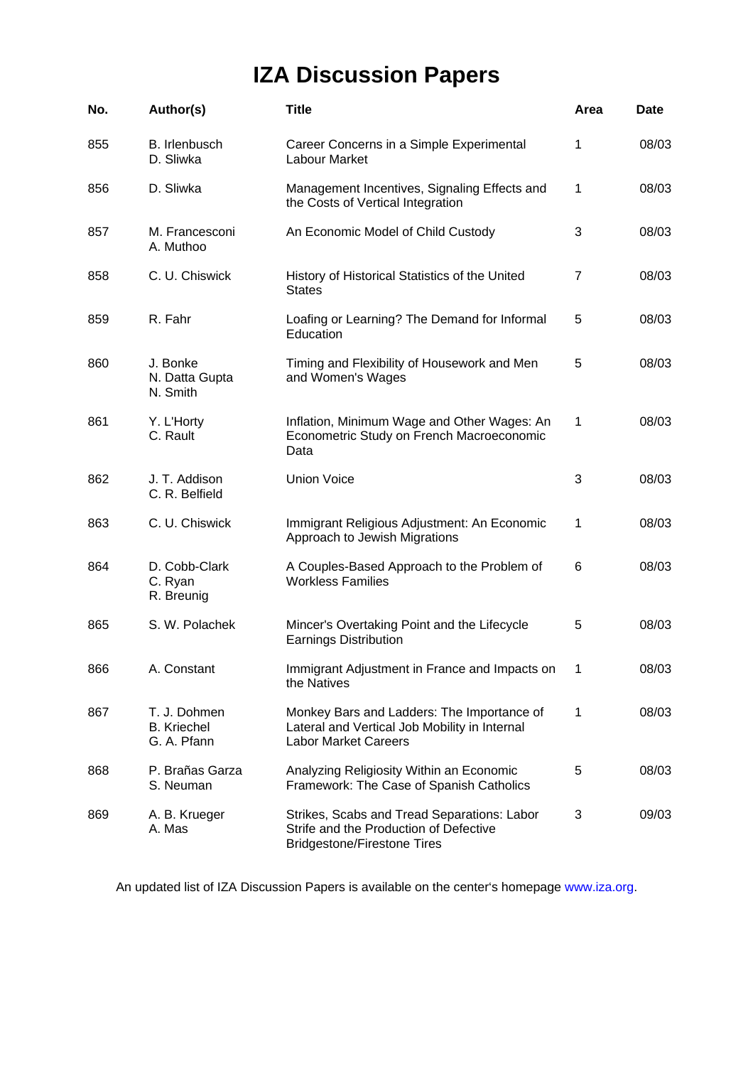# IZA Discussion Papers

| No. | Author(s) | Title | Area | Date |
|---|---|---|---|---|
| 855 | B. Irlenbusch<br>D. Sliwka | Career Concerns in a Simple Experimental Labour Market | 1 | 08/03 |
| 856 | D. Sliwka | Management Incentives, Signaling Effects and the Costs of Vertical Integration | 1 | 08/03 |
| 857 | M. Francesconi<br>A. Muthoo | An Economic Model of Child Custody | 3 | 08/03 |
| 858 | C. U. Chiswick | History of Historical Statistics of the United States | 7 | 08/03 |
| 859 | R. Fahr | Loafing or Learning? The Demand for Informal Education | 5 | 08/03 |
| 860 | J. Bonke<br>N. Datta Gupta<br>N. Smith | Timing and Flexibility of Housework and Men and Women's Wages | 5 | 08/03 |
| 861 | Y. L'Horty<br>C. Rault | Inflation, Minimum Wage and Other Wages: An Econometric Study on French Macroeconomic Data | 1 | 08/03 |
| 862 | J. T. Addison<br>C. R. Belfield | Union Voice | 3 | 08/03 |
| 863 | C. U. Chiswick | Immigrant Religious Adjustment: An Economic Approach to Jewish Migrations | 1 | 08/03 |
| 864 | D. Cobb-Clark<br>C. Ryan<br>R. Breunig | A Couples-Based Approach to the Problem of Workless Families | 6 | 08/03 |
| 865 | S. W. Polachek | Mincer's Overtaking Point and the Lifecycle Earnings Distribution | 5 | 08/03 |
| 866 | A. Constant | Immigrant Adjustment in France and Impacts on the Natives | 1 | 08/03 |
| 867 | T. J. Dohmen<br>B. Kriechel<br>G. A. Pfann | Monkey Bars and Ladders: The Importance of Lateral and Vertical Job Mobility in Internal Labor Market Careers | 1 | 08/03 |
| 868 | P. Brañas Garza<br>S. Neuman | Analyzing Religiosity Within an Economic Framework: The Case of Spanish Catholics | 5 | 08/03 |
| 869 | A. B. Krueger<br>A. Mas | Strikes, Scabs and Tread Separations: Labor Strife and the Production of Defective Bridgestone/Firestone Tires | 3 | 09/03 |

An updated list of IZA Discussion Papers is available on the center's homepage www.iza.org.